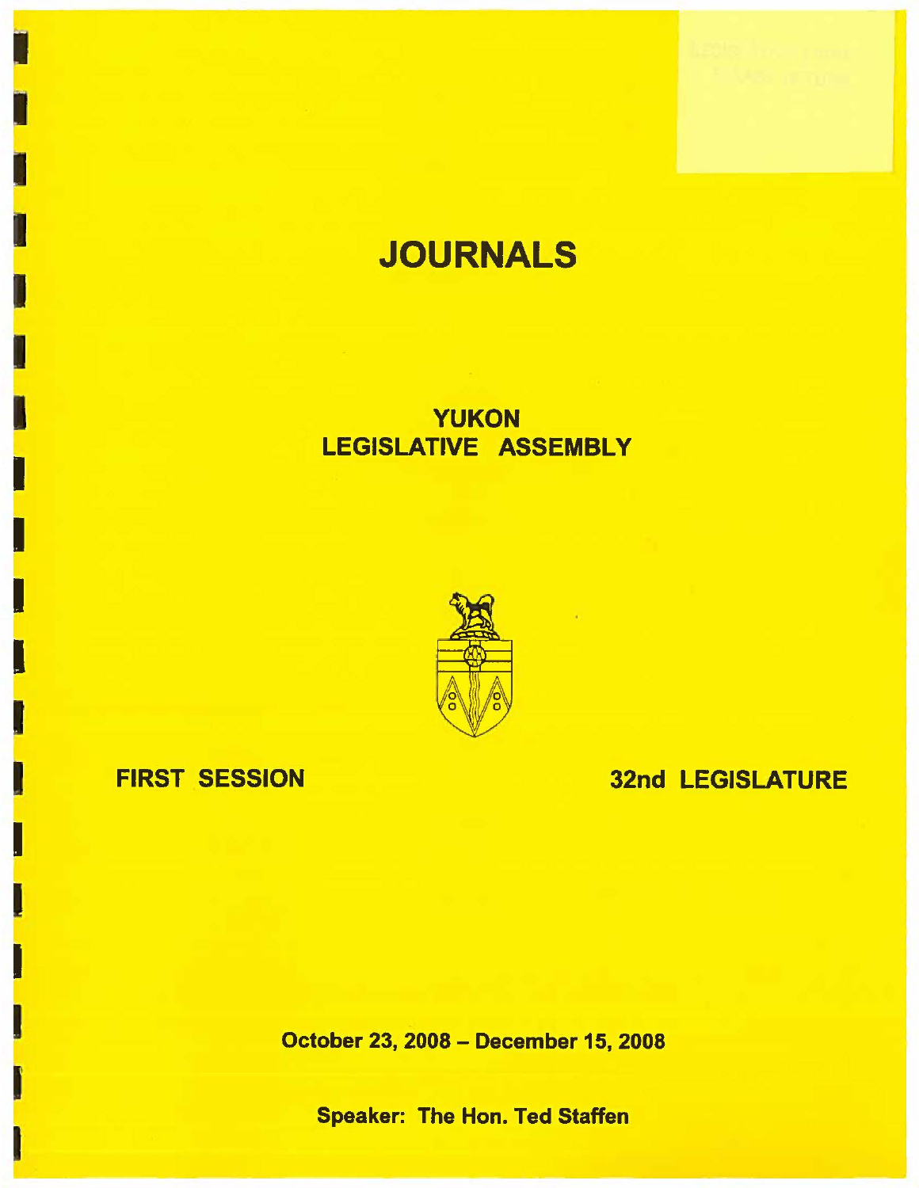# JOURNALS

## YUKON LEGISLATIVE ASSEMBLY

**FIRST SESSION** **32nd LEGISLATURE**

**October 23, 2008 – December 15, 2008**

**Speaker: The Hon. Ted Staffen**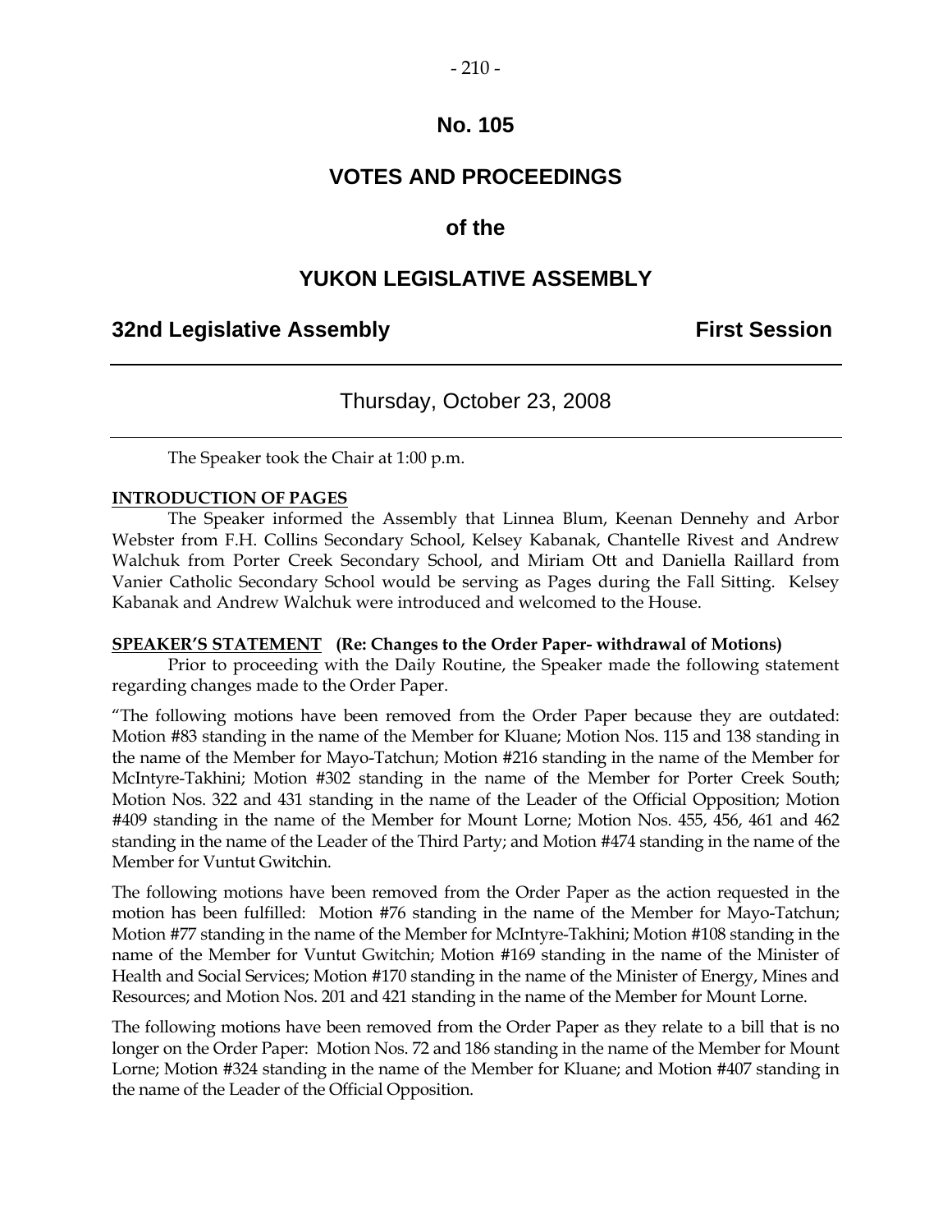# No. 105

# VOTES AND PROCEEDINGS

## of the

# YUKON LEGISLATIVE ASSEMBLY

**32nd Legislative Assembly — First Session**

---

Thursday, October 23, 2008

---

The Speaker took the Chair at 1:00 p.m.

**INTRODUCTION OF PAGES**

The Speaker informed the Assembly that Linnea Blum, Keenan Dennehy and Arbor Webster from F.H. Collins Secondary School, Kelsey Kabanak, Chantelle Rivest and Andrew Walchuk from Porter Creek Secondary School, and Miriam Ott and Daniella Raillard from Vanier Catholic Secondary School would be serving as Pages during the Fall Sitting. Kelsey Kabanak and Andrew Walchuk were introduced and welcomed to the House.

**SPEAKER'S STATEMENT (Re: Changes to the Order Paper- withdrawal of Motions)**

Prior to proceeding with the Daily Routine, the Speaker made the following statement regarding changes made to the Order Paper.

"The following motions have been removed from the Order Paper because they are outdated: Motion #83 standing in the name of the Member for Kluane; Motion Nos. 115 and 138 standing in the name of the Member for Mayo-Tatchun; Motion #216 standing in the name of the Member for McIntyre-Takhini; Motion #302 standing in the name of the Member for Porter Creek South; Motion Nos. 322 and 431 standing in the name of the Leader of the Official Opposition; Motion #409 standing in the name of the Member for Mount Lorne; Motion Nos. 455, 456, 461 and 462 standing in the name of the Leader of the Third Party; and Motion #474 standing in the name of the Member for Vuntut Gwitchin.

The following motions have been removed from the Order Paper as the action requested in the motion has been fulfilled: Motion #76 standing in the name of the Member for Mayo-Tatchun; Motion #77 standing in the name of the Member for McIntyre-Takhini; Motion #108 standing in the name of the Member for Vuntut Gwitchin; Motion #169 standing in the name of the Minister of Health and Social Services; Motion #170 standing in the name of the Minister of Energy, Mines and Resources; and Motion Nos. 201 and 421 standing in the name of the Member for Mount Lorne.

The following motions have been removed from the Order Paper as they relate to a bill that is no longer on the Order Paper: Motion Nos. 72 and 186 standing in the name of the Member for Mount Lorne; Motion #324 standing in the name of the Member for Kluane; and Motion #407 standing in the name of the Leader of the Official Opposition.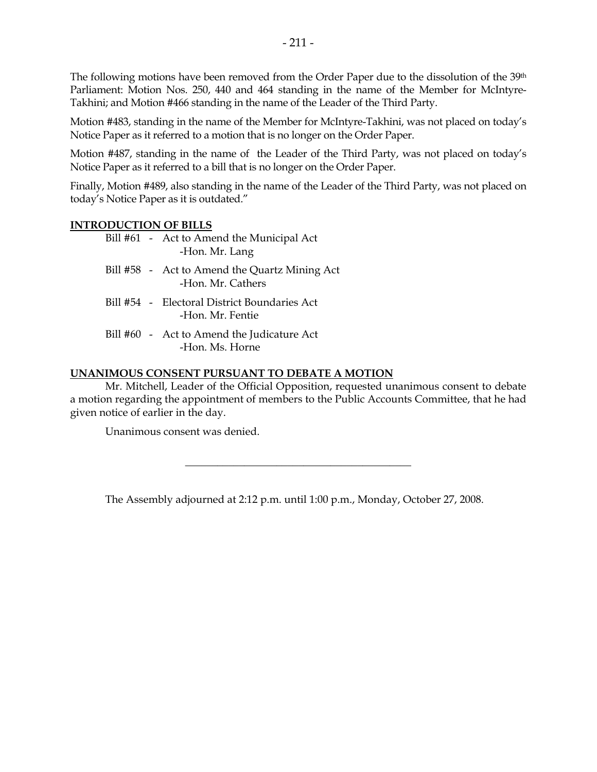The following motions have been removed from the Order Paper due to the dissolution of the 39th Parliament: Motion Nos. 250, 440 and 464 standing in the name of the Member for McIntyre-Takhini; and Motion #466 standing in the name of the Leader of the Third Party.

Motion #483, standing in the name of the Member for McIntyre-Takhini, was not placed on today's Notice Paper as it referred to a motion that is no longer on the Order Paper.

Motion #487, standing in the name of the Leader of the Third Party, was not placed on today's Notice Paper as it referred to a bill that is no longer on the Order Paper.

Finally, Motion #489, also standing in the name of the Leader of the Third Party, was not placed on today's Notice Paper as it is outdated."

**INTRODUCTION OF BILLS**

Bill #61 - Act to Amend the Municipal Act
-Hon. Mr. Lang

Bill #58 - Act to Amend the Quartz Mining Act
-Hon. Mr. Cathers

Bill #54 - Electoral District Boundaries Act
-Hon. Mr. Fentie

Bill #60 - Act to Amend the Judicature Act
-Hon. Ms. Horne

**UNANIMOUS CONSENT PURSUANT TO DEBATE A MOTION**

Mr. Mitchell, Leader of the Official Opposition, requested unanimous consent to debate a motion regarding the appointment of members to the Public Accounts Committee, that he had given notice of earlier in the day.

Unanimous consent was denied.

---

The Assembly adjourned at 2:12 p.m. until 1:00 p.m., Monday, October 27, 2008.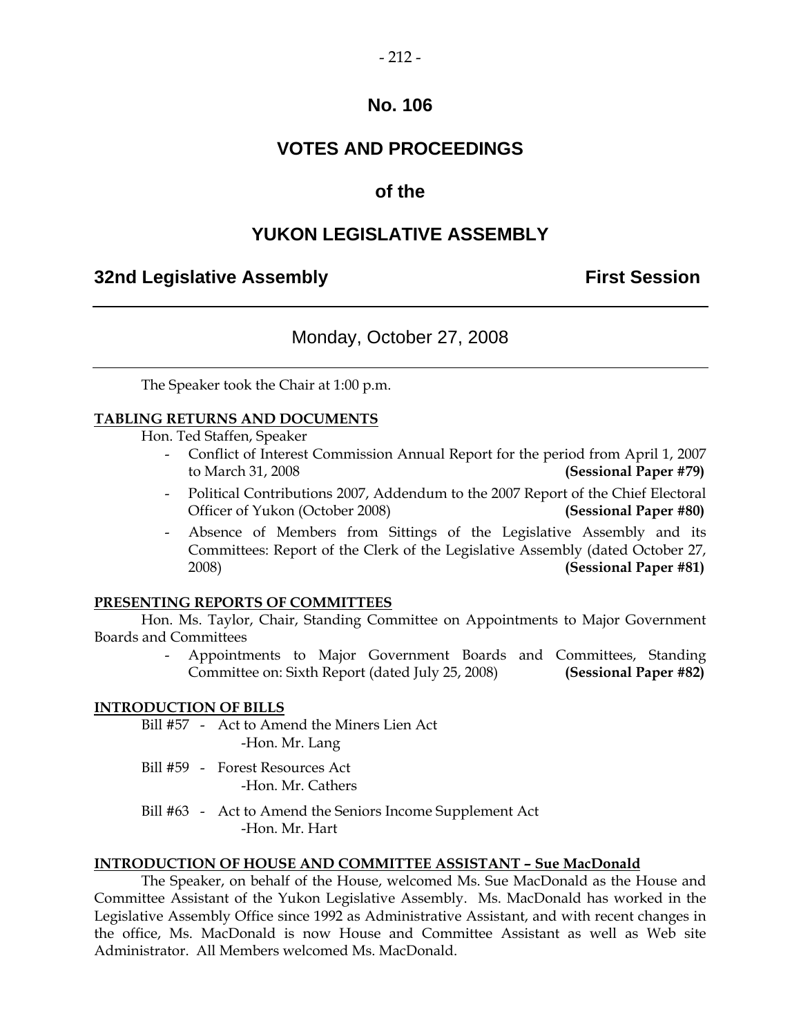# No. 106

# VOTES AND PROCEEDINGS

# of the

# YUKON LEGISLATIVE ASSEMBLY

**32nd Legislative Assembly** **First Session**

---

Monday, October 27, 2008

---

The Speaker took the Chair at 1:00 p.m.

**TABLING RETURNS AND DOCUMENTS**

Hon. Ted Staffen, Speaker

- Conflict of Interest Commission Annual Report for the period from April 1, 2007 to March 31, 2008 **(Sessional Paper #79)**
- Political Contributions 2007, Addendum to the 2007 Report of the Chief Electoral Officer of Yukon (October 2008) **(Sessional Paper #80)**
- Absence of Members from Sittings of the Legislative Assembly and its Committees: Report of the Clerk of the Legislative Assembly (dated October 27, 2008) **(Sessional Paper #81)**

**PRESENTING REPORTS OF COMMITTEES**

Hon. Ms. Taylor, Chair, Standing Committee on Appointments to Major Government Boards and Committees

- Appointments to Major Government Boards and Committees, Standing Committee on: Sixth Report (dated July 25, 2008) **(Sessional Paper #82)**

**INTRODUCTION OF BILLS**

Bill #57 - Act to Amend the Miners Lien Act
-Hon. Mr. Lang

Bill #59 - Forest Resources Act
-Hon. Mr. Cathers

Bill #63 - Act to Amend the Seniors Income Supplement Act
-Hon. Mr. Hart

**INTRODUCTION OF HOUSE AND COMMITTEE ASSISTANT – Sue MacDonald**

The Speaker, on behalf of the House, welcomed Ms. Sue MacDonald as the House and Committee Assistant of the Yukon Legislative Assembly. Ms. MacDonald has worked in the Legislative Assembly Office since 1992 as Administrative Assistant, and with recent changes in the office, Ms. MacDonald is now House and Committee Assistant as well as Web site Administrator. All Members welcomed Ms. MacDonald.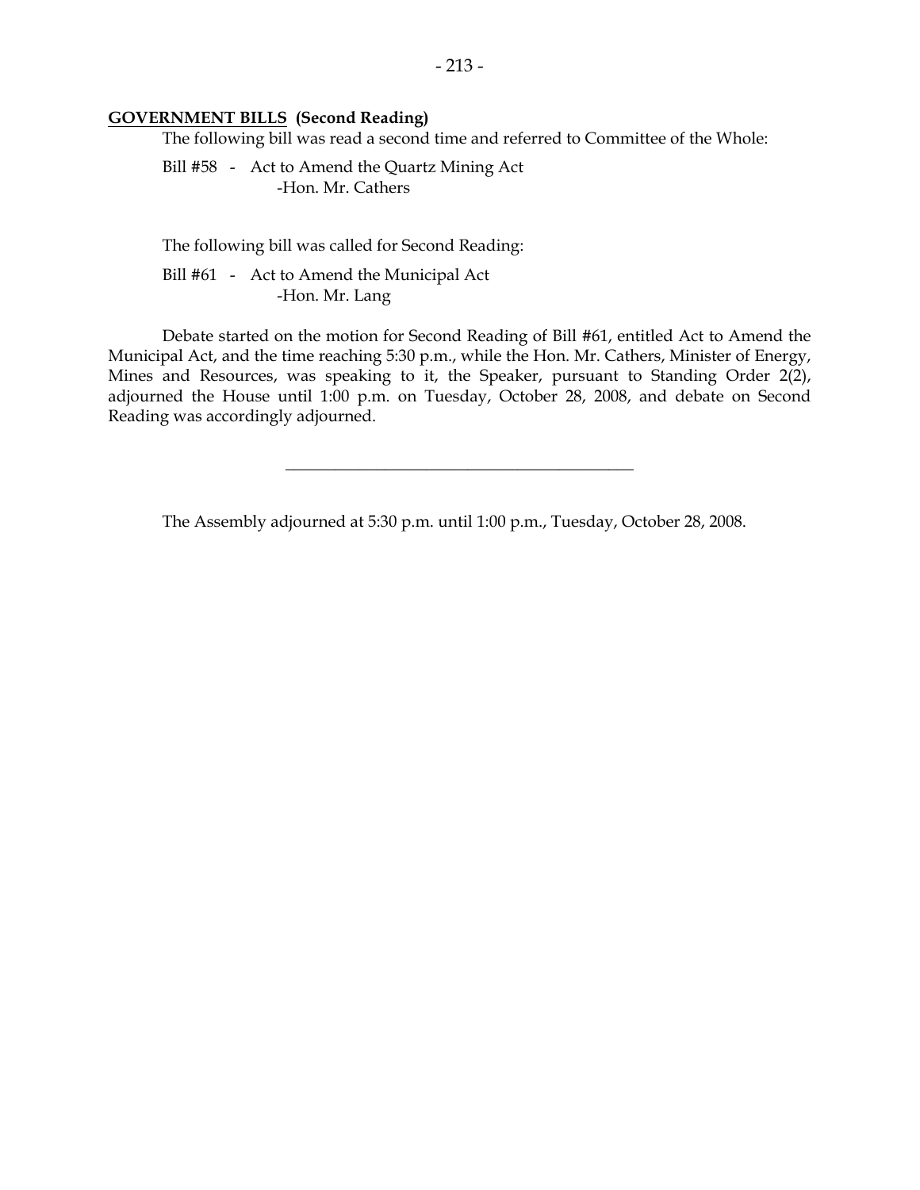**<u>GOVERNMENT BILLS</u> (Second Reading)**

The following bill was read a second time and referred to Committee of the Whole:

Bill #58 - Act to Amend the Quartz Mining Act
-Hon. Mr. Cathers

The following bill was called for Second Reading:

Bill #61 - Act to Amend the Municipal Act
-Hon. Mr. Lang

Debate started on the motion for Second Reading of Bill #61, entitled Act to Amend the Municipal Act, and the time reaching 5:30 p.m., while the Hon. Mr. Cathers, Minister of Energy, Mines and Resources, was speaking to it, the Speaker, pursuant to Standing Order 2(2), adjourned the House until 1:00 p.m. on Tuesday, October 28, 2008, and debate on Second Reading was accordingly adjourned.

---

The Assembly adjourned at 5:30 p.m. until 1:00 p.m., Tuesday, October 28, 2008.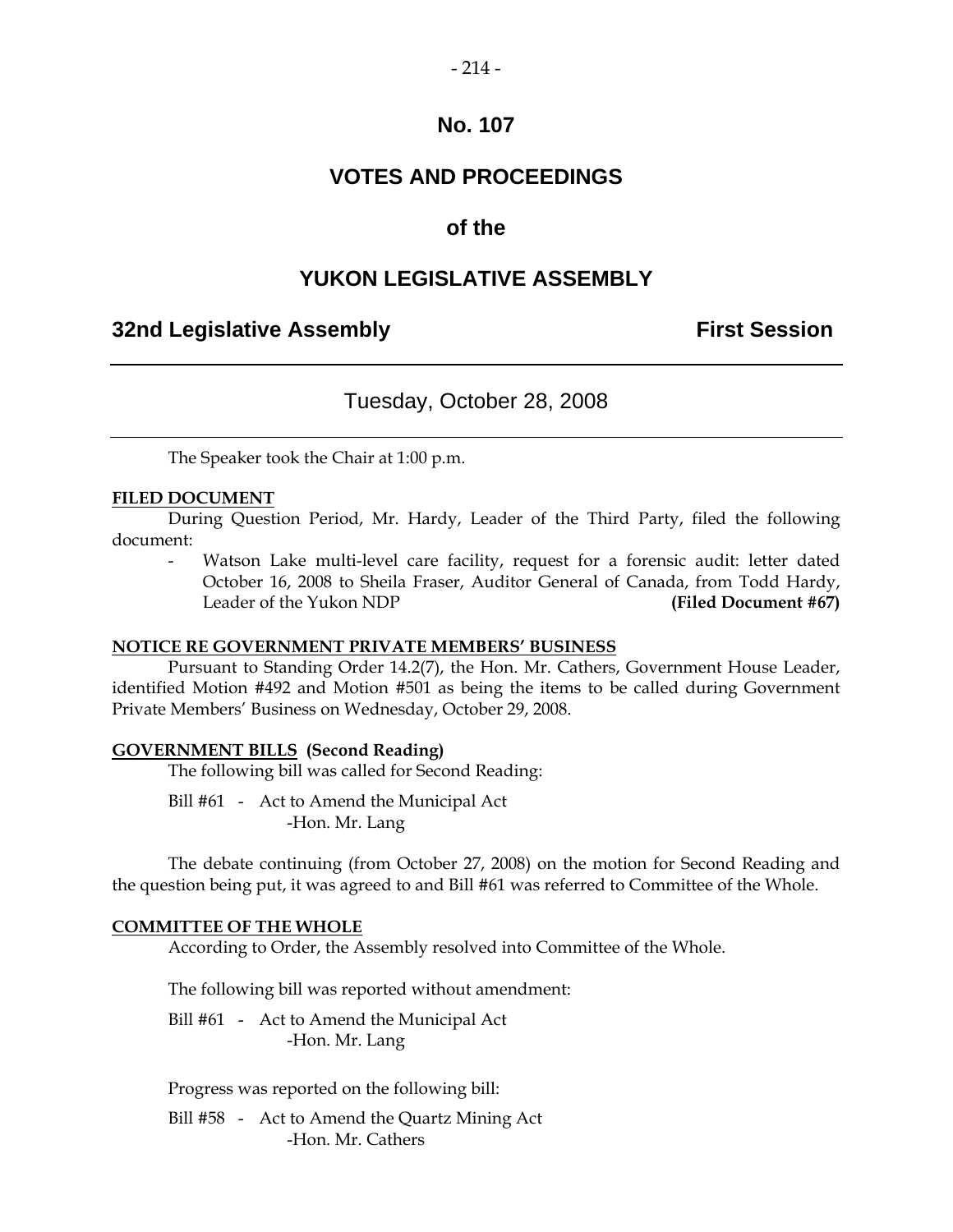# No. 107

# VOTES AND PROCEEDINGS

# of the

# YUKON LEGISLATIVE ASSEMBLY

## 32nd Legislative Assembly — First Session

---

### Tuesday, October 28, 2008

---

The Speaker took the Chair at 1:00 p.m.

**FILED DOCUMENT**

During Question Period, Mr. Hardy, Leader of the Third Party, filed the following document:

- Watson Lake multi-level care facility, request for a forensic audit: letter dated October 16, 2008 to Sheila Fraser, Auditor General of Canada, from Todd Hardy, Leader of the Yukon NDP **(Filed Document #67)**

**NOTICE RE GOVERNMENT PRIVATE MEMBERS' BUSINESS**

Pursuant to Standing Order 14.2(7), the Hon. Mr. Cathers, Government House Leader, identified Motion #492 and Motion #501 as being the items to be called during Government Private Members' Business on Wednesday, October 29, 2008.

**GOVERNMENT BILLS (Second Reading)**

The following bill was called for Second Reading:

Bill #61 - Act to Amend the Municipal Act
-Hon. Mr. Lang

The debate continuing (from October 27, 2008) on the motion for Second Reading and the question being put, it was agreed to and Bill #61 was referred to Committee of the Whole.

**COMMITTEE OF THE WHOLE**

According to Order, the Assembly resolved into Committee of the Whole.

The following bill was reported without amendment:

Bill #61 - Act to Amend the Municipal Act
-Hon. Mr. Lang

Progress was reported on the following bill:

Bill #58 - Act to Amend the Quartz Mining Act
-Hon. Mr. Cathers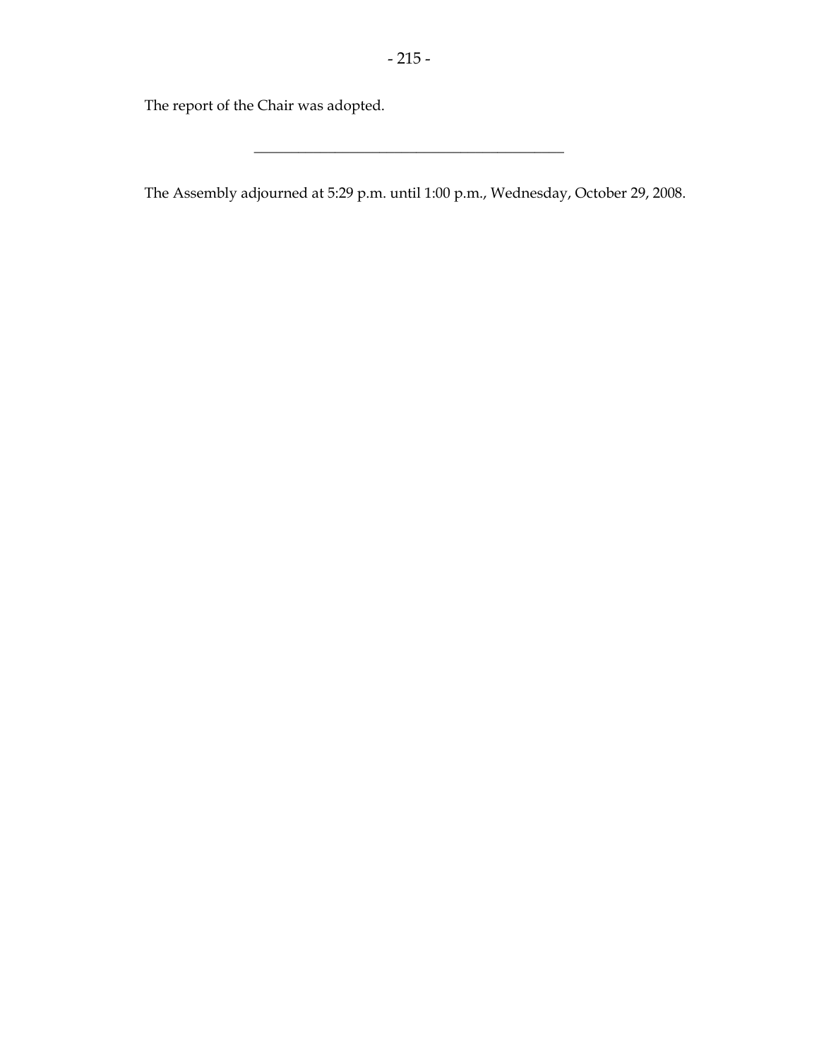The report of the Chair was adopted.

---

The Assembly adjourned at 5:29 p.m. until 1:00 p.m., Wednesday, October 29, 2008.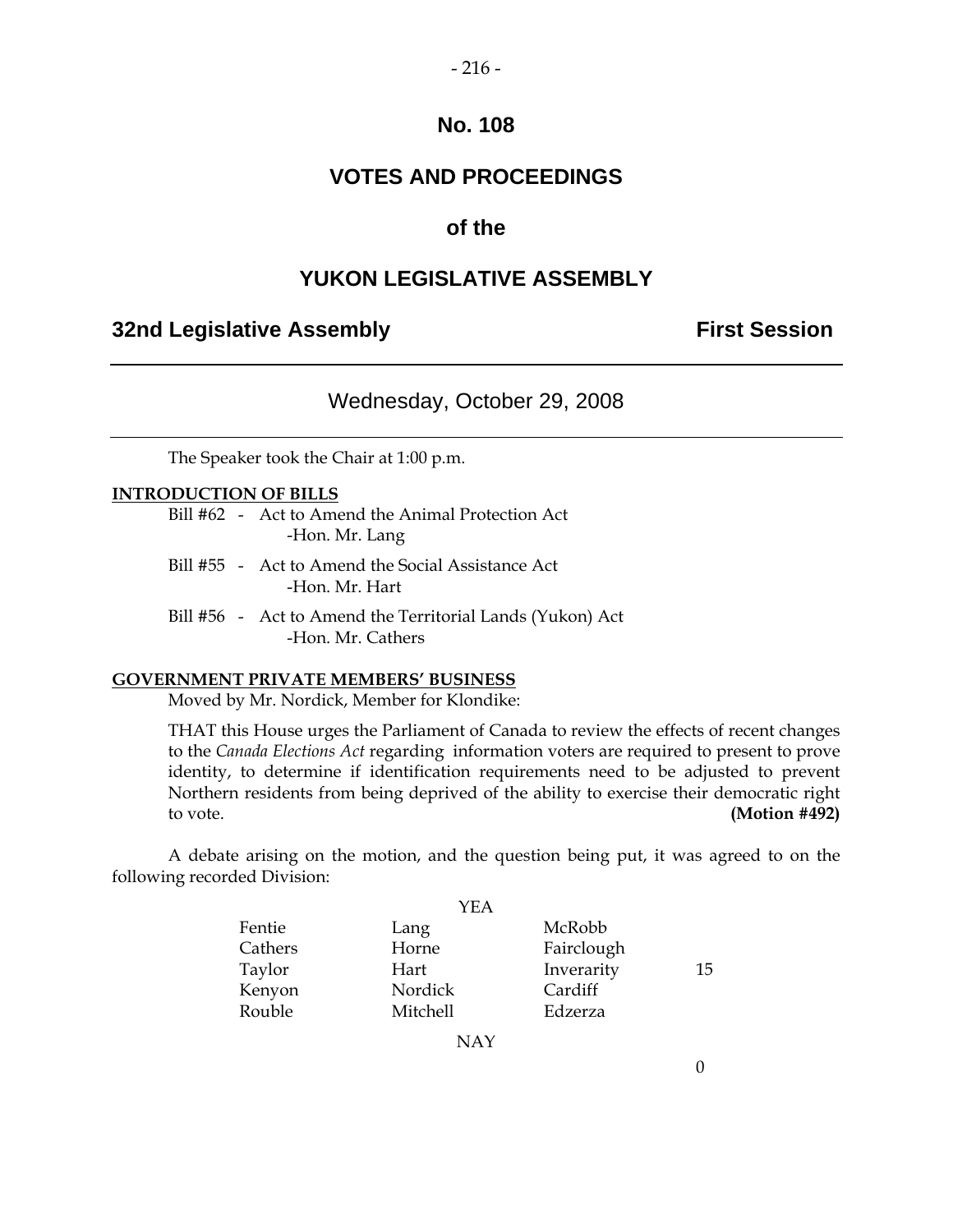# No. 108

# VOTES AND PROCEEDINGS

## of the

# YUKON LEGISLATIVE ASSEMBLY

**32nd Legislative Assembly** **First Session**

---

Wednesday, October 29, 2008

---

The Speaker took the Chair at 1:00 p.m.

**INTRODUCTION OF BILLS**

Bill #62 - Act to Amend the Animal Protection Act
-Hon. Mr. Lang

Bill #55 - Act to Amend the Social Assistance Act
-Hon. Mr. Hart

Bill #56 - Act to Amend the Territorial Lands (Yukon) Act
-Hon. Mr. Cathers

**GOVERNMENT PRIVATE MEMBERS' BUSINESS**

Moved by Mr. Nordick, Member for Klondike:

THAT this House urges the Parliament of Canada to review the effects of recent changes to the *Canada Elections Act* regarding information voters are required to present to prove identity, to determine if identification requirements need to be adjusted to prevent Northern residents from being deprived of the ability to exercise their democratic right to vote. **(Motion #492)**

A debate arising on the motion, and the question being put, it was agreed to on the following recorded Division:

YEA

| | | | |
|---|---|---|---|
| Fentie | Lang | McRobb | |
| Cathers | Horne | Fairclough | |
| Taylor | Hart | Inverarity | 15 |
| Kenyon | Nordick | Cardiff | |
| Rouble | Mitchell | Edzerza | |

NAY

0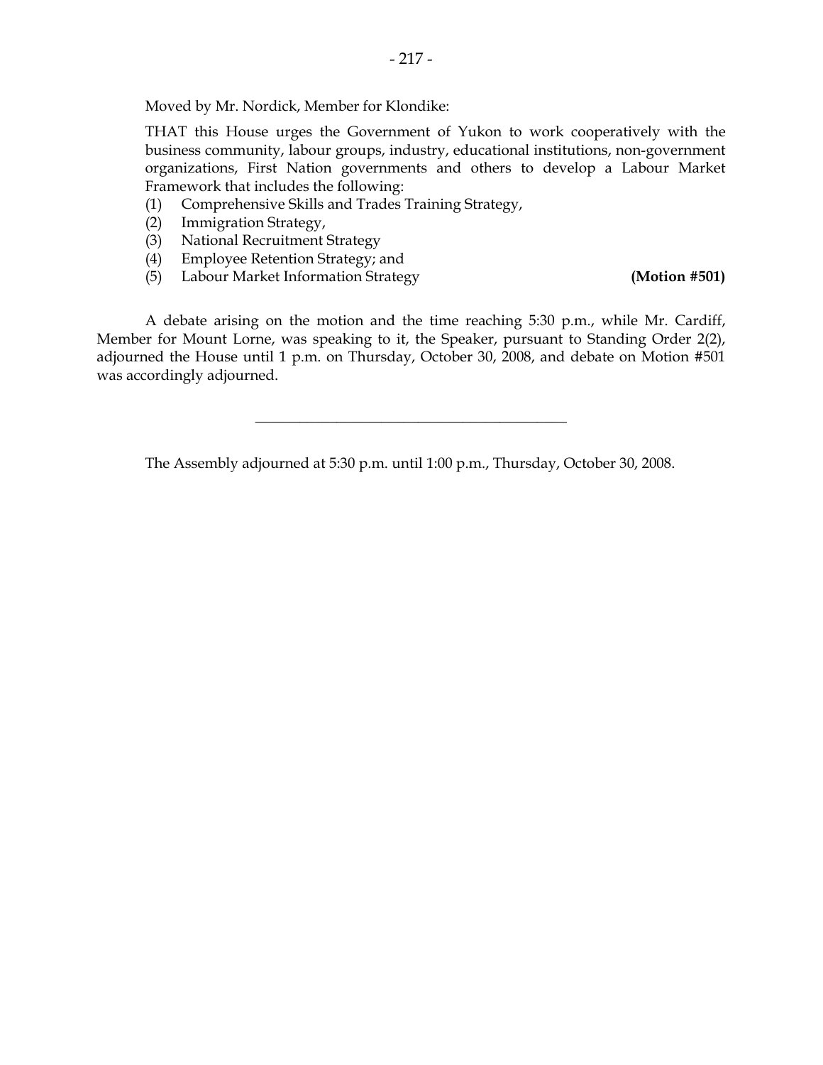Moved by Mr. Nordick, Member for Klondike:

THAT this House urges the Government of Yukon to work cooperatively with the business community, labour groups, industry, educational institutions, non-government organizations, First Nation governments and others to develop a Labour Market Framework that includes the following:

(1) Comprehensive Skills and Trades Training Strategy,
(2) Immigration Strategy,
(3) National Recruitment Strategy
(4) Employee Retention Strategy; and
(5) Labour Market Information Strategy **(Motion #501)**

A debate arising on the motion and the time reaching 5:30 p.m., while Mr. Cardiff, Member for Mount Lorne, was speaking to it, the Speaker, pursuant to Standing Order 2(2), adjourned the House until 1 p.m. on Thursday, October 30, 2008, and debate on Motion #501 was accordingly adjourned.

---

The Assembly adjourned at 5:30 p.m. until 1:00 p.m., Thursday, October 30, 2008.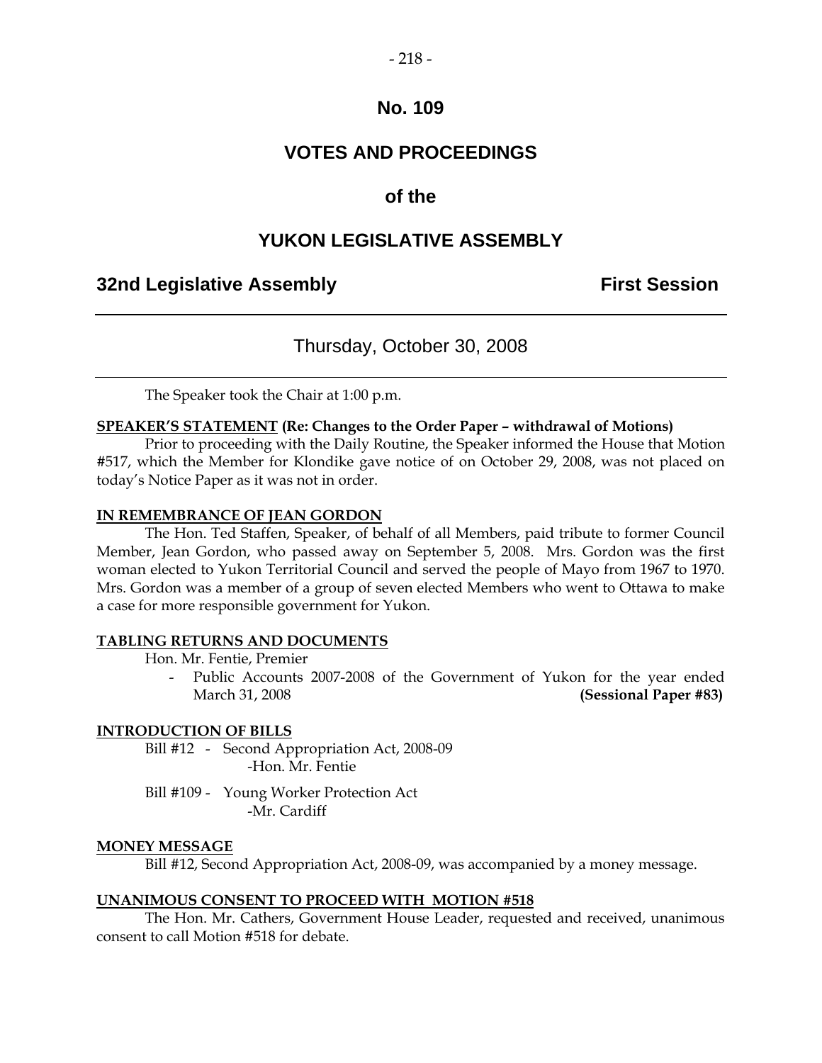# No. 109

## VOTES AND PROCEEDINGS

## of the

## YUKON LEGISLATIVE ASSEMBLY

**32nd Legislative Assembly** **First Session**

---

Thursday, October 30, 2008

---

The Speaker took the Chair at 1:00 p.m.

**SPEAKER'S STATEMENT (Re: Changes to the Order Paper – withdrawal of Motions)**

Prior to proceeding with the Daily Routine, the Speaker informed the House that Motion #517, which the Member for Klondike gave notice of on October 29, 2008, was not placed on today's Notice Paper as it was not in order.

**IN REMEMBRANCE OF JEAN GORDON**

The Hon. Ted Staffen, Speaker, of behalf of all Members, paid tribute to former Council Member, Jean Gordon, who passed away on September 5, 2008. Mrs. Gordon was the first woman elected to Yukon Territorial Council and served the people of Mayo from 1967 to 1970. Mrs. Gordon was a member of a group of seven elected Members who went to Ottawa to make a case for more responsible government for Yukon.

**TABLING RETURNS AND DOCUMENTS**

Hon. Mr. Fentie, Premier

- Public Accounts 2007-2008 of the Government of Yukon for the year ended March 31, 2008 **(Sessional Paper #83)**

**INTRODUCTION OF BILLS**

Bill #12 - Second Appropriation Act, 2008-09
-Hon. Mr. Fentie

Bill #109 - Young Worker Protection Act
-Mr. Cardiff

**MONEY MESSAGE**

Bill #12, Second Appropriation Act, 2008-09, was accompanied by a money message.

**UNANIMOUS CONSENT TO PROCEED WITH MOTION #518**

The Hon. Mr. Cathers, Government House Leader, requested and received, unanimous consent to call Motion #518 for debate.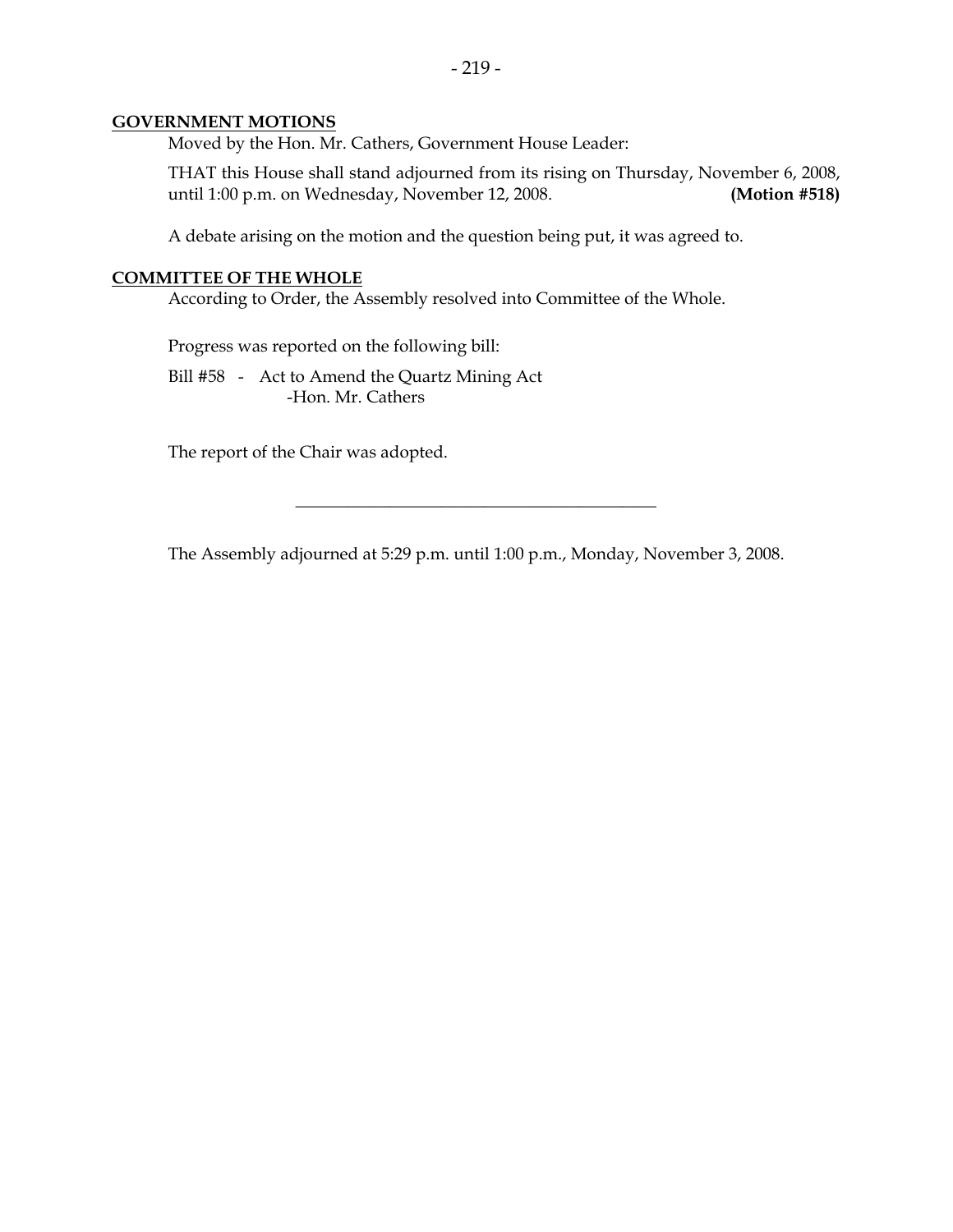## GOVERNMENT MOTIONS

Moved by the Hon. Mr. Cathers, Government House Leader:

THAT this House shall stand adjourned from its rising on Thursday, November 6, 2008, until 1:00 p.m. on Wednesday, November 12, 2008. **(Motion #518)**

A debate arising on the motion and the question being put, it was agreed to.

## COMMITTEE OF THE WHOLE

According to Order, the Assembly resolved into Committee of the Whole.

Progress was reported on the following bill:

Bill #58 - Act to Amend the Quartz Mining Act
-Hon. Mr. Cathers

The report of the Chair was adopted.

---

The Assembly adjourned at 5:29 p.m. until 1:00 p.m., Monday, November 3, 2008.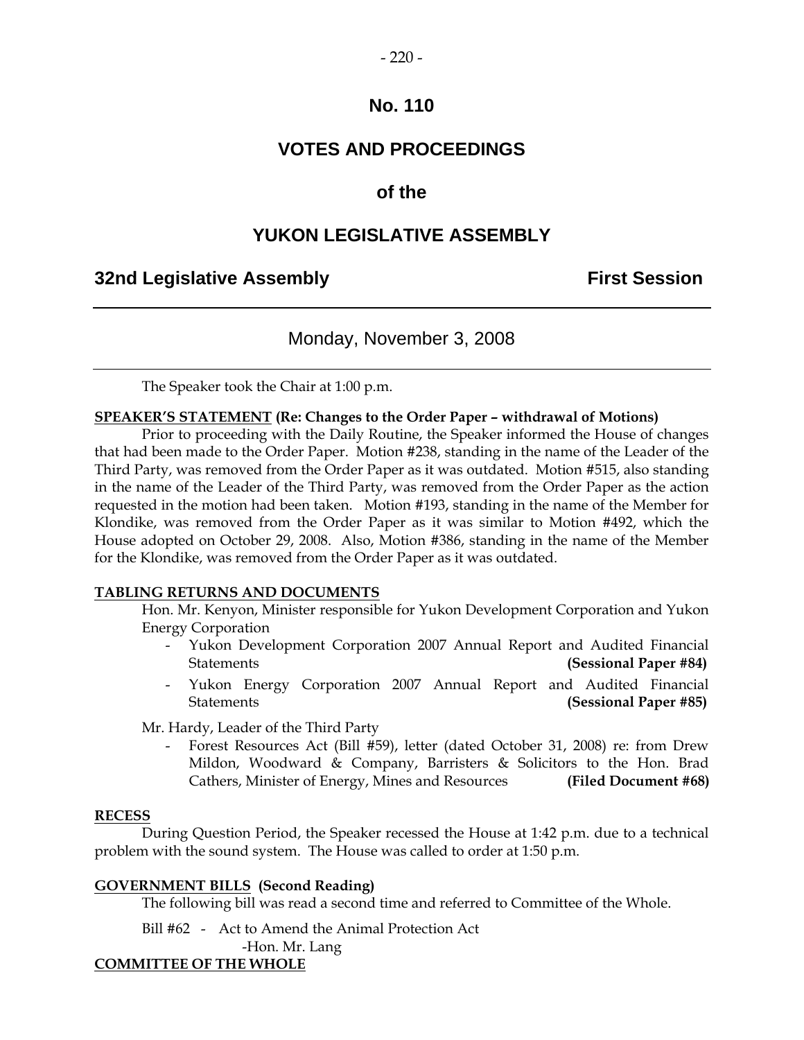# No. 110

# VOTES AND PROCEEDINGS

# of the

# YUKON LEGISLATIVE ASSEMBLY

**32nd Legislative Assembly** **First Session**

Monday, November 3, 2008

The Speaker took the Chair at 1:00 p.m.

**SPEAKER'S STATEMENT (Re: Changes to the Order Paper – withdrawal of Motions)**

Prior to proceeding with the Daily Routine, the Speaker informed the House of changes that had been made to the Order Paper. Motion #238, standing in the name of the Leader of the Third Party, was removed from the Order Paper as it was outdated. Motion #515, also standing in the name of the Leader of the Third Party, was removed from the Order Paper as the action requested in the motion had been taken. Motion #193, standing in the name of the Member for Klondike, was removed from the Order Paper as it was similar to Motion #492, which the House adopted on October 29, 2008. Also, Motion #386, standing in the name of the Member for the Klondike, was removed from the Order Paper as it was outdated.

**TABLING RETURNS AND DOCUMENTS**

Hon. Mr. Kenyon, Minister responsible for Yukon Development Corporation and Yukon Energy Corporation

- Yukon Development Corporation 2007 Annual Report and Audited Financial Statements **(Sessional Paper #84)**
- Yukon Energy Corporation 2007 Annual Report and Audited Financial Statements **(Sessional Paper #85)**

Mr. Hardy, Leader of the Third Party

- Forest Resources Act (Bill #59), letter (dated October 31, 2008) re: from Drew Mildon, Woodward & Company, Barristers & Solicitors to the Hon. Brad Cathers, Minister of Energy, Mines and Resources **(Filed Document #68)**

**RECESS**

During Question Period, the Speaker recessed the House at 1:42 p.m. due to a technical problem with the sound system. The House was called to order at 1:50 p.m.

**GOVERNMENT BILLS (Second Reading)**

The following bill was read a second time and referred to Committee of the Whole.

Bill #62 - Act to Amend the Animal Protection Act
-Hon. Mr. Lang

**COMMITTEE OF THE WHOLE**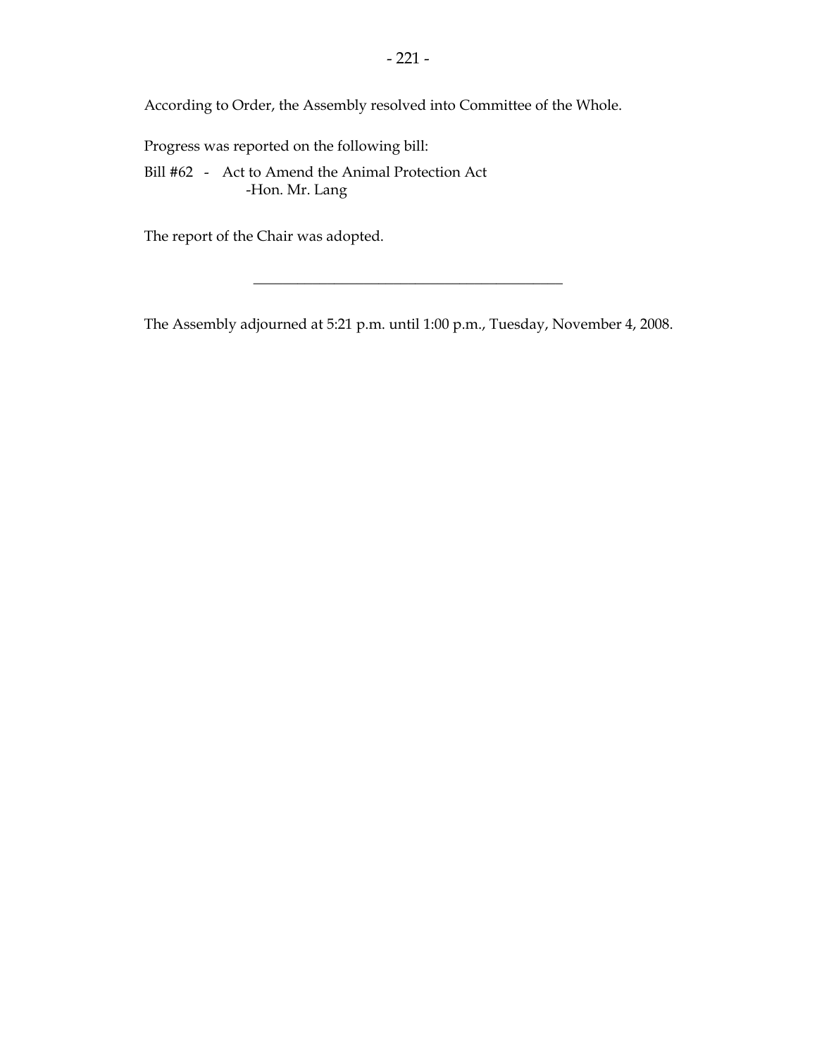According to Order, the Assembly resolved into Committee of the Whole.

Progress was reported on the following bill:

Bill #62 - Act to Amend the Animal Protection Act
-Hon. Mr. Lang

The report of the Chair was adopted.

---

The Assembly adjourned at 5:21 p.m. until 1:00 p.m., Tuesday, November 4, 2008.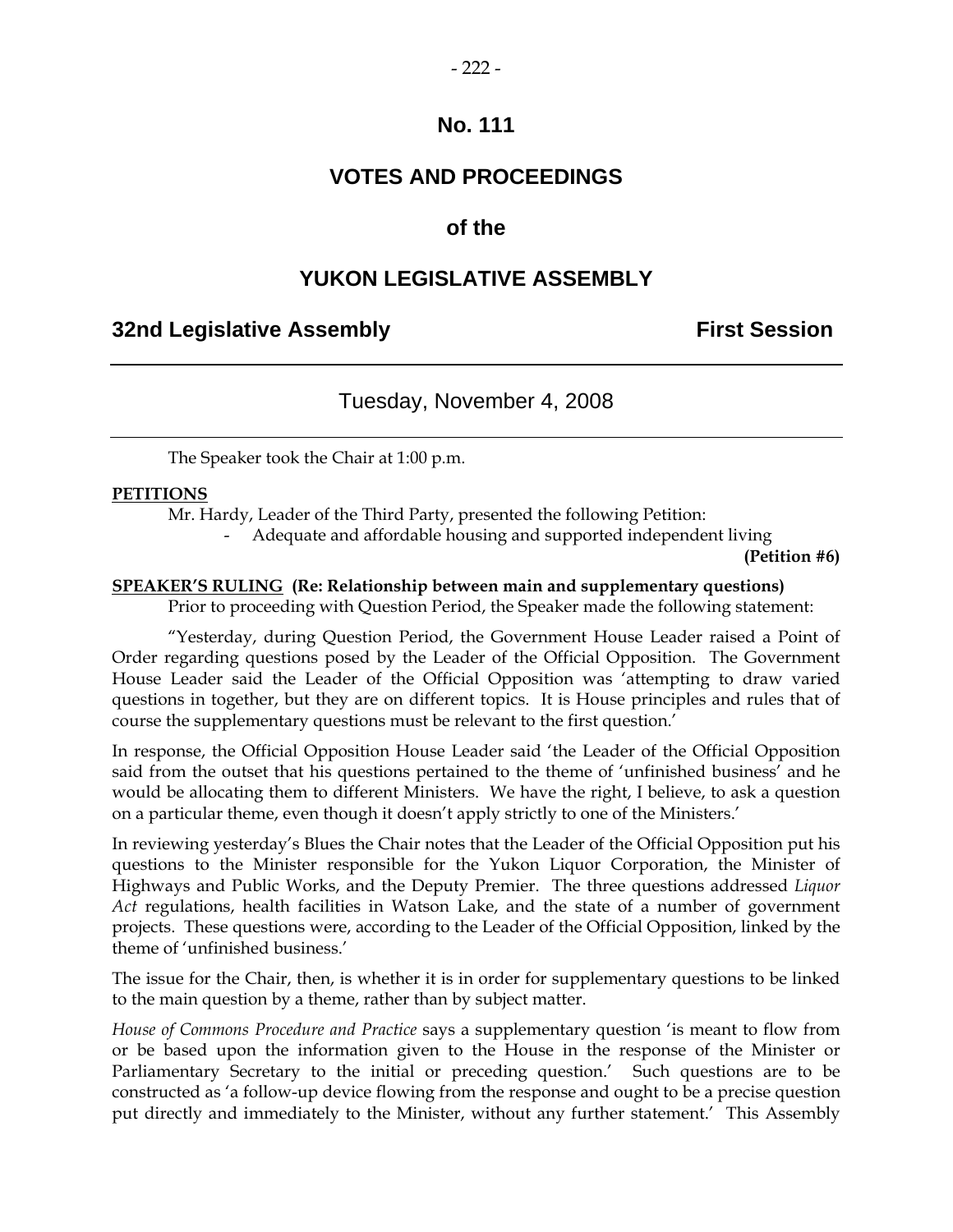# No. 111

## VOTES AND PROCEEDINGS

## of the

## YUKON LEGISLATIVE ASSEMBLY

**32nd Legislative Assembly** **First Session**

---

Tuesday, November 4, 2008

---

The Speaker took the Chair at 1:00 p.m.

**PETITIONS**

Mr. Hardy, Leader of the Third Party, presented the following Petition:

- Adequate and affordable housing and supported independent living

**(Petition #6)**

**SPEAKER'S RULING (Re: Relationship between main and supplementary questions)**

Prior to proceeding with Question Period, the Speaker made the following statement:

"Yesterday, during Question Period, the Government House Leader raised a Point of Order regarding questions posed by the Leader of the Official Opposition. The Government House Leader said the Leader of the Official Opposition was 'attempting to draw varied questions in together, but they are on different topics. It is House principles and rules that of course the supplementary questions must be relevant to the first question.'

In response, the Official Opposition House Leader said 'the Leader of the Official Opposition said from the outset that his questions pertained to the theme of 'unfinished business' and he would be allocating them to different Ministers. We have the right, I believe, to ask a question on a particular theme, even though it doesn't apply strictly to one of the Ministers.'

In reviewing yesterday's Blues the Chair notes that the Leader of the Official Opposition put his questions to the Minister responsible for the Yukon Liquor Corporation, the Minister of Highways and Public Works, and the Deputy Premier. The three questions addressed *Liquor Act* regulations, health facilities in Watson Lake, and the state of a number of government projects. These questions were, according to the Leader of the Official Opposition, linked by the theme of 'unfinished business.'

The issue for the Chair, then, is whether it is in order for supplementary questions to be linked to the main question by a theme, rather than by subject matter.

*House of Commons Procedure and Practice* says a supplementary question 'is meant to flow from or be based upon the information given to the House in the response of the Minister or Parliamentary Secretary to the initial or preceding question.' Such questions are to be constructed as 'a follow-up device flowing from the response and ought to be a precise question put directly and immediately to the Minister, without any further statement.' This Assembly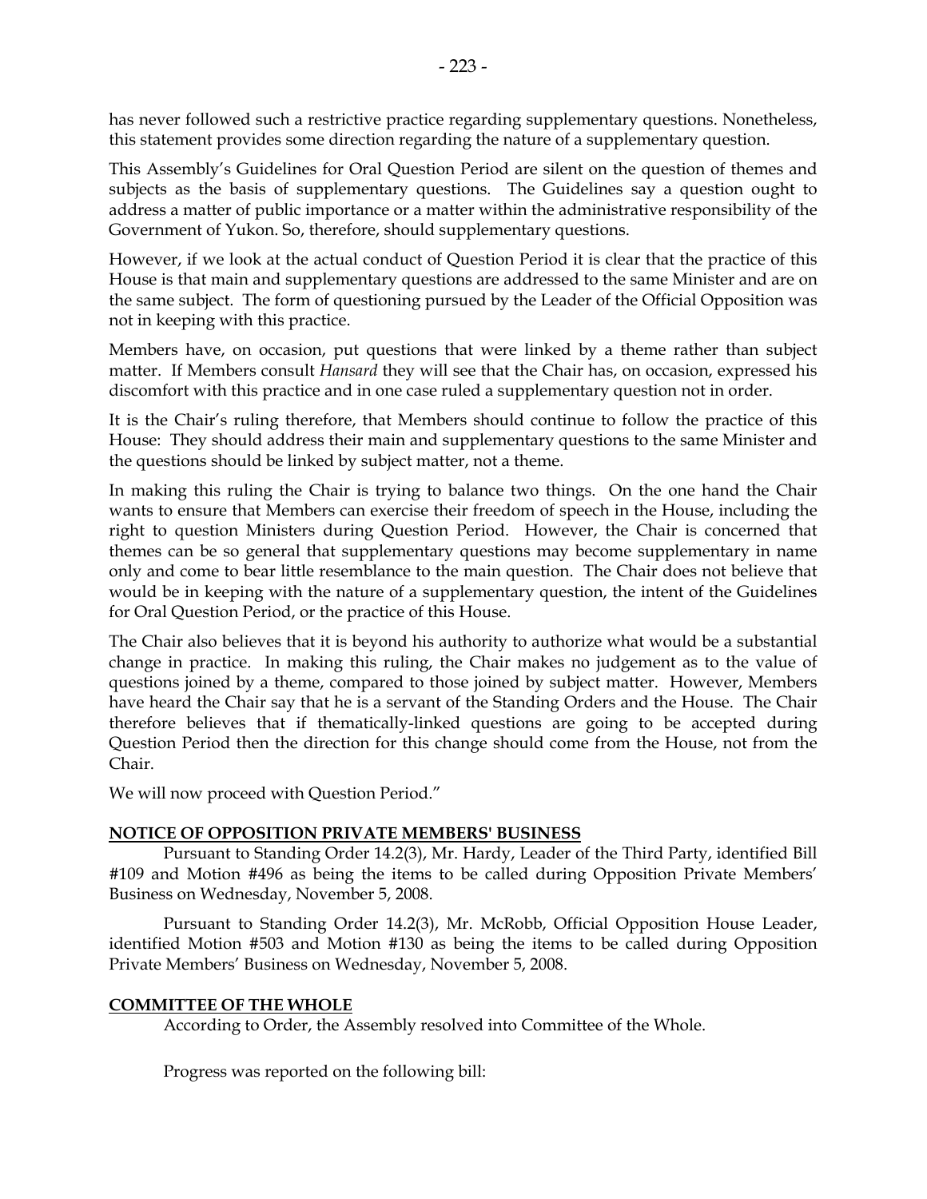has never followed such a restrictive practice regarding supplementary questions. Nonetheless, this statement provides some direction regarding the nature of a supplementary question.

This Assembly's Guidelines for Oral Question Period are silent on the question of themes and subjects as the basis of supplementary questions. The Guidelines say a question ought to address a matter of public importance or a matter within the administrative responsibility of the Government of Yukon. So, therefore, should supplementary questions.

However, if we look at the actual conduct of Question Period it is clear that the practice of this House is that main and supplementary questions are addressed to the same Minister and are on the same subject. The form of questioning pursued by the Leader of the Official Opposition was not in keeping with this practice.

Members have, on occasion, put questions that were linked by a theme rather than subject matter. If Members consult *Hansard* they will see that the Chair has, on occasion, expressed his discomfort with this practice and in one case ruled a supplementary question not in order.

It is the Chair's ruling therefore, that Members should continue to follow the practice of this House: They should address their main and supplementary questions to the same Minister and the questions should be linked by subject matter, not a theme.

In making this ruling the Chair is trying to balance two things. On the one hand the Chair wants to ensure that Members can exercise their freedom of speech in the House, including the right to question Ministers during Question Period. However, the Chair is concerned that themes can be so general that supplementary questions may become supplementary in name only and come to bear little resemblance to the main question. The Chair does not believe that would be in keeping with the nature of a supplementary question, the intent of the Guidelines for Oral Question Period, or the practice of this House.

The Chair also believes that it is beyond his authority to authorize what would be a substantial change in practice. In making this ruling, the Chair makes no judgement as to the value of questions joined by a theme, compared to those joined by subject matter. However, Members have heard the Chair say that he is a servant of the Standing Orders and the House. The Chair therefore believes that if thematically-linked questions are going to be accepted during Question Period then the direction for this change should come from the House, not from the Chair.

We will now proceed with Question Period."

## NOTICE OF OPPOSITION PRIVATE MEMBERS' BUSINESS

Pursuant to Standing Order 14.2(3), Mr. Hardy, Leader of the Third Party, identified Bill #109 and Motion #496 as being the items to be called during Opposition Private Members' Business on Wednesday, November 5, 2008.

Pursuant to Standing Order 14.2(3), Mr. McRobb, Official Opposition House Leader, identified Motion #503 and Motion #130 as being the items to be called during Opposition Private Members' Business on Wednesday, November 5, 2008.

## COMMITTEE OF THE WHOLE

According to Order, the Assembly resolved into Committee of the Whole.

Progress was reported on the following bill: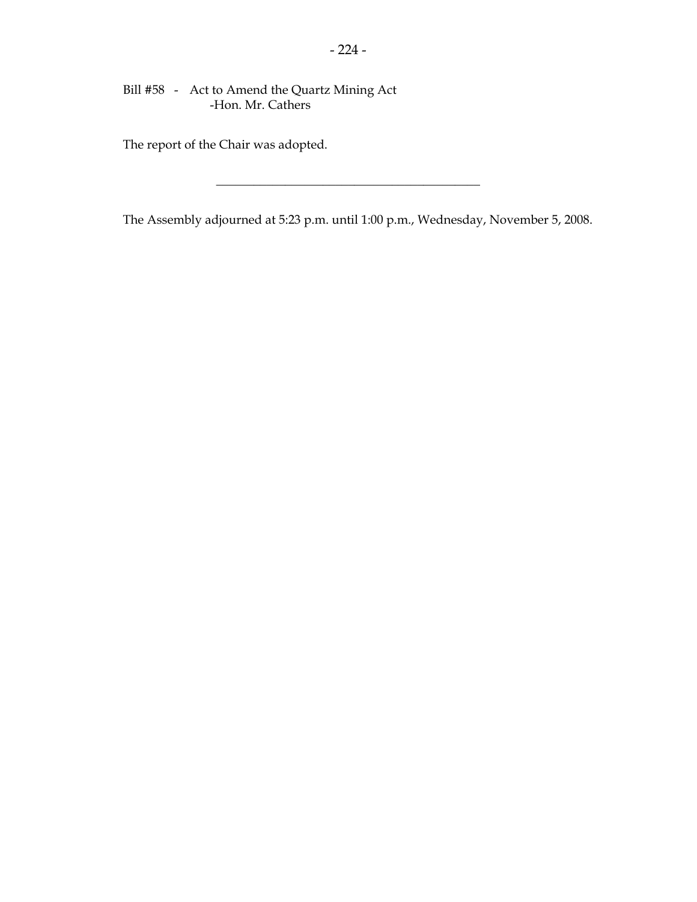Bill #58 - Act to Amend the Quartz Mining Act
-Hon. Mr. Cathers

The report of the Chair was adopted.

---

The Assembly adjourned at 5:23 p.m. until 1:00 p.m., Wednesday, November 5, 2008.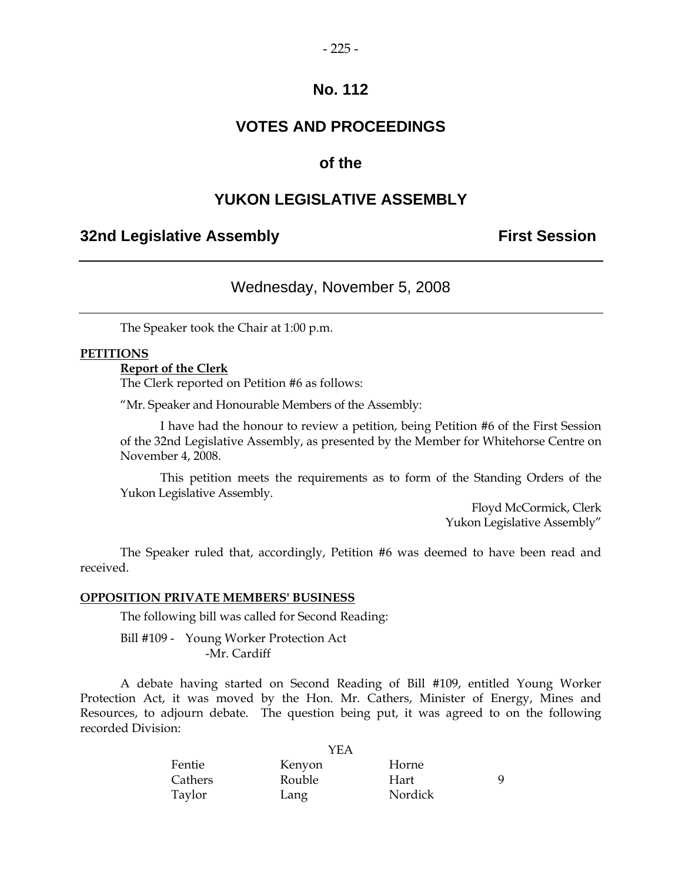# No. 112

# VOTES AND PROCEEDINGS

# of the

# YUKON LEGISLATIVE ASSEMBLY

## 32nd Legislative Assembly — First Session

---

### Wednesday, November 5, 2008

---

The Speaker took the Chair at 1:00 p.m.

**PETITIONS**

**Report of the Clerk**

The Clerk reported on Petition #6 as follows:

"Mr. Speaker and Honourable Members of the Assembly:

I have had the honour to review a petition, being Petition #6 of the First Session of the 32nd Legislative Assembly, as presented by the Member for Whitehorse Centre on November 4, 2008.

This petition meets the requirements as to form of the Standing Orders of the Yukon Legislative Assembly.

Floyd McCormick, Clerk
Yukon Legislative Assembly"

The Speaker ruled that, accordingly, Petition #6 was deemed to have been read and received.

**OPPOSITION PRIVATE MEMBERS' BUSINESS**

The following bill was called for Second Reading:

Bill #109 - Young Worker Protection Act
-Mr. Cardiff

A debate having started on Second Reading of Bill #109, entitled Young Worker Protection Act, it was moved by the Hon. Mr. Cathers, Minister of Energy, Mines and Resources, to adjourn debate. The question being put, it was agreed to on the following recorded Division:

| | YEA | | |
|---|---|---|---|
| Fentie | Kenyon | Horne | |
| Cathers | Rouble | Hart | 9 |
| Taylor | Lang | Nordick | |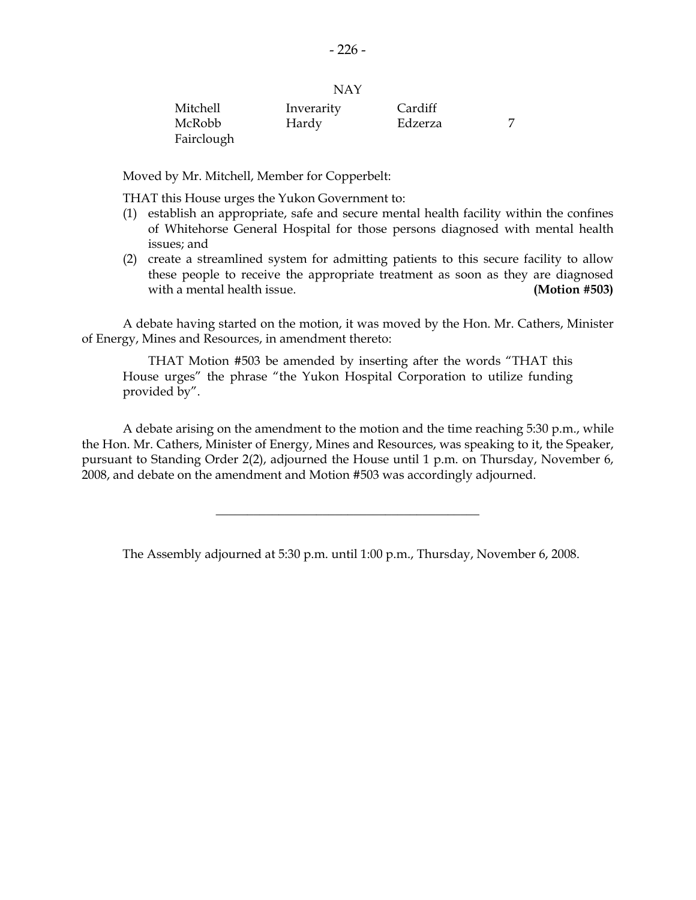NAY

| | | | |
|---|---|---|---|
| Mitchell | Inverarity | Cardiff | |
| McRobb | Hardy | Edzerza | 7 |
| Fairclough | | | |

Moved by Mr. Mitchell, Member for Copperbelt:

THAT this House urges the Yukon Government to:

(1) establish an appropriate, safe and secure mental health facility within the confines of Whitehorse General Hospital for those persons diagnosed with mental health issues; and

(2) create a streamlined system for admitting patients to this secure facility to allow these people to receive the appropriate treatment as soon as they are diagnosed with a mental health issue. **(Motion #503)**

A debate having started on the motion, it was moved by the Hon. Mr. Cathers, Minister of Energy, Mines and Resources, in amendment thereto:

> THAT Motion #503 be amended by inserting after the words "THAT this House urges" the phrase "the Yukon Hospital Corporation to utilize funding provided by".

A debate arising on the amendment to the motion and the time reaching 5:30 p.m., while the Hon. Mr. Cathers, Minister of Energy, Mines and Resources, was speaking to it, the Speaker, pursuant to Standing Order 2(2), adjourned the House until 1 p.m. on Thursday, November 6, 2008, and debate on the amendment and Motion #503 was accordingly adjourned.

---

The Assembly adjourned at 5:30 p.m. until 1:00 p.m., Thursday, November 6, 2008.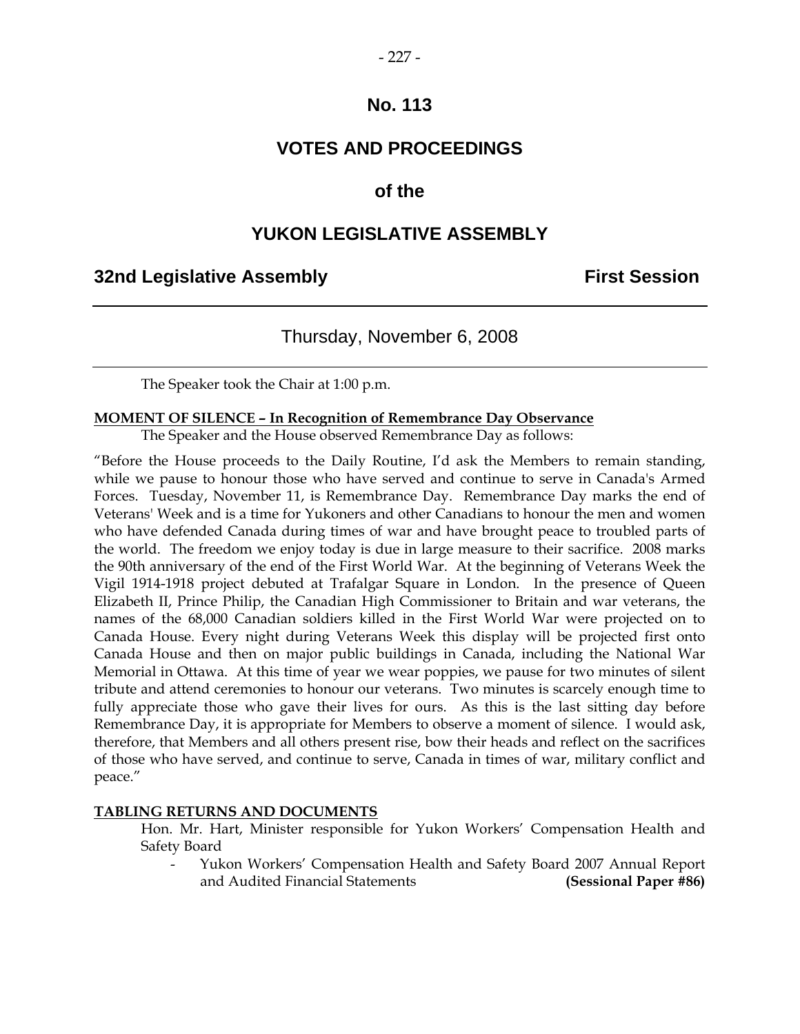# No. 113

# VOTES AND PROCEEDINGS

## of the

# YUKON LEGISLATIVE ASSEMBLY

**32nd Legislative Assembly** **First Session**

---

Thursday, November 6, 2008

---

The Speaker took the Chair at 1:00 p.m.

**MOMENT OF SILENCE – In Recognition of Remembrance Day Observance**

The Speaker and the House observed Remembrance Day as follows:

"Before the House proceeds to the Daily Routine, I'd ask the Members to remain standing, while we pause to honour those who have served and continue to serve in Canada's Armed Forces. Tuesday, November 11, is Remembrance Day. Remembrance Day marks the end of Veterans' Week and is a time for Yukoners and other Canadians to honour the men and women who have defended Canada during times of war and have brought peace to troubled parts of the world. The freedom we enjoy today is due in large measure to their sacrifice. 2008 marks the 90th anniversary of the end of the First World War. At the beginning of Veterans Week the Vigil 1914-1918 project debuted at Trafalgar Square in London. In the presence of Queen Elizabeth II, Prince Philip, the Canadian High Commissioner to Britain and war veterans, the names of the 68,000 Canadian soldiers killed in the First World War were projected on to Canada House. Every night during Veterans Week this display will be projected first onto Canada House and then on major public buildings in Canada, including the National War Memorial in Ottawa. At this time of year we wear poppies, we pause for two minutes of silent tribute and attend ceremonies to honour our veterans. Two minutes is scarcely enough time to fully appreciate those who gave their lives for ours. As this is the last sitting day before Remembrance Day, it is appropriate for Members to observe a moment of silence. I would ask, therefore, that Members and all others present rise, bow their heads and reflect on the sacrifices of those who have served, and continue to serve, Canada in times of war, military conflict and peace."

**TABLING RETURNS AND DOCUMENTS**

Hon. Mr. Hart, Minister responsible for Yukon Workers' Compensation Health and Safety Board

- Yukon Workers' Compensation Health and Safety Board 2007 Annual Report and Audited Financial Statements **(Sessional Paper #86)**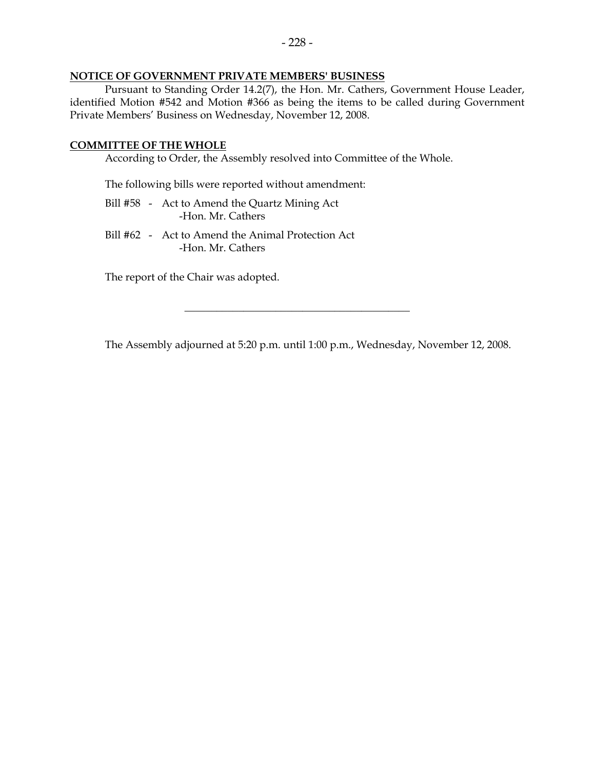**NOTICE OF GOVERNMENT PRIVATE MEMBERS' BUSINESS**

Pursuant to Standing Order 14.2(7), the Hon. Mr. Cathers, Government House Leader, identified Motion #542 and Motion #366 as being the items to be called during Government Private Members' Business on Wednesday, November 12, 2008.

**COMMITTEE OF THE WHOLE**

According to Order, the Assembly resolved into Committee of the Whole.

The following bills were reported without amendment:

Bill #58 - Act to Amend the Quartz Mining Act
-Hon. Mr. Cathers

Bill #62 - Act to Amend the Animal Protection Act
-Hon. Mr. Cathers

The report of the Chair was adopted.

---

The Assembly adjourned at 5:20 p.m. until 1:00 p.m., Wednesday, November 12, 2008.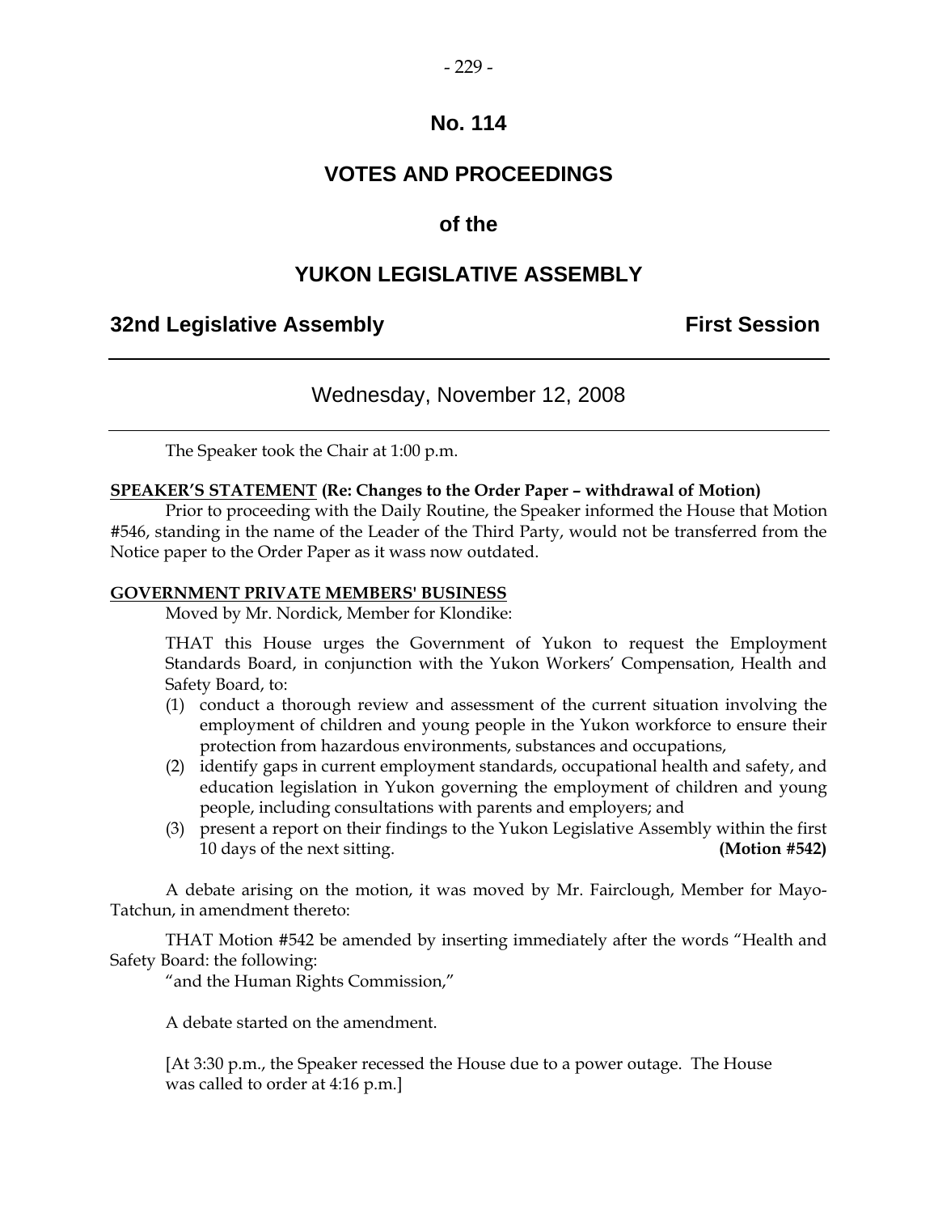# No. 114

# VOTES AND PROCEEDINGS

## of the

# YUKON LEGISLATIVE ASSEMBLY

**32nd Legislative Assembly** **First Session**

---

Wednesday, November 12, 2008

---

The Speaker took the Chair at 1:00 p.m.

**SPEAKER'S STATEMENT (Re: Changes to the Order Paper – withdrawal of Motion)**

Prior to proceeding with the Daily Routine, the Speaker informed the House that Motion #546, standing in the name of the Leader of the Third Party, would not be transferred from the Notice paper to the Order Paper as it wass now outdated.

**GOVERNMENT PRIVATE MEMBERS' BUSINESS**

Moved by Mr. Nordick, Member for Klondike:

THAT this House urges the Government of Yukon to request the Employment Standards Board, in conjunction with the Yukon Workers' Compensation, Health and Safety Board, to:

(1) conduct a thorough review and assessment of the current situation involving the employment of children and young people in the Yukon workforce to ensure their protection from hazardous environments, substances and occupations,
(2) identify gaps in current employment standards, occupational health and safety, and education legislation in Yukon governing the employment of children and young people, including consultations with parents and employers; and
(3) present a report on their findings to the Yukon Legislative Assembly within the first 10 days of the next sitting. **(Motion #542)**

A debate arising on the motion, it was moved by Mr. Fairclough, Member for Mayo-Tatchun, in amendment thereto:

THAT Motion #542 be amended by inserting immediately after the words "Health and Safety Board: the following:
"and the Human Rights Commission,"

A debate started on the amendment.

[At 3:30 p.m., the Speaker recessed the House due to a power outage. The House was called to order at 4:16 p.m.]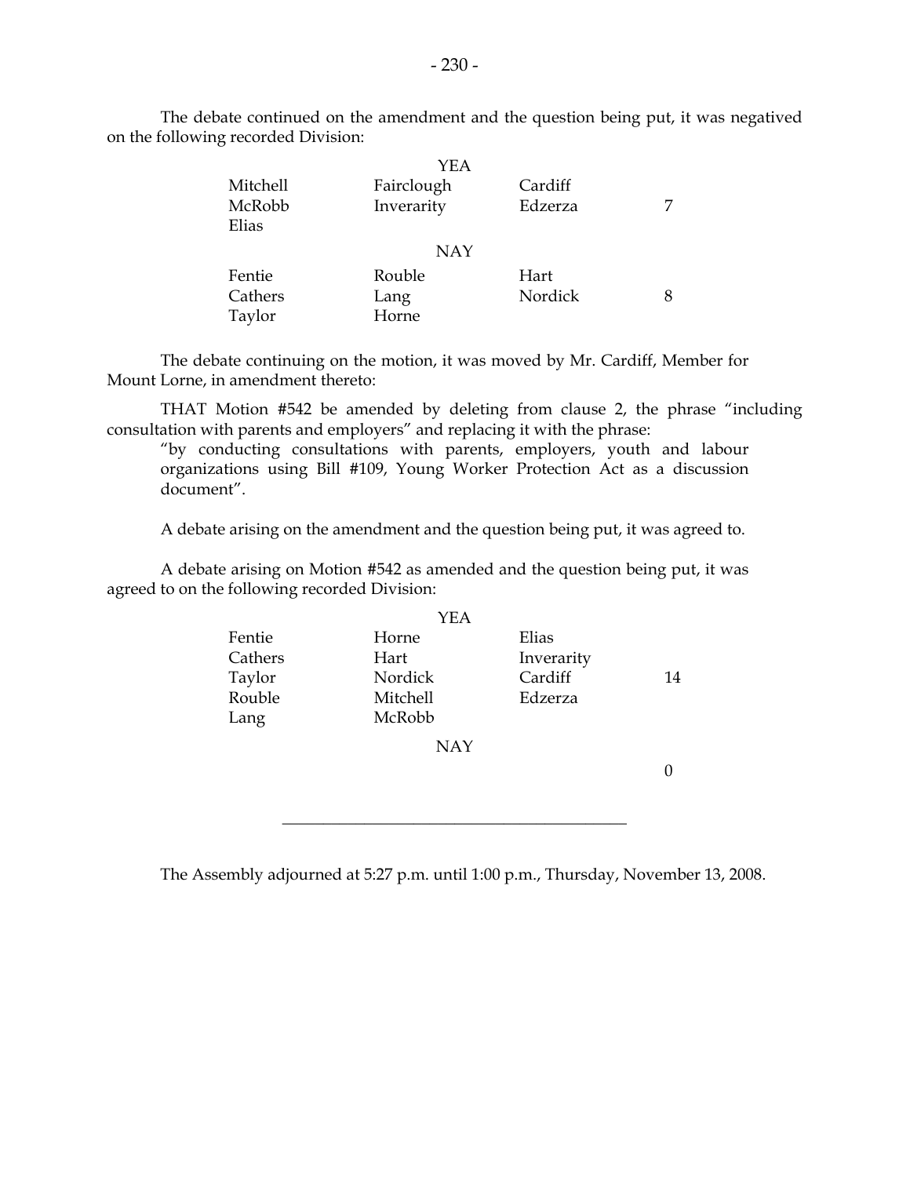The debate continued on the amendment and the question being put, it was negatived on the following recorded Division:

| | YEA | | |
|---|---|---|---|
| Mitchell | Fairclough | Cardiff | |
| McRobb | Inverarity | Edzerza | 7 |
| Elias | | | |
| | **NAY** | | |
| Fentie | Rouble | Hart | |
| Cathers | Lang | Nordick | 8 |
| Taylor | Horne | | |

The debate continuing on the motion, it was moved by Mr. Cardiff, Member for Mount Lorne, in amendment thereto:

THAT Motion #542 be amended by deleting from clause 2, the phrase "including consultation with parents and employers" and replacing it with the phrase:

> "by conducting consultations with parents, employers, youth and labour organizations using Bill #109, Young Worker Protection Act as a discussion document".

A debate arising on the amendment and the question being put, it was agreed to.

A debate arising on Motion #542 as amended and the question being put, it was agreed to on the following recorded Division:

| | YEA | | |
|---|---|---|---|
| Fentie | Horne | Elias | |
| Cathers | Hart | Inverarity | |
| Taylor | Nordick | Cardiff | 14 |
| Rouble | Mitchell | Edzerza | |
| Lang | McRobb | | |
| | **NAY** | | |
| | | | 0 |

---

The Assembly adjourned at 5:27 p.m. until 1:00 p.m., Thursday, November 13, 2008.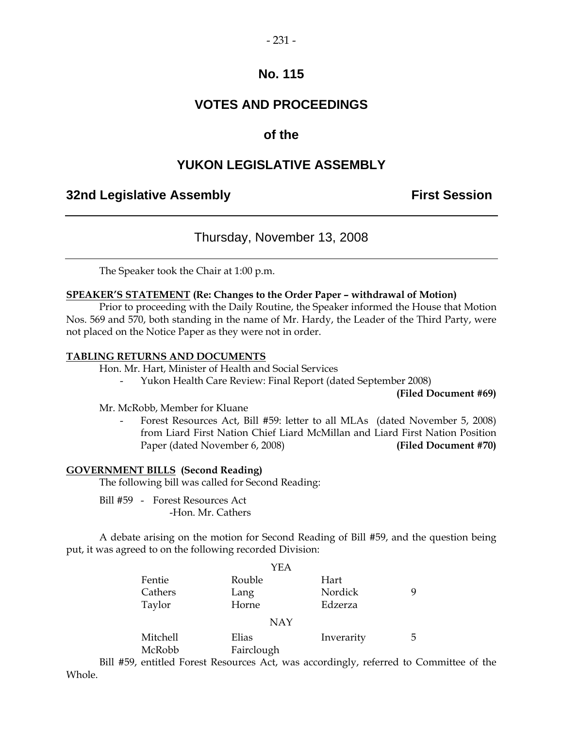# No. 115

# VOTES AND PROCEEDINGS

# of the

# YUKON LEGISLATIVE ASSEMBLY

**32nd Legislative Assembly** **First Session**

---

## Thursday, November 13, 2008

---

The Speaker took the Chair at 1:00 p.m.

**SPEAKER'S STATEMENT (Re: Changes to the Order Paper – withdrawal of Motion)**

Prior to proceeding with the Daily Routine, the Speaker informed the House that Motion Nos. 569 and 570, both standing in the name of Mr. Hardy, the Leader of the Third Party, were not placed on the Notice Paper as they were not in order.

**TABLING RETURNS AND DOCUMENTS**

Hon. Mr. Hart, Minister of Health and Social Services

- Yukon Health Care Review: Final Report (dated September 2008) **(Filed Document #69)**

Mr. McRobb, Member for Kluane

- Forest Resources Act, Bill #59: letter to all MLAs (dated November 5, 2008) from Liard First Nation Chief Liard McMillan and Liard First Nation Position Paper (dated November 6, 2008) **(Filed Document #70)**

**GOVERNMENT BILLS (Second Reading)**

The following bill was called for Second Reading:

Bill #59 - Forest Resources Act
-Hon. Mr. Cathers

A debate arising on the motion for Second Reading of Bill #59, and the question being put, it was agreed to on the following recorded Division:

| | YEA | | |
|---|---|---|---|
| Fentie | Rouble | Hart | |
| Cathers | Lang | Nordick | 9 |
| Taylor | Horne | Edzerza | |
| | **NAY** | | |
| Mitchell | Elias | Inverarity | 5 |
| McRobb | Fairclough | | |

Bill #59, entitled Forest Resources Act, was accordingly, referred to Committee of the Whole.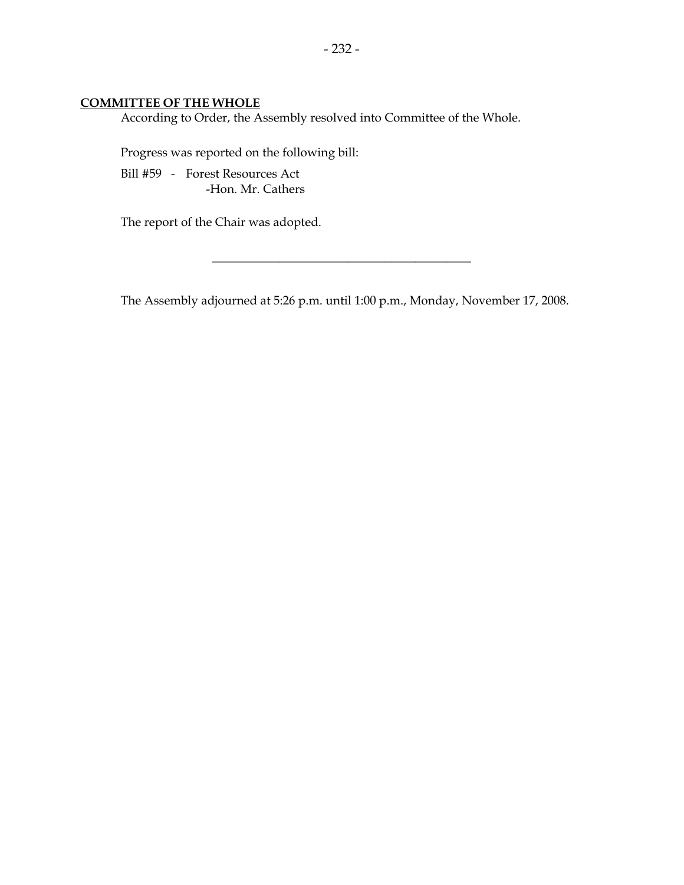**COMMITTEE OF THE WHOLE**

According to Order, the Assembly resolved into Committee of the Whole.

Progress was reported on the following bill:

Bill #59 - Forest Resources Act
-Hon. Mr. Cathers

The report of the Chair was adopted.

---

The Assembly adjourned at 5:26 p.m. until 1:00 p.m., Monday, November 17, 2008.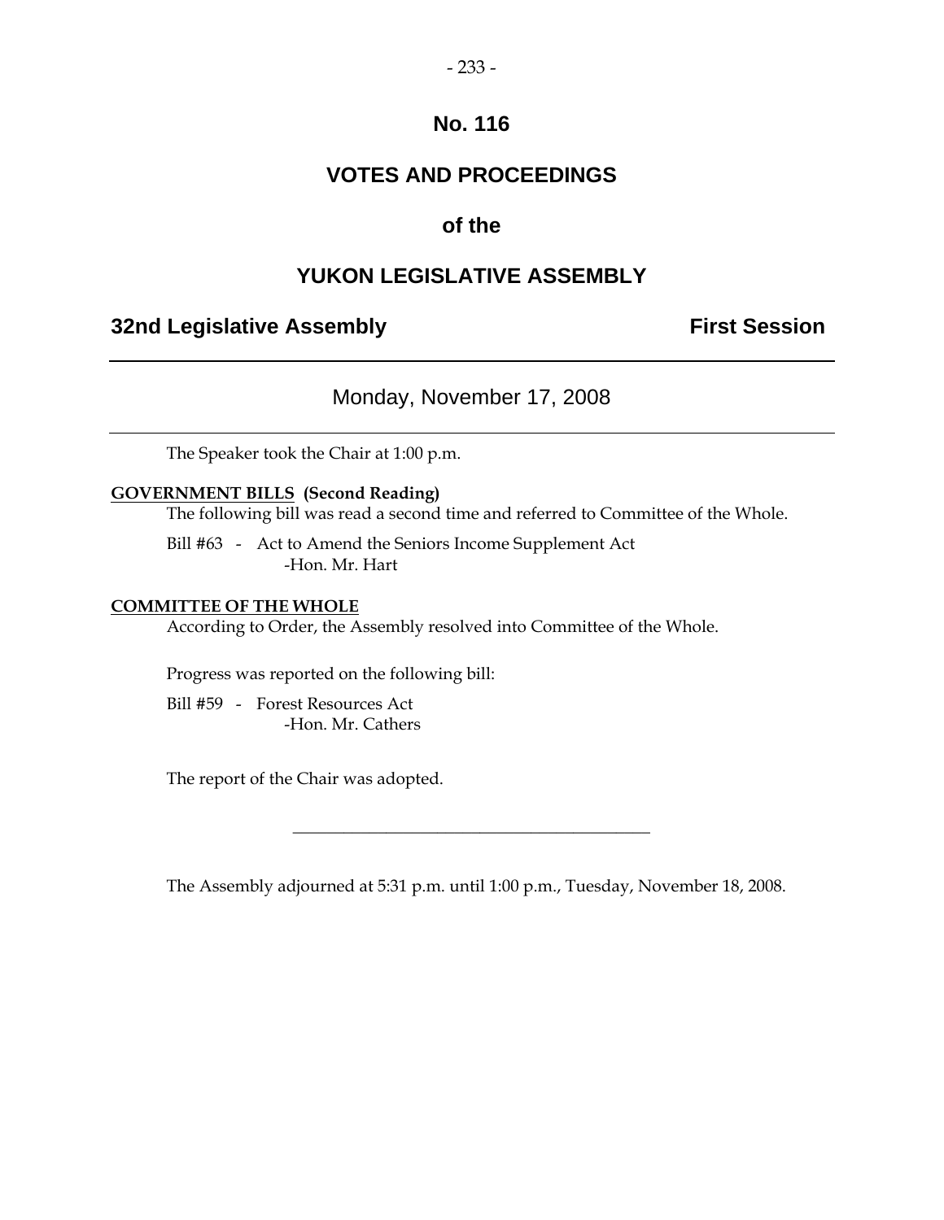# No. 116

## VOTES AND PROCEEDINGS

## of the

## YUKON LEGISLATIVE ASSEMBLY

**32nd Legislative Assembly** **First Session**

---

Monday, November 17, 2008

---

The Speaker took the Chair at 1:00 p.m.

**GOVERNMENT BILLS (Second Reading)**

The following bill was read a second time and referred to Committee of the Whole.

Bill #63 - Act to Amend the Seniors Income Supplement Act
-Hon. Mr. Hart

**COMMITTEE OF THE WHOLE**

According to Order, the Assembly resolved into Committee of the Whole.

Progress was reported on the following bill:

Bill #59 - Forest Resources Act
-Hon. Mr. Cathers

The report of the Chair was adopted.

---

The Assembly adjourned at 5:31 p.m. until 1:00 p.m., Tuesday, November 18, 2008.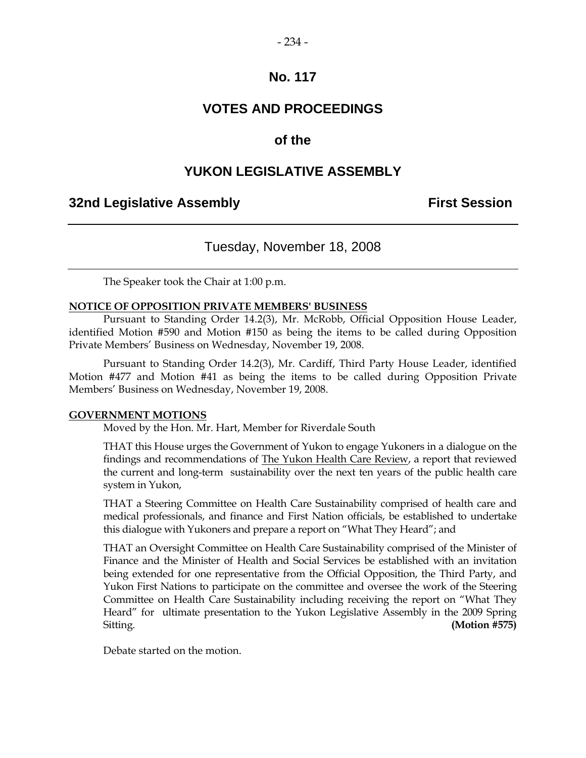# No. 117

# VOTES AND PROCEEDINGS

# of the

# YUKON LEGISLATIVE ASSEMBLY

**32nd Legislative Assembly** **First Session**

---

## Tuesday, November 18, 2008

---

The Speaker took the Chair at 1:00 p.m.

**NOTICE OF OPPOSITION PRIVATE MEMBERS' BUSINESS**

Pursuant to Standing Order 14.2(3), Mr. McRobb, Official Opposition House Leader, identified Motion #590 and Motion #150 as being the items to be called during Opposition Private Members' Business on Wednesday, November 19, 2008.

Pursuant to Standing Order 14.2(3), Mr. Cardiff, Third Party House Leader, identified Motion #477 and Motion #41 as being the items to be called during Opposition Private Members' Business on Wednesday, November 19, 2008.

**GOVERNMENT MOTIONS**

Moved by the Hon. Mr. Hart, Member for Riverdale South

THAT this House urges the Government of Yukon to engage Yukoners in a dialogue on the findings and recommendations of The Yukon Health Care Review, a report that reviewed the current and long-term sustainability over the next ten years of the public health care system in Yukon,

THAT a Steering Committee on Health Care Sustainability comprised of health care and medical professionals, and finance and First Nation officials, be established to undertake this dialogue with Yukoners and prepare a report on "What They Heard"; and

THAT an Oversight Committee on Health Care Sustainability comprised of the Minister of Finance and the Minister of Health and Social Services be established with an invitation being extended for one representative from the Official Opposition, the Third Party, and Yukon First Nations to participate on the committee and oversee the work of the Steering Committee on Health Care Sustainability including receiving the report on "What They Heard" for ultimate presentation to the Yukon Legislative Assembly in the 2009 Spring Sitting. **(Motion #575)**

Debate started on the motion.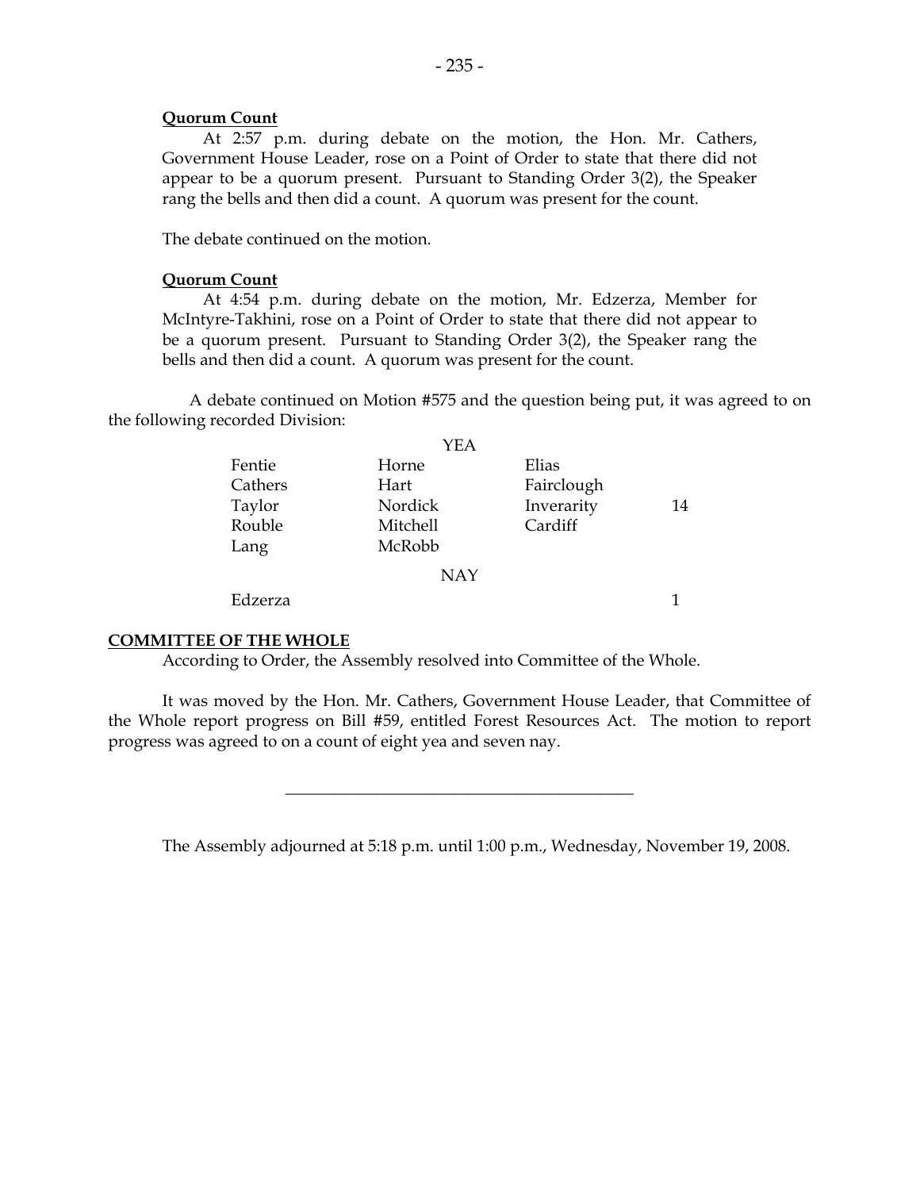**Quorum Count**

At 2:57 p.m. during debate on the motion, the Hon. Mr. Cathers, Government House Leader, rose on a Point of Order to state that there did not appear to be a quorum present. Pursuant to Standing Order 3(2), the Speaker rang the bells and then did a count. A quorum was present for the count.

The debate continued on the motion.

**Quorum Count**

At 4:54 p.m. during debate on the motion, Mr. Edzerza, Member for McIntyre-Takhini, rose on a Point of Order to state that there did not appear to be a quorum present. Pursuant to Standing Order 3(2), the Speaker rang the bells and then did a count. A quorum was present for the count.

A debate continued on Motion #575 and the question being put, it was agreed to on the following recorded Division:

| | YEA | | |
|---|---|---|---|
| Fentie | Horne | Elias | |
| Cathers | Hart | Fairclough | |
| Taylor | Nordick | Inverarity | 14 |
| Rouble | Mitchell | Cardiff | |
| Lang | McRobb | | |
| | NAY | | |
| Edzerza | | | 1 |

**COMMITTEE OF THE WHOLE**

According to Order, the Assembly resolved into Committee of the Whole.

It was moved by the Hon. Mr. Cathers, Government House Leader, that Committee of the Whole report progress on Bill #59, entitled Forest Resources Act. The motion to report progress was agreed to on a count of eight yea and seven nay.

---

The Assembly adjourned at 5:18 p.m. until 1:00 p.m., Wednesday, November 19, 2008.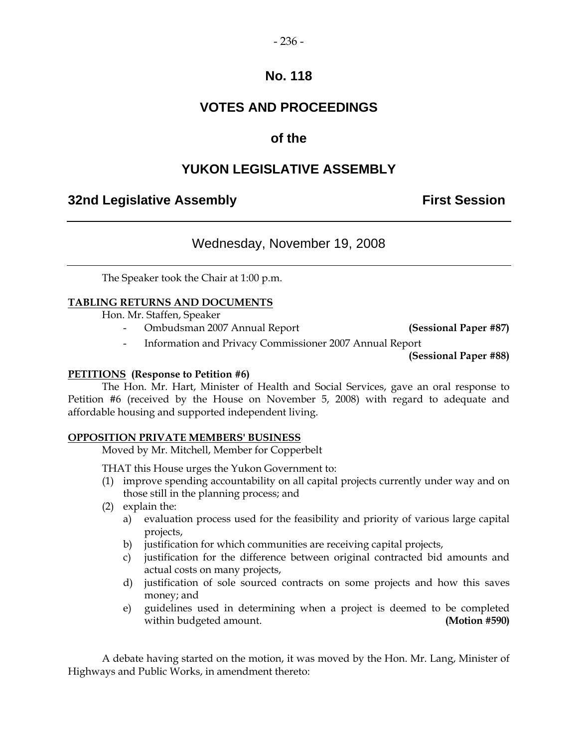# No. 118

# VOTES AND PROCEEDINGS

## of the

# YUKON LEGISLATIVE ASSEMBLY

**32nd Legislative Assembly** **First Session**

---

Wednesday, November 19, 2008

---

The Speaker took the Chair at 1:00 p.m.

**TABLING RETURNS AND DOCUMENTS**

Hon. Mr. Staffen, Speaker

- Ombudsman 2007 Annual Report **(Sessional Paper #87)**
- Information and Privacy Commissioner 2007 Annual Report **(Sessional Paper #88)**

**PETITIONS (Response to Petition #6)**

The Hon. Mr. Hart, Minister of Health and Social Services, gave an oral response to Petition #6 (received by the House on November 5, 2008) with regard to adequate and affordable housing and supported independent living.

**OPPOSITION PRIVATE MEMBERS' BUSINESS**

Moved by Mr. Mitchell, Member for Copperbelt

THAT this House urges the Yukon Government to:

(1) improve spending accountability on all capital projects currently under way and on those still in the planning process; and

(2) explain the:

a) evaluation process used for the feasibility and priority of various large capital projects,

b) justification for which communities are receiving capital projects,

c) justification for the difference between original contracted bid amounts and actual costs on many projects,

d) justification of sole sourced contracts on some projects and how this saves money; and

e) guidelines used in determining when a project is deemed to be completed within budgeted amount. **(Motion #590)**

A debate having started on the motion, it was moved by the Hon. Mr. Lang, Minister of Highways and Public Works, in amendment thereto: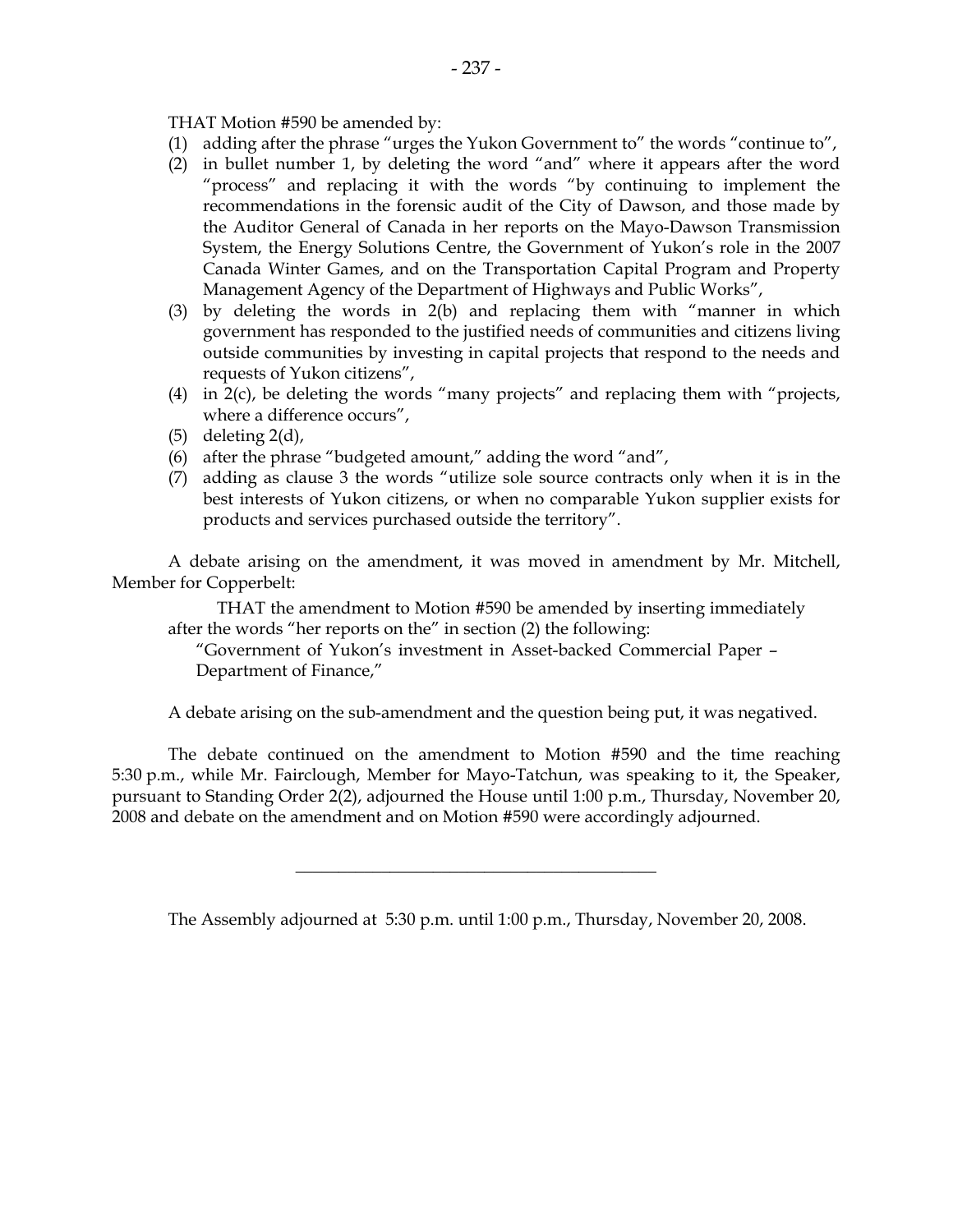THAT Motion #590 be amended by:

(1) adding after the phrase "urges the Yukon Government to" the words "continue to",
(2) in bullet number 1, by deleting the word "and" where it appears after the word "process" and replacing it with the words "by continuing to implement the recommendations in the forensic audit of the City of Dawson, and those made by the Auditor General of Canada in her reports on the Mayo-Dawson Transmission System, the Energy Solutions Centre, the Government of Yukon's role in the 2007 Canada Winter Games, and on the Transportation Capital Program and Property Management Agency of the Department of Highways and Public Works",
(3) by deleting the words in 2(b) and replacing them with "manner in which government has responded to the justified needs of communities and citizens living outside communities by investing in capital projects that respond to the needs and requests of Yukon citizens",
(4) in 2(c), be deleting the words "many projects" and replacing them with "projects, where a difference occurs",
(5) deleting 2(d),
(6) after the phrase "budgeted amount," adding the word "and",
(7) adding as clause 3 the words "utilize sole source contracts only when it is in the best interests of Yukon citizens, or when no comparable Yukon supplier exists for products and services purchased outside the territory".

A debate arising on the amendment, it was moved in amendment by Mr. Mitchell, Member for Copperbelt:

> THAT the amendment to Motion #590 be amended by inserting immediately after the words "her reports on the" in section (2) the following:
>
> "Government of Yukon's investment in Asset-backed Commercial Paper – Department of Finance,"

A debate arising on the sub-amendment and the question being put, it was negatived.

The debate continued on the amendment to Motion #590 and the time reaching 5:30 p.m., while Mr. Fairclough, Member for Mayo-Tatchun, was speaking to it, the Speaker, pursuant to Standing Order 2(2), adjourned the House until 1:00 p.m., Thursday, November 20, 2008 and debate on the amendment and on Motion #590 were accordingly adjourned.

---

The Assembly adjourned at 5:30 p.m. until 1:00 p.m., Thursday, November 20, 2008.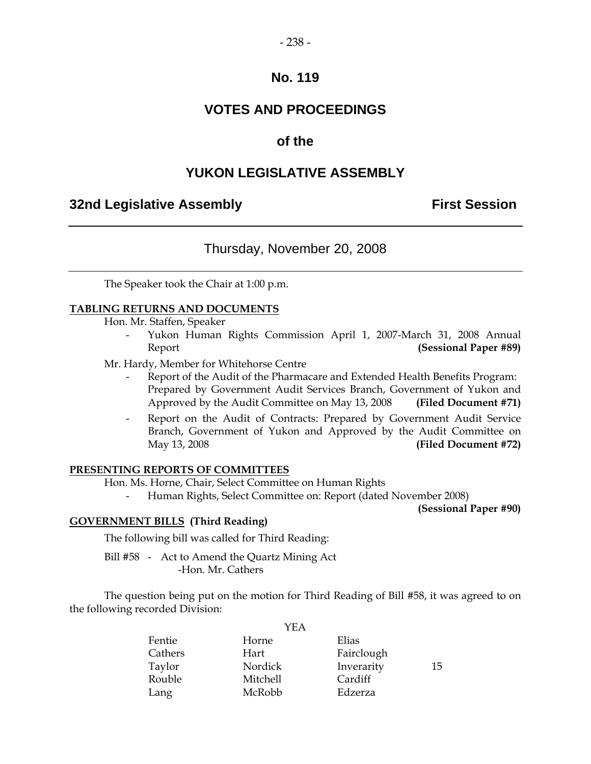# No. 119

# VOTES AND PROCEEDINGS

# of the

# YUKON LEGISLATIVE ASSEMBLY

## 32nd Legislative Assembly First Session

---

### Thursday, November 20, 2008

---

The Speaker took the Chair at 1:00 p.m.

**TABLING RETURNS AND DOCUMENTS**

Hon. Mr. Staffen, Speaker

- Yukon Human Rights Commission April 1, 2007-March 31, 2008 Annual Report **(Sessional Paper #89)**

Mr. Hardy, Member for Whitehorse Centre

- Report of the Audit of the Pharmacare and Extended Health Benefits Program: Prepared by Government Audit Services Branch, Government of Yukon and Approved by the Audit Committee on May 13, 2008 **(Filed Document #71)**
- Report on the Audit of Contracts: Prepared by Government Audit Service Branch, Government of Yukon and Approved by the Audit Committee on May 13, 2008 **(Filed Document #72)**

**PRESENTING REPORTS OF COMMITTEES**

Hon. Ms. Horne, Chair, Select Committee on Human Rights

- Human Rights, Select Committee on: Report (dated November 2008) **(Sessional Paper #90)**

**GOVERNMENT BILLS (Third Reading)**

The following bill was called for Third Reading:

Bill #58 - Act to Amend the Quartz Mining Act
-Hon. Mr. Cathers

The question being put on the motion for Third Reading of Bill #58, it was agreed to on the following recorded Division:

YEA

| | | | |
|---|---|---|---|
| Fentie | Horne | Elias | |
| Cathers | Hart | Fairclough | |
| Taylor | Nordick | Inverarity | 15 |
| Rouble | Mitchell | Cardiff | |
| Lang | McRobb | Edzerza | |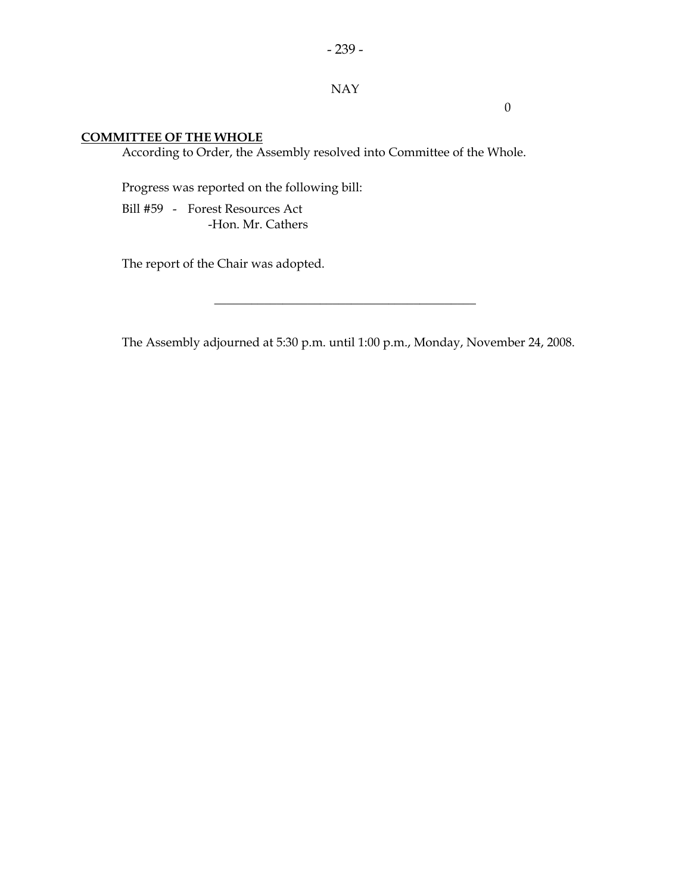NAY

0

**COMMITTEE OF THE WHOLE**

According to Order, the Assembly resolved into Committee of the Whole.

Progress was reported on the following bill:

Bill #59 - Forest Resources Act
-Hon. Mr. Cathers

The report of the Chair was adopted.

---

The Assembly adjourned at 5:30 p.m. until 1:00 p.m., Monday, November 24, 2008.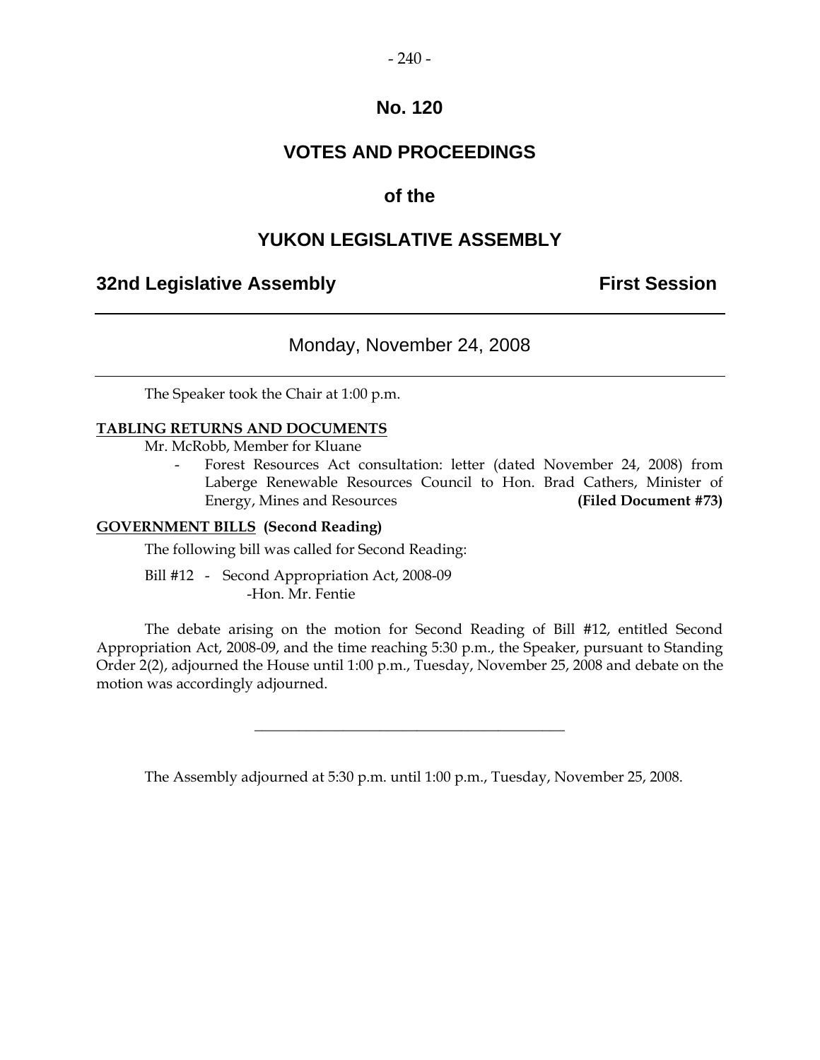# No. 120

## VOTES AND PROCEEDINGS

## of the

## YUKON LEGISLATIVE ASSEMBLY

**32nd Legislative Assembly** **First Session**

---

Monday, November 24, 2008

---

The Speaker took the Chair at 1:00 p.m.

**TABLING RETURNS AND DOCUMENTS**

Mr. McRobb, Member for Kluane

- Forest Resources Act consultation: letter (dated November 24, 2008) from Laberge Renewable Resources Council to Hon. Brad Cathers, Minister of Energy, Mines and Resources **(Filed Document #73)**

**GOVERNMENT BILLS (Second Reading)**

The following bill was called for Second Reading:

Bill #12 - Second Appropriation Act, 2008-09
-Hon. Mr. Fentie

The debate arising on the motion for Second Reading of Bill #12, entitled Second Appropriation Act, 2008-09, and the time reaching 5:30 p.m., the Speaker, pursuant to Standing Order 2(2), adjourned the House until 1:00 p.m., Tuesday, November 25, 2008 and debate on the motion was accordingly adjourned.

---

The Assembly adjourned at 5:30 p.m. until 1:00 p.m., Tuesday, November 25, 2008.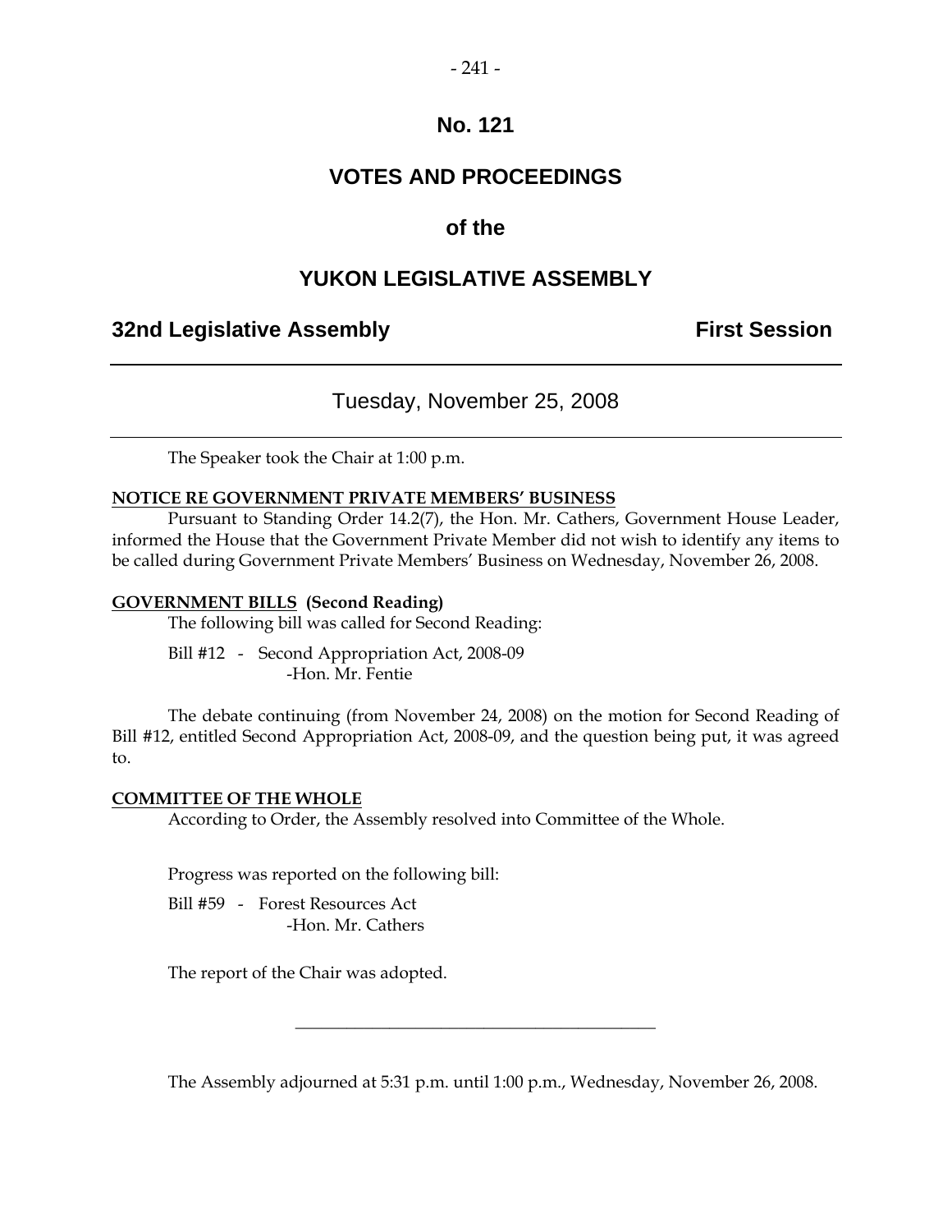# No. 121

# VOTES AND PROCEEDINGS

## of the

# YUKON LEGISLATIVE ASSEMBLY

**32nd Legislative Assembly** **First Session**

---

Tuesday, November 25, 2008

---

The Speaker took the Chair at 1:00 p.m.

**NOTICE RE GOVERNMENT PRIVATE MEMBERS' BUSINESS**

Pursuant to Standing Order 14.2(7), the Hon. Mr. Cathers, Government House Leader, informed the House that the Government Private Member did not wish to identify any items to be called during Government Private Members' Business on Wednesday, November 26, 2008.

**GOVERNMENT BILLS (Second Reading)**

The following bill was called for Second Reading:

Bill #12 - Second Appropriation Act, 2008-09
-Hon. Mr. Fentie

The debate continuing (from November 24, 2008) on the motion for Second Reading of Bill #12, entitled Second Appropriation Act, 2008-09, and the question being put, it was agreed to.

**COMMITTEE OF THE WHOLE**

According to Order, the Assembly resolved into Committee of the Whole.

Progress was reported on the following bill:

Bill #59 - Forest Resources Act
-Hon. Mr. Cathers

The report of the Chair was adopted.

---

The Assembly adjourned at 5:31 p.m. until 1:00 p.m., Wednesday, November 26, 2008.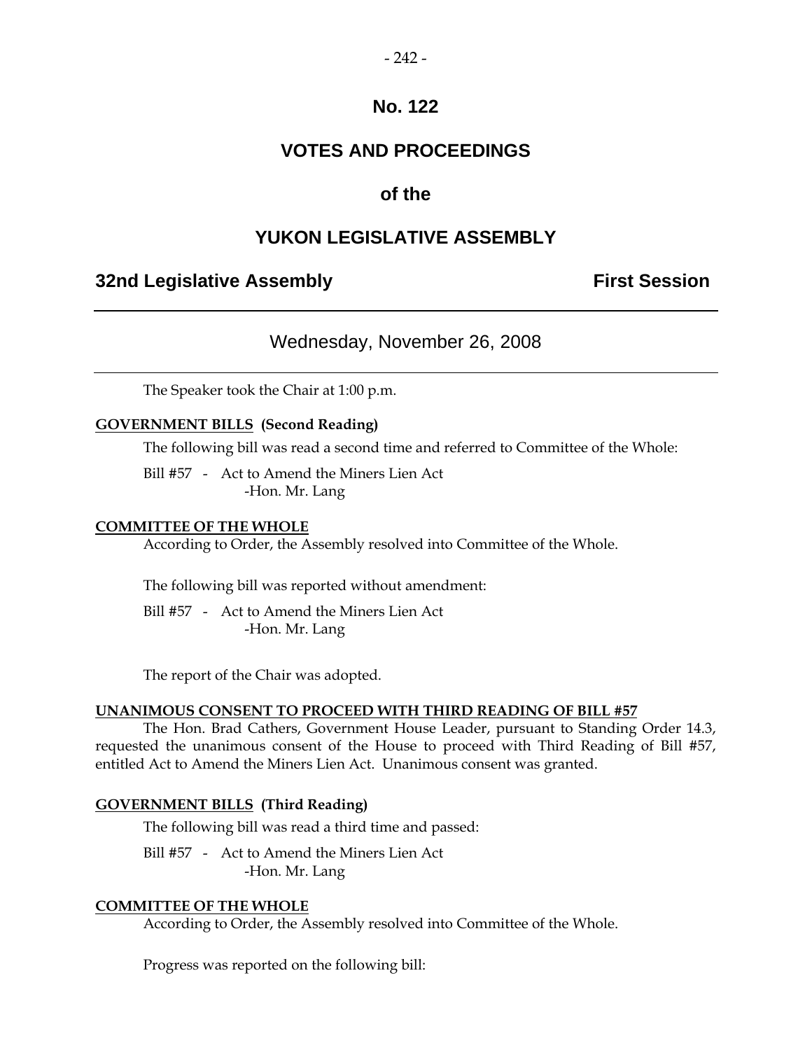# No. 122

# VOTES AND PROCEEDINGS

## of the

# YUKON LEGISLATIVE ASSEMBLY

**32nd Legislative Assembly** **First Session**

---

Wednesday, November 26, 2008

---

The Speaker took the Chair at 1:00 p.m.

**GOVERNMENT BILLS (Second Reading)**

The following bill was read a second time and referred to Committee of the Whole:

Bill #57 - Act to Amend the Miners Lien Act
-Hon. Mr. Lang

**COMMITTEE OF THE WHOLE**

According to Order, the Assembly resolved into Committee of the Whole.

The following bill was reported without amendment:

Bill #57 - Act to Amend the Miners Lien Act
-Hon. Mr. Lang

The report of the Chair was adopted.

**UNANIMOUS CONSENT TO PROCEED WITH THIRD READING OF BILL #57**

The Hon. Brad Cathers, Government House Leader, pursuant to Standing Order 14.3, requested the unanimous consent of the House to proceed with Third Reading of Bill #57, entitled Act to Amend the Miners Lien Act. Unanimous consent was granted.

**GOVERNMENT BILLS (Third Reading)**

The following bill was read a third time and passed:

Bill #57 - Act to Amend the Miners Lien Act
-Hon. Mr. Lang

**COMMITTEE OF THE WHOLE**

According to Order, the Assembly resolved into Committee of the Whole.

Progress was reported on the following bill: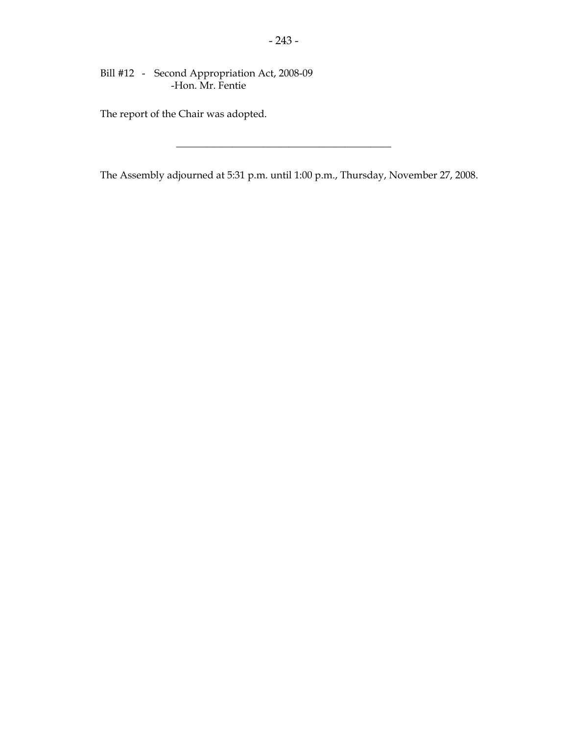Bill #12 - Second Appropriation Act, 2008-09
-Hon. Mr. Fentie

The report of the Chair was adopted.

---

The Assembly adjourned at 5:31 p.m. until 1:00 p.m., Thursday, November 27, 2008.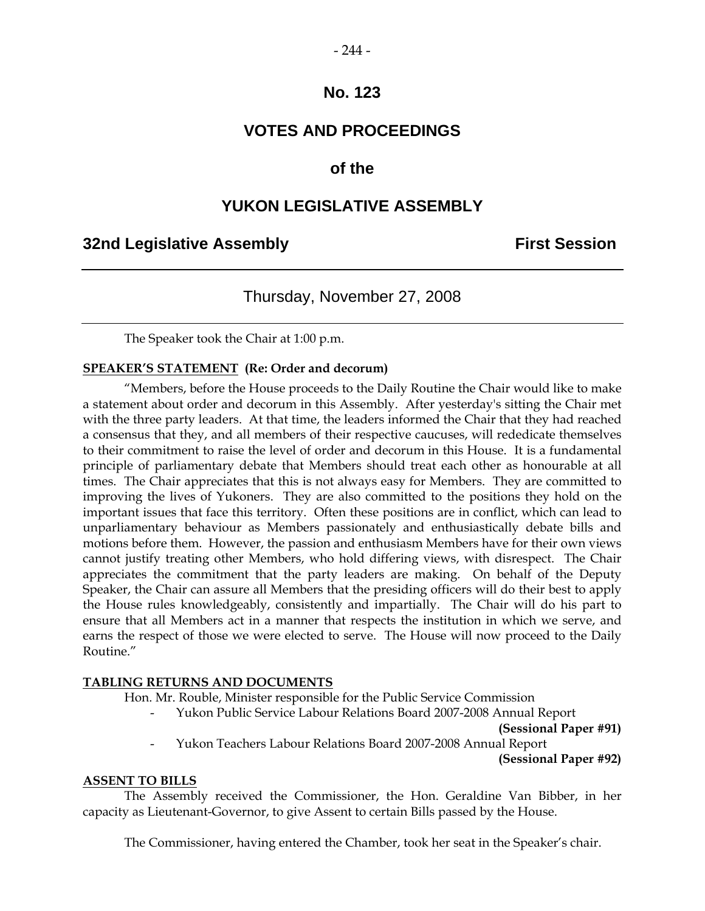# No. 123

## VOTES AND PROCEEDINGS

## of the

## YUKON LEGISLATIVE ASSEMBLY

**32nd Legislative Assembly** **First Session**

---

Thursday, November 27, 2008

---

The Speaker took the Chair at 1:00 p.m.

**SPEAKER'S STATEMENT (Re: Order and decorum)**

"Members, before the House proceeds to the Daily Routine the Chair would like to make a statement about order and decorum in this Assembly. After yesterday's sitting the Chair met with the three party leaders. At that time, the leaders informed the Chair that they had reached a consensus that they, and all members of their respective caucuses, will rededicate themselves to their commitment to raise the level of order and decorum in this House. It is a fundamental principle of parliamentary debate that Members should treat each other as honourable at all times. The Chair appreciates that this is not always easy for Members. They are committed to improving the lives of Yukoners. They are also committed to the positions they hold on the important issues that face this territory. Often these positions are in conflict, which can lead to unparliamentary behaviour as Members passionately and enthusiastically debate bills and motions before them. However, the passion and enthusiasm Members have for their own views cannot justify treating other Members, who hold differing views, with disrespect. The Chair appreciates the commitment that the party leaders are making. On behalf of the Deputy Speaker, the Chair can assure all Members that the presiding officers will do their best to apply the House rules knowledgeably, consistently and impartially. The Chair will do his part to ensure that all Members act in a manner that respects the institution in which we serve, and earns the respect of those we were elected to serve. The House will now proceed to the Daily Routine."

**TABLING RETURNS AND DOCUMENTS**

Hon. Mr. Rouble, Minister responsible for the Public Service Commission

- Yukon Public Service Labour Relations Board 2007-2008 Annual Report **(Sessional Paper #91)**
- Yukon Teachers Labour Relations Board 2007-2008 Annual Report **(Sessional Paper #92)**

**ASSENT TO BILLS**

The Assembly received the Commissioner, the Hon. Geraldine Van Bibber, in her capacity as Lieutenant-Governor, to give Assent to certain Bills passed by the House.

The Commissioner, having entered the Chamber, took her seat in the Speaker's chair.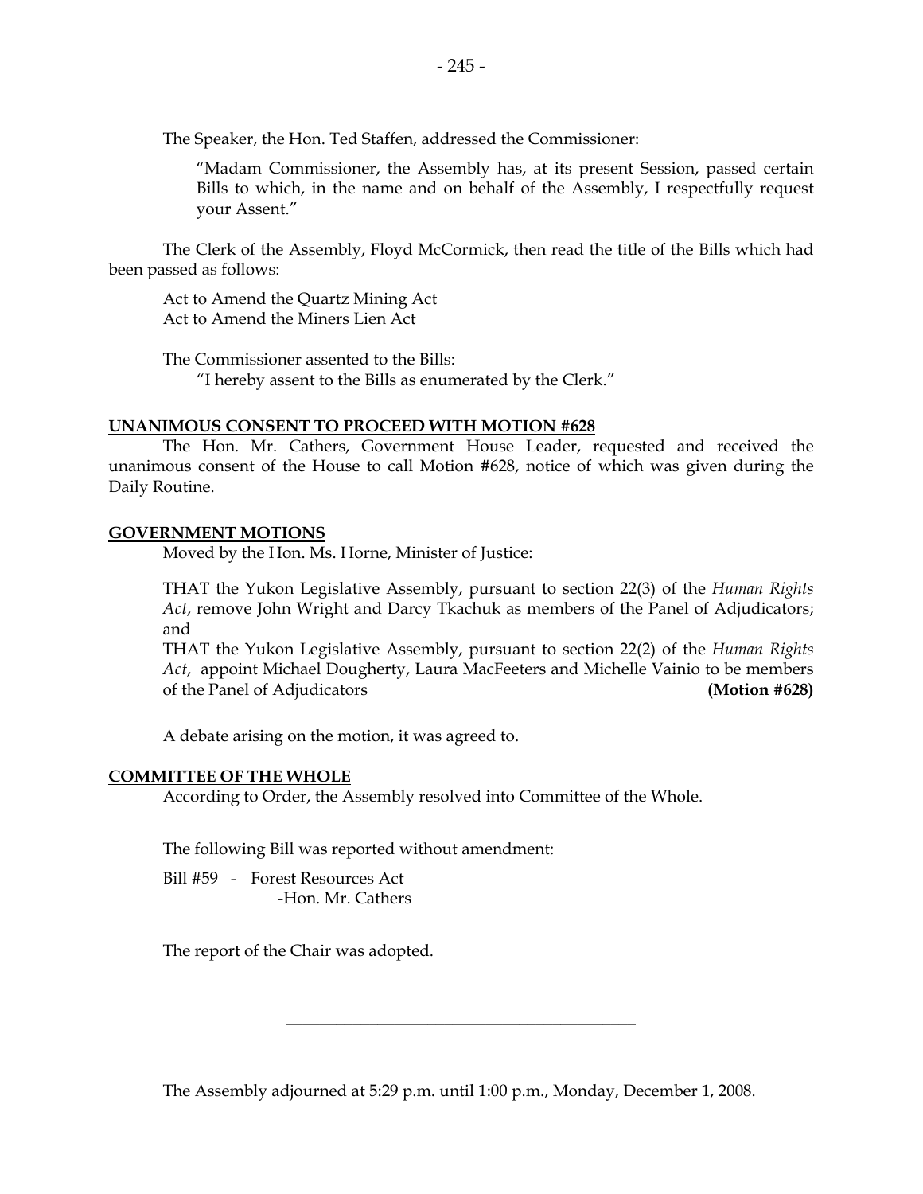The Speaker, the Hon. Ted Staffen, addressed the Commissioner:

> "Madam Commissioner, the Assembly has, at its present Session, passed certain Bills to which, in the name and on behalf of the Assembly, I respectfully request your Assent."

The Clerk of the Assembly, Floyd McCormick, then read the title of the Bills which had been passed as follows:

Act to Amend the Quartz Mining Act
Act to Amend the Miners Lien Act

The Commissioner assented to the Bills:
"I hereby assent to the Bills as enumerated by the Clerk."

**UNANIMOUS CONSENT TO PROCEED WITH MOTION #628**

The Hon. Mr. Cathers, Government House Leader, requested and received the unanimous consent of the House to call Motion #628, notice of which was given during the Daily Routine.

**GOVERNMENT MOTIONS**

Moved by the Hon. Ms. Horne, Minister of Justice:

THAT the Yukon Legislative Assembly, pursuant to section 22(3) of the *Human Rights Act*, remove John Wright and Darcy Tkachuk as members of the Panel of Adjudicators; and
THAT the Yukon Legislative Assembly, pursuant to section 22(2) of the *Human Rights Act*, appoint Michael Dougherty, Laura MacFeeters and Michelle Vainio to be members of the Panel of Adjudicators **(Motion #628)**

A debate arising on the motion, it was agreed to.

**COMMITTEE OF THE WHOLE**

According to Order, the Assembly resolved into Committee of the Whole.

The following Bill was reported without amendment:

Bill #59 - Forest Resources Act
-Hon. Mr. Cathers

The report of the Chair was adopted.

---

The Assembly adjourned at 5:29 p.m. until 1:00 p.m., Monday, December 1, 2008.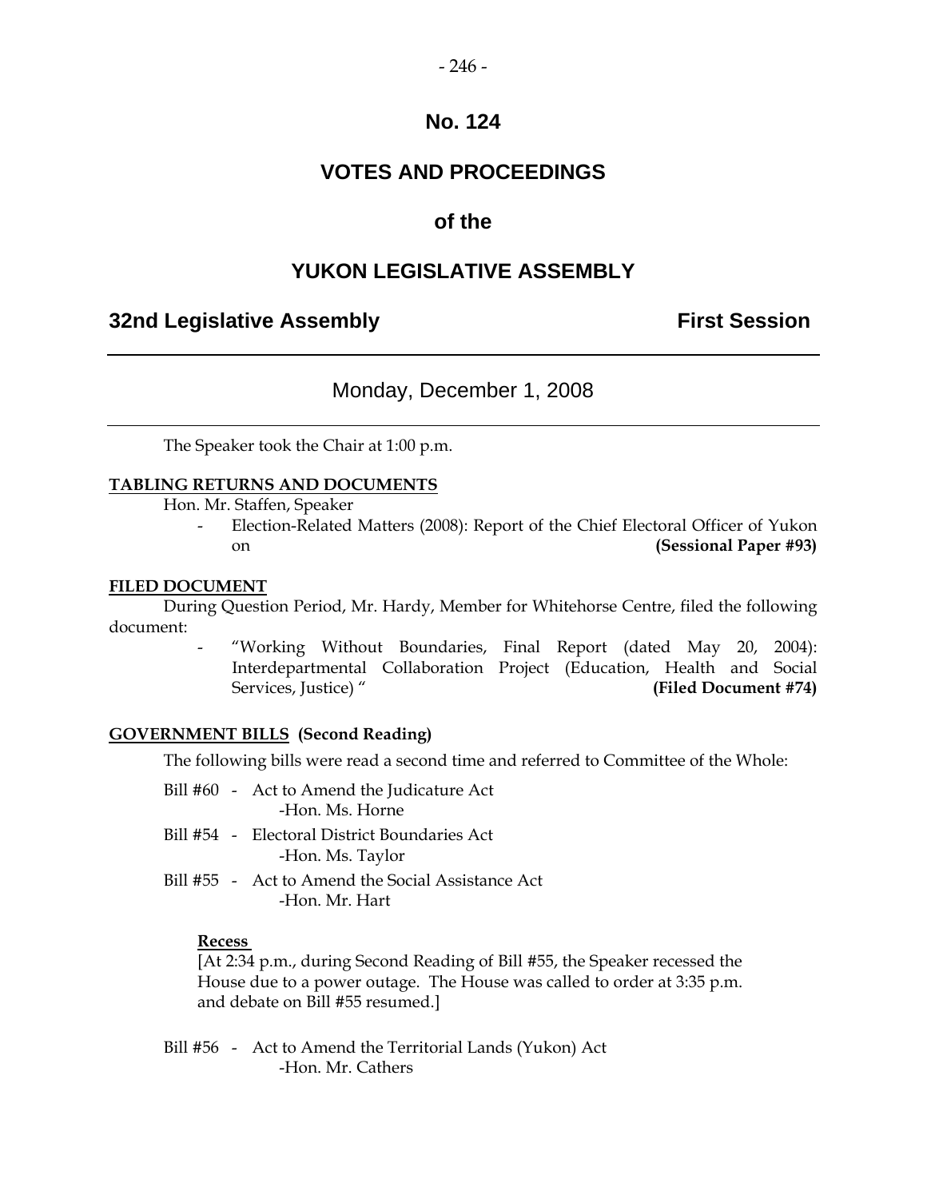# No. 124

## VOTES AND PROCEEDINGS

## of the

## YUKON LEGISLATIVE ASSEMBLY

**32nd Legislative Assembly** **First Session**

---

Monday, December 1, 2008

---

The Speaker took the Chair at 1:00 p.m.

**TABLING RETURNS AND DOCUMENTS**

Hon. Mr. Staffen, Speaker

- Election-Related Matters (2008): Report of the Chief Electoral Officer of Yukon on **(Sessional Paper #93)**

**FILED DOCUMENT**

During Question Period, Mr. Hardy, Member for Whitehorse Centre, filed the following document:

- "Working Without Boundaries, Final Report (dated May 20, 2004): Interdepartmental Collaboration Project (Education, Health and Social Services, Justice) " **(Filed Document #74)**

**GOVERNMENT BILLS (Second Reading)**

The following bills were read a second time and referred to Committee of the Whole:

Bill #60 - Act to Amend the Judicature Act
-Hon. Ms. Horne

Bill #54 - Electoral District Boundaries Act
-Hon. Ms. Taylor

Bill #55 - Act to Amend the Social Assistance Act
-Hon. Mr. Hart

**Recess**

[At 2:34 p.m., during Second Reading of Bill #55, the Speaker recessed the House due to a power outage. The House was called to order at 3:35 p.m. and debate on Bill #55 resumed.]

Bill #56 - Act to Amend the Territorial Lands (Yukon) Act
-Hon. Mr. Cathers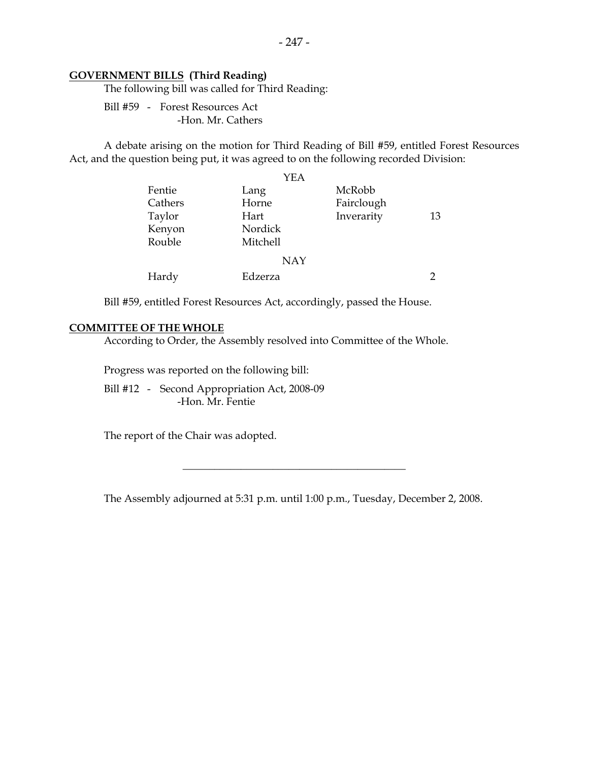**GOVERNMENT BILLS (Third Reading)**

The following bill was called for Third Reading:

Bill #59 - Forest Resources Act
-Hon. Mr. Cathers

A debate arising on the motion for Third Reading of Bill #59, entitled Forest Resources Act, and the question being put, it was agreed to on the following recorded Division:

| | YEA | | |
|---|---|---|---|
| Fentie | Lang | McRobb | |
| Cathers | Horne | Fairclough | |
| Taylor | Hart | Inverarity | 13 |
| Kenyon | Nordick | | |
| Rouble | Mitchell | | |
| | **NAY** | | |
| Hardy | Edzerza | | 2 |

Bill #59, entitled Forest Resources Act, accordingly, passed the House.

**COMMITTEE OF THE WHOLE**

According to Order, the Assembly resolved into Committee of the Whole.

Progress was reported on the following bill:

Bill #12 - Second Appropriation Act, 2008-09
-Hon. Mr. Fentie

The report of the Chair was adopted.

---

The Assembly adjourned at 5:31 p.m. until 1:00 p.m., Tuesday, December 2, 2008.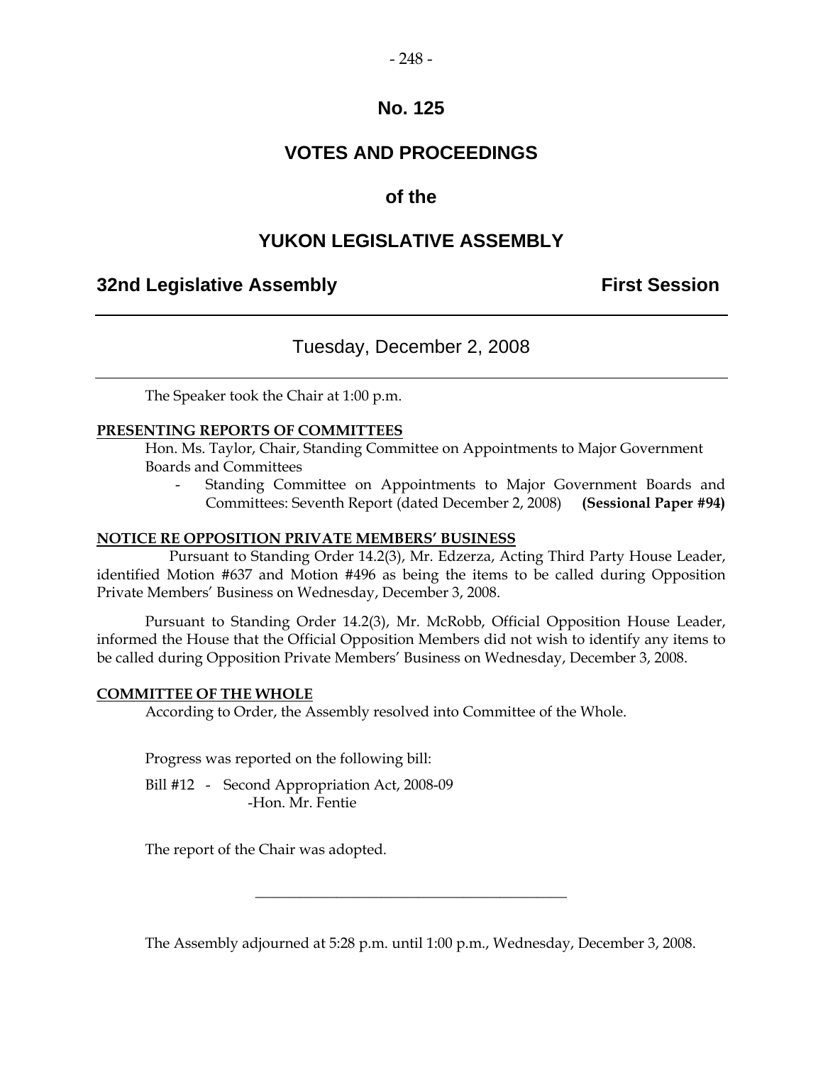# No. 125

## VOTES AND PROCEEDINGS

## of the

## YUKON LEGISLATIVE ASSEMBLY

**32nd Legislative Assembly** **First Session**

---

Tuesday, December 2, 2008

---

The Speaker took the Chair at 1:00 p.m.

**PRESENTING REPORTS OF COMMITTEES**

Hon. Ms. Taylor, Chair, Standing Committee on Appointments to Major Government Boards and Committees

- Standing Committee on Appointments to Major Government Boards and Committees: Seventh Report (dated December 2, 2008) **(Sessional Paper #94)**

**NOTICE RE OPPOSITION PRIVATE MEMBERS' BUSINESS**

Pursuant to Standing Order 14.2(3), Mr. Edzerza, Acting Third Party House Leader, identified Motion #637 and Motion #496 as being the items to be called during Opposition Private Members' Business on Wednesday, December 3, 2008.

Pursuant to Standing Order 14.2(3), Mr. McRobb, Official Opposition House Leader, informed the House that the Official Opposition Members did not wish to identify any items to be called during Opposition Private Members' Business on Wednesday, December 3, 2008.

**COMMITTEE OF THE WHOLE**

According to Order, the Assembly resolved into Committee of the Whole.

Progress was reported on the following bill:

Bill #12 - Second Appropriation Act, 2008-09
-Hon. Mr. Fentie

The report of the Chair was adopted.

---

The Assembly adjourned at 5:28 p.m. until 1:00 p.m., Wednesday, December 3, 2008.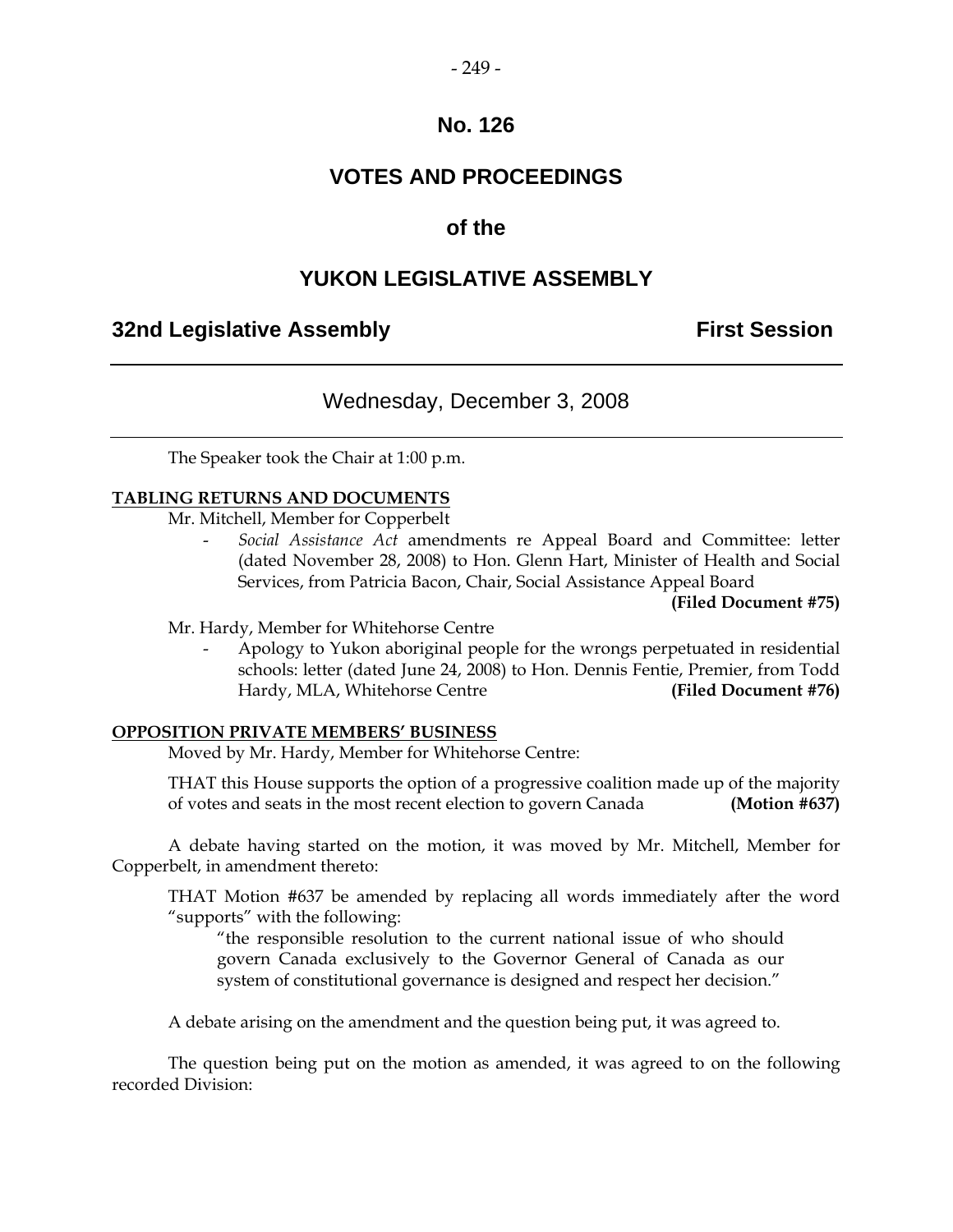# No. 126

# VOTES AND PROCEEDINGS

# of the

# YUKON LEGISLATIVE ASSEMBLY

**32nd Legislative Assembly** **First Session**

---

## Wednesday, December 3, 2008

---

The Speaker took the Chair at 1:00 p.m.

**TABLING RETURNS AND DOCUMENTS**

Mr. Mitchell, Member for Copperbelt

- *Social Assistance Act* amendments re Appeal Board and Committee: letter (dated November 28, 2008) to Hon. Glenn Hart, Minister of Health and Social Services, from Patricia Bacon, Chair, Social Assistance Appeal Board **(Filed Document #75)**

Mr. Hardy, Member for Whitehorse Centre

- Apology to Yukon aboriginal people for the wrongs perpetuated in residential schools: letter (dated June 24, 2008) to Hon. Dennis Fentie, Premier, from Todd Hardy, MLA, Whitehorse Centre **(Filed Document #76)**

**OPPOSITION PRIVATE MEMBERS' BUSINESS**

Moved by Mr. Hardy, Member for Whitehorse Centre:

THAT this House supports the option of a progressive coalition made up of the majority of votes and seats in the most recent election to govern Canada **(Motion #637)**

A debate having started on the motion, it was moved by Mr. Mitchell, Member for Copperbelt, in amendment thereto:

THAT Motion #637 be amended by replacing all words immediately after the word "supports" with the following:

"the responsible resolution to the current national issue of who should govern Canada exclusively to the Governor General of Canada as our system of constitutional governance is designed and respect her decision."

A debate arising on the amendment and the question being put, it was agreed to.

The question being put on the motion as amended, it was agreed to on the following recorded Division: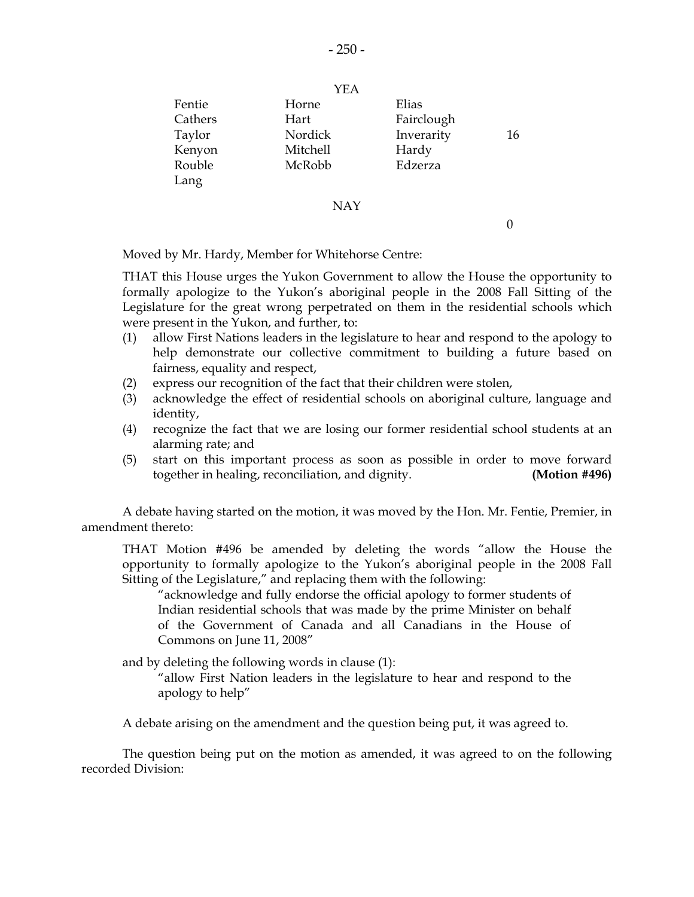YEA

| | | | |
|---|---|---|---|
| Fentie | Horne | Elias | |
| Cathers | Hart | Fairclough | |
| Taylor | Nordick | Inverarity | 16 |
| Kenyon | Mitchell | Hardy | |
| Rouble | McRobb | Edzerza | |
| Lang | | | |

NAY

0

Moved by Mr. Hardy, Member for Whitehorse Centre:

THAT this House urges the Yukon Government to allow the House the opportunity to formally apologize to the Yukon's aboriginal people in the 2008 Fall Sitting of the Legislature for the great wrong perpetrated on them in the residential schools which were present in the Yukon, and further, to:

(1) allow First Nations leaders in the legislature to hear and respond to the apology to help demonstrate our collective commitment to building a future based on fairness, equality and respect,
(2) express our recognition of the fact that their children were stolen,
(3) acknowledge the effect of residential schools on aboriginal culture, language and identity,
(4) recognize the fact that we are losing our former residential school students at an alarming rate; and
(5) start on this important process as soon as possible in order to move forward together in healing, reconciliation, and dignity. **(Motion #496)**

A debate having started on the motion, it was moved by the Hon. Mr. Fentie, Premier, in amendment thereto:

THAT Motion #496 be amended by deleting the words "allow the House the opportunity to formally apologize to the Yukon's aboriginal people in the 2008 Fall Sitting of the Legislature," and replacing them with the following:

> "acknowledge and fully endorse the official apology to former students of Indian residential schools that was made by the prime Minister on behalf of the Government of Canada and all Canadians in the House of Commons on June 11, 2008"

and by deleting the following words in clause (1):

> "allow First Nation leaders in the legislature to hear and respond to the apology to help"

A debate arising on the amendment and the question being put, it was agreed to.

The question being put on the motion as amended, it was agreed to on the following recorded Division: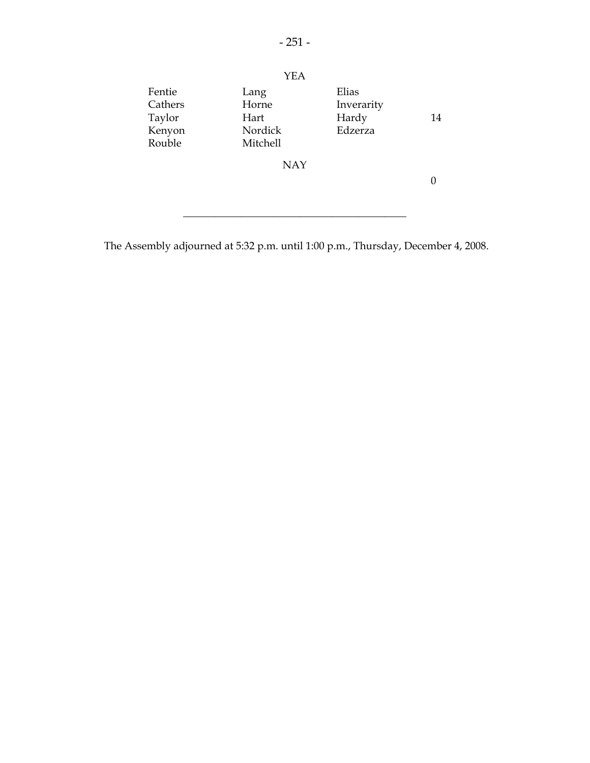YEA

| | | | |
|---|---|---|---|
| Fentie | Lang | Elias | |
| Cathers | Horne | Inverarity | |
| Taylor | Hart | Hardy | 14 |
| Kenyon | Nordick | Edzerza | |
| Rouble | Mitchell | | |

NAY

0

---

The Assembly adjourned at 5:32 p.m. until 1:00 p.m., Thursday, December 4, 2008.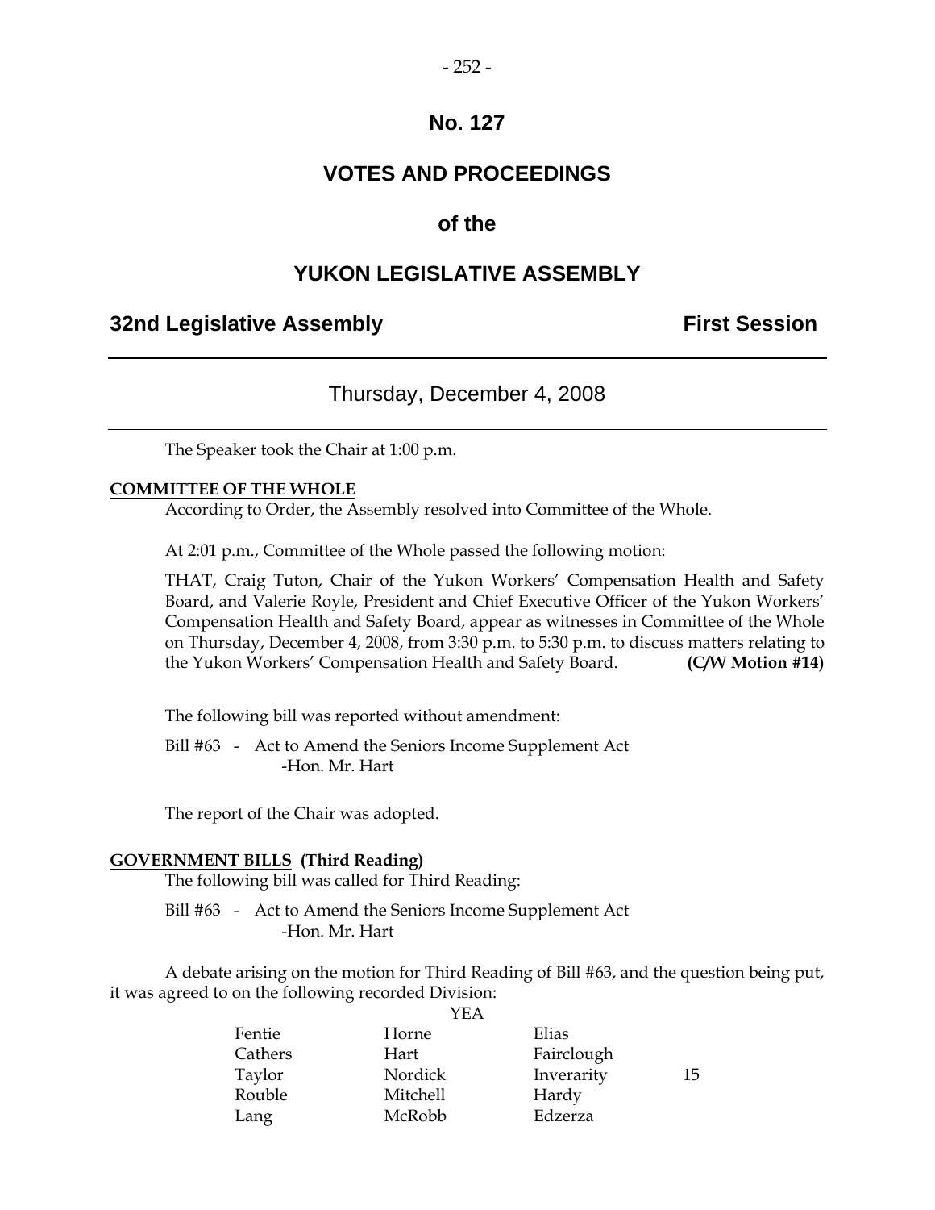# No. 127

# VOTES AND PROCEEDINGS

## of the

# YUKON LEGISLATIVE ASSEMBLY

**32nd Legislative Assembly** **First Session**

---

### Thursday, December 4, 2008

---

The Speaker took the Chair at 1:00 p.m.

**COMMITTEE OF THE WHOLE**

According to Order, the Assembly resolved into Committee of the Whole.

At 2:01 p.m., Committee of the Whole passed the following motion:

THAT, Craig Tuton, Chair of the Yukon Workers' Compensation Health and Safety Board, and Valerie Royle, President and Chief Executive Officer of the Yukon Workers' Compensation Health and Safety Board, appear as witnesses in Committee of the Whole on Thursday, December 4, 2008, from 3:30 p.m. to 5:30 p.m. to discuss matters relating to the Yukon Workers' Compensation Health and Safety Board. **(C/W Motion #14)**

The following bill was reported without amendment:

Bill #63 - Act to Amend the Seniors Income Supplement Act
-Hon. Mr. Hart

The report of the Chair was adopted.

**GOVERNMENT BILLS (Third Reading)**

The following bill was called for Third Reading:

Bill #63 - Act to Amend the Seniors Income Supplement Act
-Hon. Mr. Hart

A debate arising on the motion for Third Reading of Bill #63, and the question being put, it was agreed to on the following recorded Division:

YEA

| | | | |
|---|---|---|---|
| Fentie | Horne | Elias | |
| Cathers | Hart | Fairclough | |
| Taylor | Nordick | Inverarity | 15 |
| Rouble | Mitchell | Hardy | |
| Lang | McRobb | Edzerza | |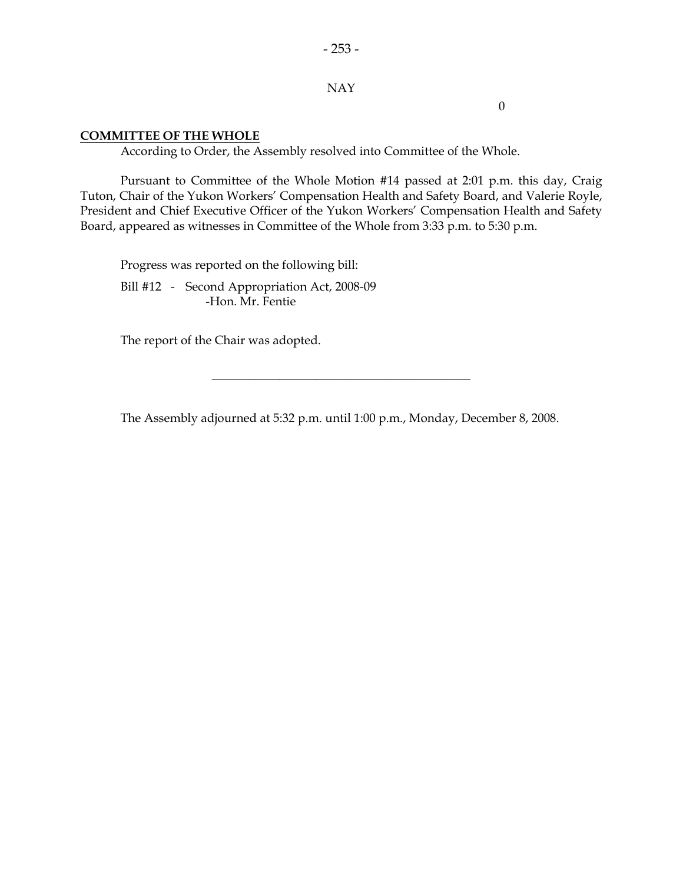NAY

0

**COMMITTEE OF THE WHOLE**

According to Order, the Assembly resolved into Committee of the Whole.

Pursuant to Committee of the Whole Motion #14 passed at 2:01 p.m. this day, Craig Tuton, Chair of the Yukon Workers' Compensation Health and Safety Board, and Valerie Royle, President and Chief Executive Officer of the Yukon Workers' Compensation Health and Safety Board, appeared as witnesses in Committee of the Whole from 3:33 p.m. to 5:30 p.m.

Progress was reported on the following bill:

Bill #12 - Second Appropriation Act, 2008-09
-Hon. Mr. Fentie

The report of the Chair was adopted.

---

The Assembly adjourned at 5:32 p.m. until 1:00 p.m., Monday, December 8, 2008.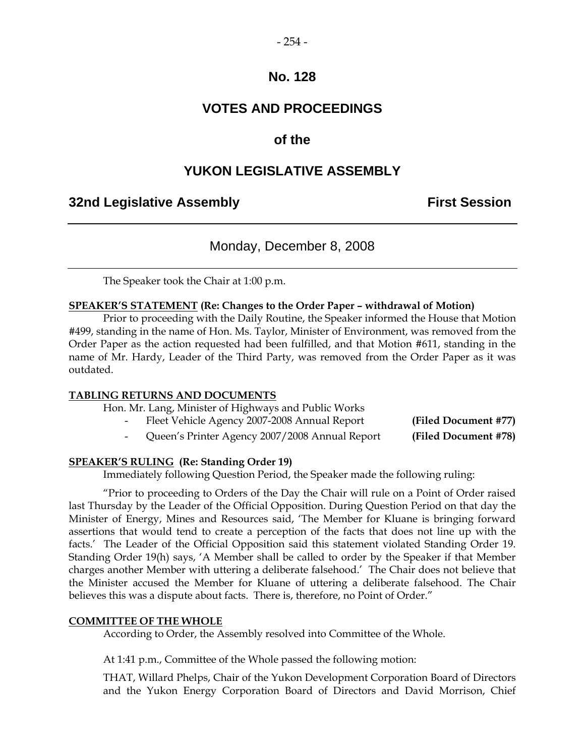# No. 128

# VOTES AND PROCEEDINGS

## of the

# YUKON LEGISLATIVE ASSEMBLY

**32nd Legislative Assembly** **First Session**

---

Monday, December 8, 2008

---

The Speaker took the Chair at 1:00 p.m.

**SPEAKER'S STATEMENT (Re: Changes to the Order Paper – withdrawal of Motion)**

Prior to proceeding with the Daily Routine, the Speaker informed the House that Motion #499, standing in the name of Hon. Ms. Taylor, Minister of Environment, was removed from the Order Paper as the action requested had been fulfilled, and that Motion #611, standing in the name of Mr. Hardy, Leader of the Third Party, was removed from the Order Paper as it was outdated.

**TABLING RETURNS AND DOCUMENTS**

Hon. Mr. Lang, Minister of Highways and Public Works

- Fleet Vehicle Agency 2007-2008 Annual Report **(Filed Document #77)**
- Queen's Printer Agency 2007/2008 Annual Report **(Filed Document #78)**

**SPEAKER'S RULING (Re: Standing Order 19)**

Immediately following Question Period, the Speaker made the following ruling:

"Prior to proceeding to Orders of the Day the Chair will rule on a Point of Order raised last Thursday by the Leader of the Official Opposition. During Question Period on that day the Minister of Energy, Mines and Resources said, 'The Member for Kluane is bringing forward assertions that would tend to create a perception of the facts that does not line up with the facts.' The Leader of the Official Opposition said this statement violated Standing Order 19. Standing Order 19(h) says, 'A Member shall be called to order by the Speaker if that Member charges another Member with uttering a deliberate falsehood.' The Chair does not believe that the Minister accused the Member for Kluane of uttering a deliberate falsehood. The Chair believes this was a dispute about facts. There is, therefore, no Point of Order."

**COMMITTEE OF THE WHOLE**

According to Order, the Assembly resolved into Committee of the Whole.

At 1:41 p.m., Committee of the Whole passed the following motion:

THAT, Willard Phelps, Chair of the Yukon Development Corporation Board of Directors and the Yukon Energy Corporation Board of Directors and David Morrison, Chief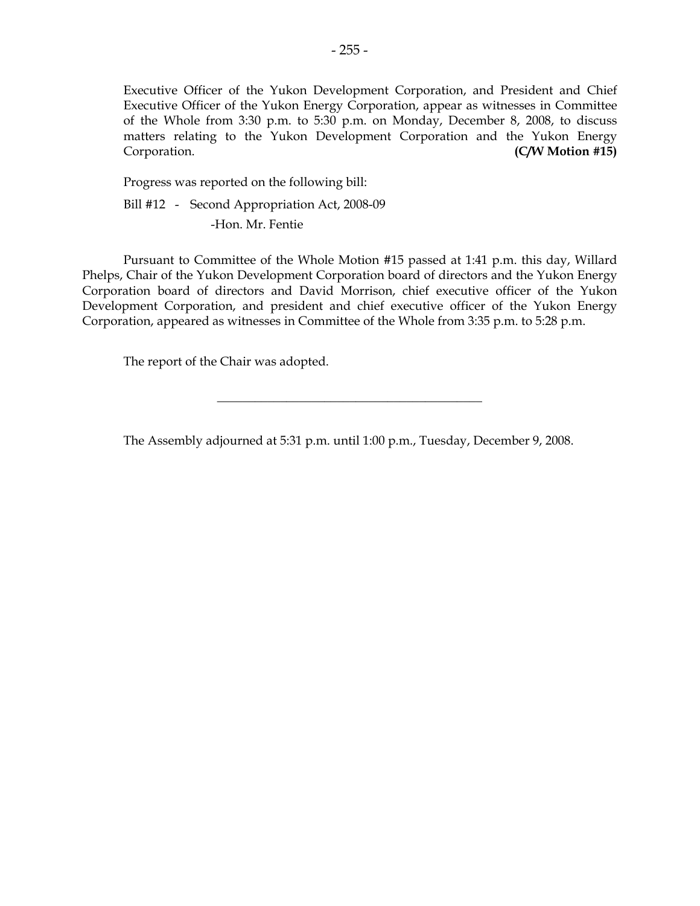Executive Officer of the Yukon Development Corporation, and President and Chief Executive Officer of the Yukon Energy Corporation, appear as witnesses in Committee of the Whole from 3:30 p.m. to 5:30 p.m. on Monday, December 8, 2008, to discuss matters relating to the Yukon Development Corporation and the Yukon Energy Corporation. **(C/W Motion #15)**

Progress was reported on the following bill:

Bill #12 - Second Appropriation Act, 2008-09
-Hon. Mr. Fentie

Pursuant to Committee of the Whole Motion #15 passed at 1:41 p.m. this day, Willard Phelps, Chair of the Yukon Development Corporation board of directors and the Yukon Energy Corporation board of directors and David Morrison, chief executive officer of the Yukon Development Corporation, and president and chief executive officer of the Yukon Energy Corporation, appeared as witnesses in Committee of the Whole from 3:35 p.m. to 5:28 p.m.

The report of the Chair was adopted.

---

The Assembly adjourned at 5:31 p.m. until 1:00 p.m., Tuesday, December 9, 2008.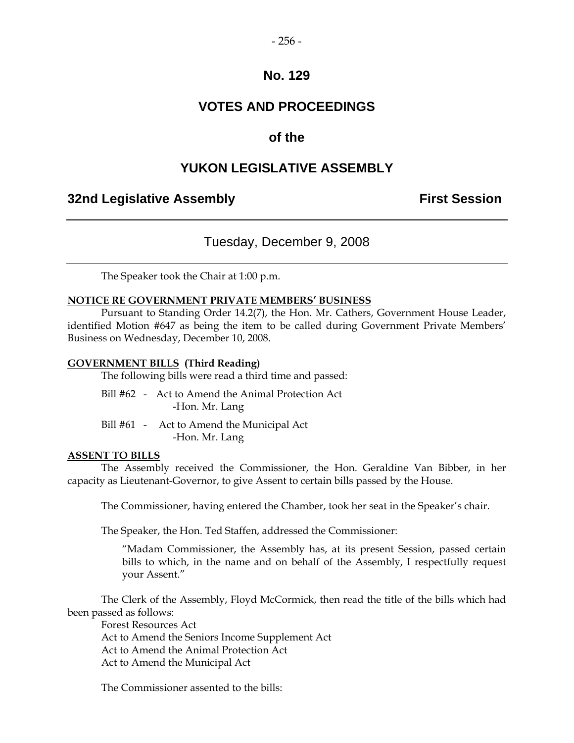# No. 129

# VOTES AND PROCEEDINGS

## of the

# YUKON LEGISLATIVE ASSEMBLY

**32nd Legislative Assembly** **First Session**

---

Tuesday, December 9, 2008

---

The Speaker took the Chair at 1:00 p.m.

**NOTICE RE GOVERNMENT PRIVATE MEMBERS' BUSINESS**

Pursuant to Standing Order 14.2(7), the Hon. Mr. Cathers, Government House Leader, identified Motion #647 as being the item to be called during Government Private Members' Business on Wednesday, December 10, 2008.

**GOVERNMENT BILLS (Third Reading)**

The following bills were read a third time and passed:

Bill #62 - Act to Amend the Animal Protection Act
-Hon. Mr. Lang

Bill #61 - Act to Amend the Municipal Act
-Hon. Mr. Lang

**ASSENT TO BILLS**

The Assembly received the Commissioner, the Hon. Geraldine Van Bibber, in her capacity as Lieutenant-Governor, to give Assent to certain bills passed by the House.

The Commissioner, having entered the Chamber, took her seat in the Speaker's chair.

The Speaker, the Hon. Ted Staffen, addressed the Commissioner:

> "Madam Commissioner, the Assembly has, at its present Session, passed certain bills to which, in the name and on behalf of the Assembly, I respectfully request your Assent."

The Clerk of the Assembly, Floyd McCormick, then read the title of the bills which had been passed as follows:

Forest Resources Act
Act to Amend the Seniors Income Supplement Act
Act to Amend the Animal Protection Act
Act to Amend the Municipal Act

The Commissioner assented to the bills: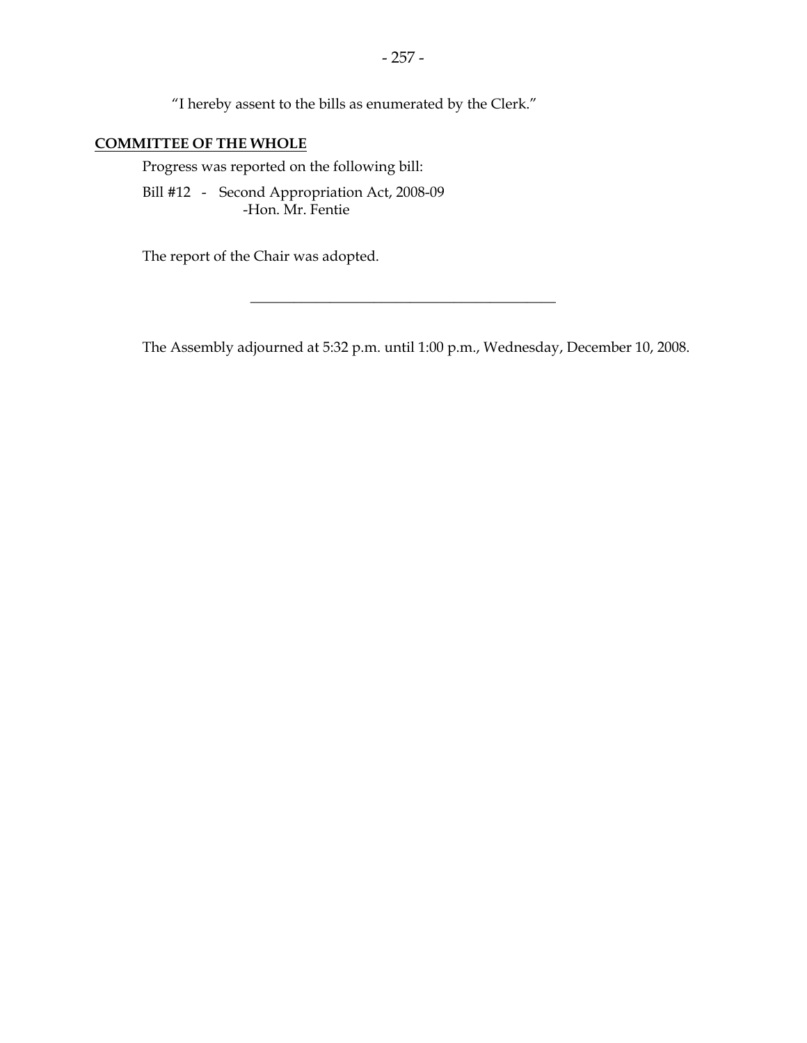"I hereby assent to the bills as enumerated by the Clerk."

**COMMITTEE OF THE WHOLE**

Progress was reported on the following bill:

Bill #12 - Second Appropriation Act, 2008-09
-Hon. Mr. Fentie

The report of the Chair was adopted.

---

The Assembly adjourned at 5:32 p.m. until 1:00 p.m., Wednesday, December 10, 2008.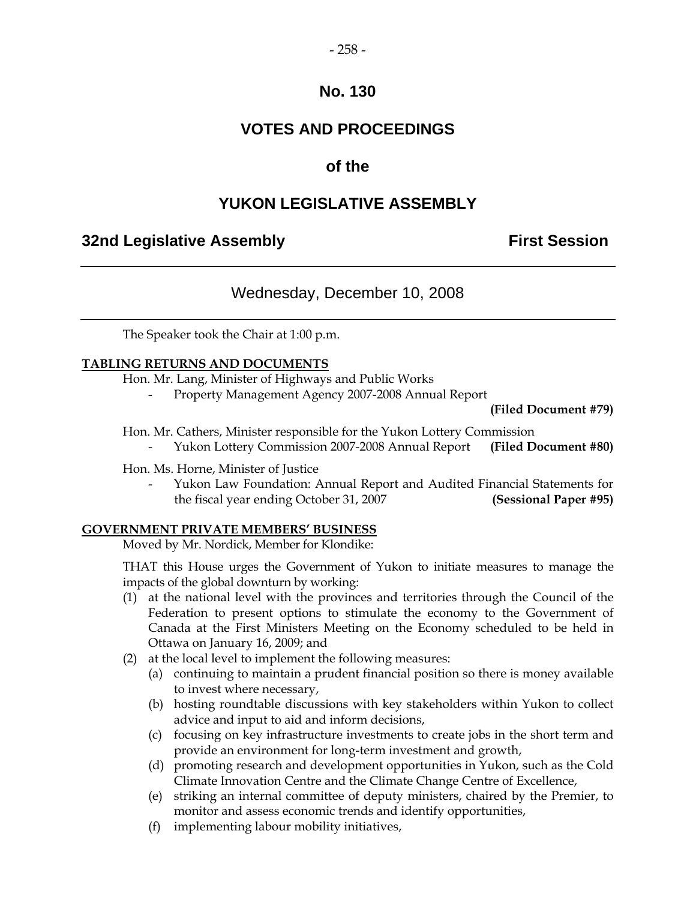# No. 130

# VOTES AND PROCEEDINGS

# of the

# YUKON LEGISLATIVE ASSEMBLY

**32nd Legislative Assembly** **First Session**

---

## Wednesday, December 10, 2008

---

The Speaker took the Chair at 1:00 p.m.

**TABLING RETURNS AND DOCUMENTS**

Hon. Mr. Lang, Minister of Highways and Public Works

- Property Management Agency 2007-2008 Annual Report **(Filed Document #79)**

Hon. Mr. Cathers, Minister responsible for the Yukon Lottery Commission

- Yukon Lottery Commission 2007-2008 Annual Report **(Filed Document #80)**

Hon. Ms. Horne, Minister of Justice

- Yukon Law Foundation: Annual Report and Audited Financial Statements for the fiscal year ending October 31, 2007 **(Sessional Paper #95)**

**GOVERNMENT PRIVATE MEMBERS' BUSINESS**

Moved by Mr. Nordick, Member for Klondike:

THAT this House urges the Government of Yukon to initiate measures to manage the impacts of the global downturn by working:

(1) at the national level with the provinces and territories through the Council of the Federation to present options to stimulate the economy to the Government of Canada at the First Ministers Meeting on the Economy scheduled to be held in Ottawa on January 16, 2009; and

(2) at the local level to implement the following measures:

   (a) continuing to maintain a prudent financial position so there is money available to invest where necessary,

   (b) hosting roundtable discussions with key stakeholders within Yukon to collect advice and input to aid and inform decisions,

   (c) focusing on key infrastructure investments to create jobs in the short term and provide an environment for long-term investment and growth,

   (d) promoting research and development opportunities in Yukon, such as the Cold Climate Innovation Centre and the Climate Change Centre of Excellence,

   (e) striking an internal committee of deputy ministers, chaired by the Premier, to monitor and assess economic trends and identify opportunities,

   (f) implementing labour mobility initiatives,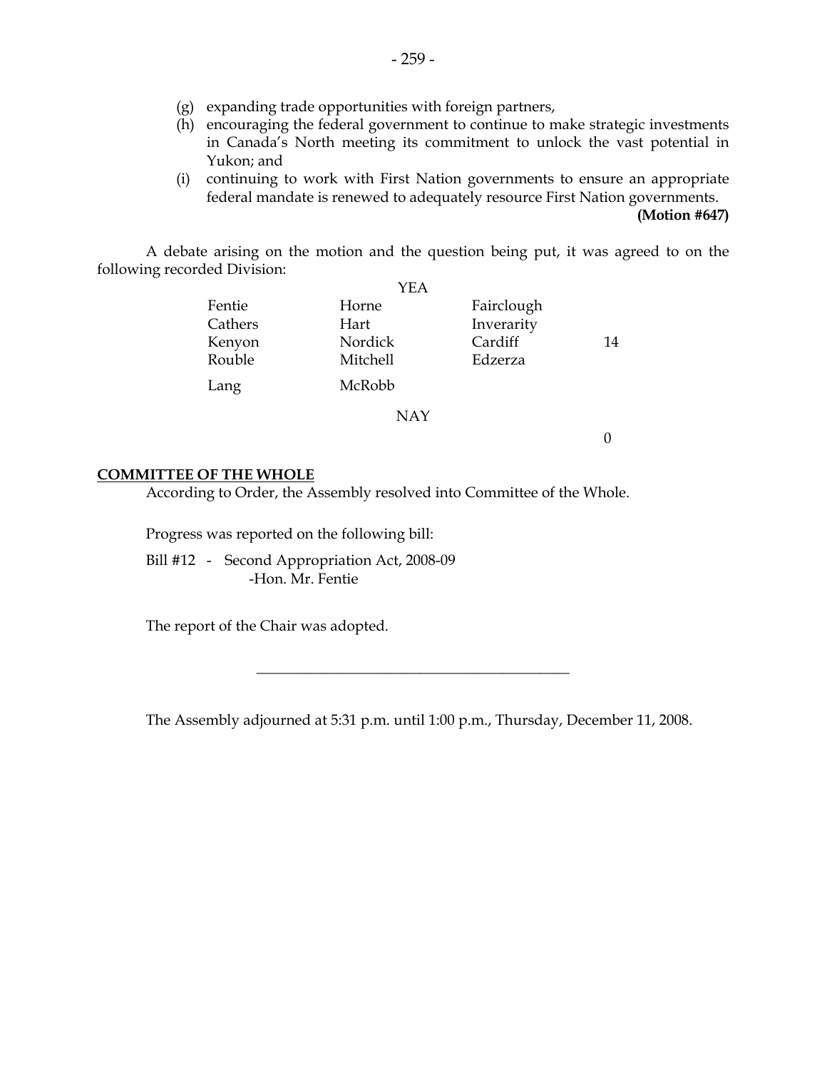(g) expanding trade opportunities with foreign partners,

(h) encouraging the federal government to continue to make strategic investments in Canada's North meeting its commitment to unlock the vast potential in Yukon; and

(i) continuing to work with First Nation governments to ensure an appropriate federal mandate is renewed to adequately resource First Nation governments.

**(Motion #647)**

A debate arising on the motion and the question being put, it was agreed to on the following recorded Division:

| | YEA | | |
|---|---|---|---|
| Fentie | Horne | Fairclough | |
| Cathers | Hart | Inverarity | |
| Kenyon | Nordick | Cardiff | 14 |
| Rouble | Mitchell | Edzerza | |
| Lang | McRobb | | |
| | NAY | | |
| | | | 0 |

**COMMITTEE OF THE WHOLE**

According to Order, the Assembly resolved into Committee of the Whole.

Progress was reported on the following bill:

Bill #12 - Second Appropriation Act, 2008-09
-Hon. Mr. Fentie

The report of the Chair was adopted.

---

The Assembly adjourned at 5:31 p.m. until 1:00 p.m., Thursday, December 11, 2008.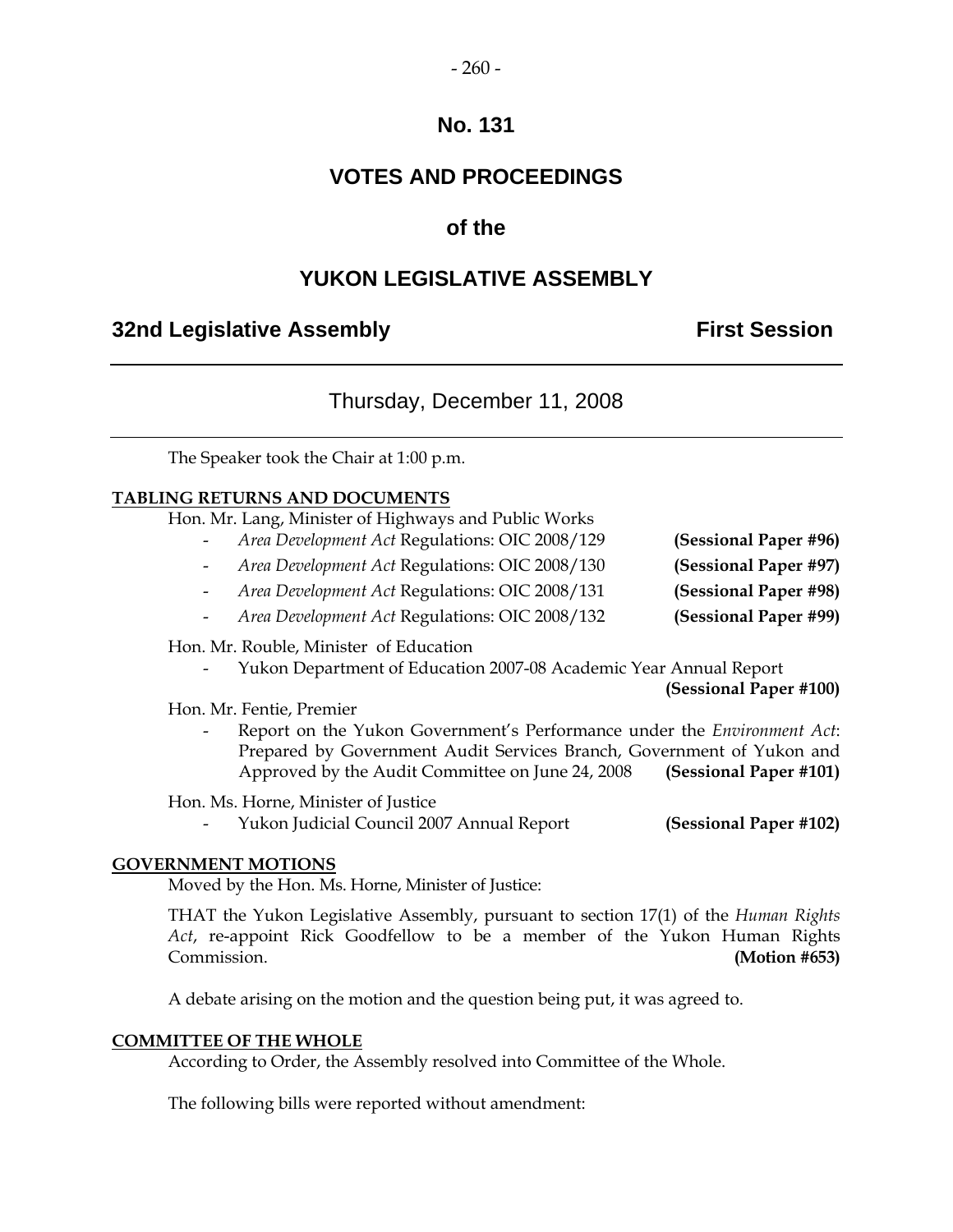# No. 131

# VOTES AND PROCEEDINGS

## of the

# YUKON LEGISLATIVE ASSEMBLY

**32nd Legislative Assembly** **First Session**

---

Thursday, December 11, 2008

---

The Speaker took the Chair at 1:00 p.m.

**TABLING RETURNS AND DOCUMENTS**

Hon. Mr. Lang, Minister of Highways and Public Works

- *Area Development Act* Regulations: OIC 2008/129 **(Sessional Paper #96)**
- *Area Development Act* Regulations: OIC 2008/130 **(Sessional Paper #97)**
- *Area Development Act* Regulations: OIC 2008/131 **(Sessional Paper #98)**
- *Area Development Act* Regulations: OIC 2008/132 **(Sessional Paper #99)**

Hon. Mr. Rouble, Minister of Education

- Yukon Department of Education 2007-08 Academic Year Annual Report **(Sessional Paper #100)**

Hon. Mr. Fentie, Premier

- Report on the Yukon Government's Performance under the *Environment Act*: Prepared by Government Audit Services Branch, Government of Yukon and Approved by the Audit Committee on June 24, 2008 **(Sessional Paper #101)**

Hon. Ms. Horne, Minister of Justice

- Yukon Judicial Council 2007 Annual Report **(Sessional Paper #102)**

**GOVERNMENT MOTIONS**

Moved by the Hon. Ms. Horne, Minister of Justice:

THAT the Yukon Legislative Assembly, pursuant to section 17(1) of the *Human Rights Act*, re-appoint Rick Goodfellow to be a member of the Yukon Human Rights Commission. **(Motion #653)**

A debate arising on the motion and the question being put, it was agreed to.

**COMMITTEE OF THE WHOLE**

According to Order, the Assembly resolved into Committee of the Whole.

The following bills were reported without amendment: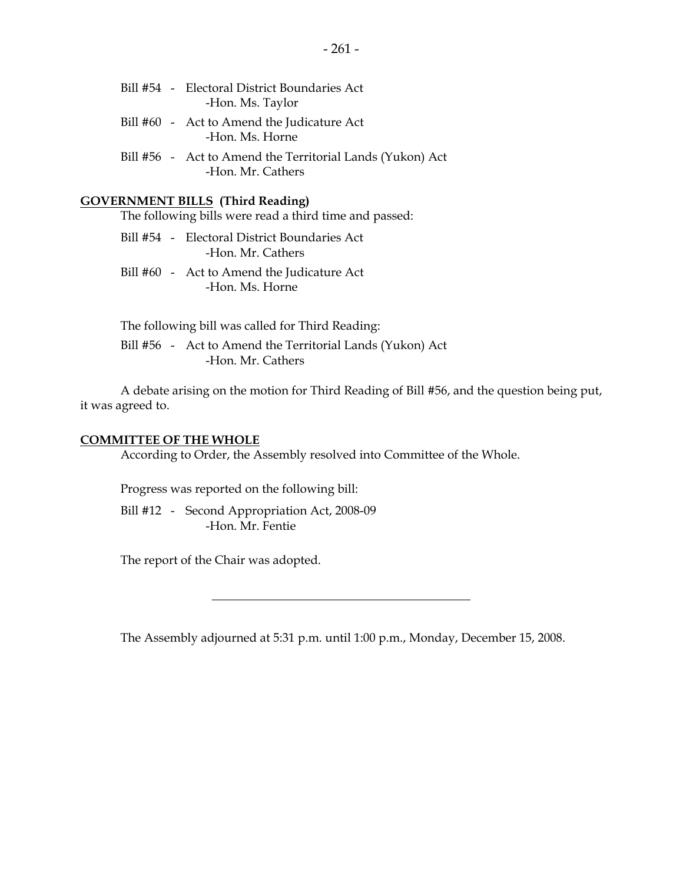Bill #54 - Electoral District Boundaries Act
-Hon. Ms. Taylor

Bill #60 - Act to Amend the Judicature Act
-Hon. Ms. Horne

Bill #56 - Act to Amend the Territorial Lands (Yukon) Act
-Hon. Mr. Cathers

**GOVERNMENT BILLS (Third Reading)**

The following bills were read a third time and passed:

Bill #54 - Electoral District Boundaries Act
-Hon. Mr. Cathers

Bill #60 - Act to Amend the Judicature Act
-Hon. Ms. Horne

The following bill was called for Third Reading:

Bill #56 - Act to Amend the Territorial Lands (Yukon) Act
-Hon. Mr. Cathers

A debate arising on the motion for Third Reading of Bill #56, and the question being put, it was agreed to.

**COMMITTEE OF THE WHOLE**

According to Order, the Assembly resolved into Committee of the Whole.

Progress was reported on the following bill:

Bill #12 - Second Appropriation Act, 2008-09
-Hon. Mr. Fentie

The report of the Chair was adopted.

---

The Assembly adjourned at 5:31 p.m. until 1:00 p.m., Monday, December 15, 2008.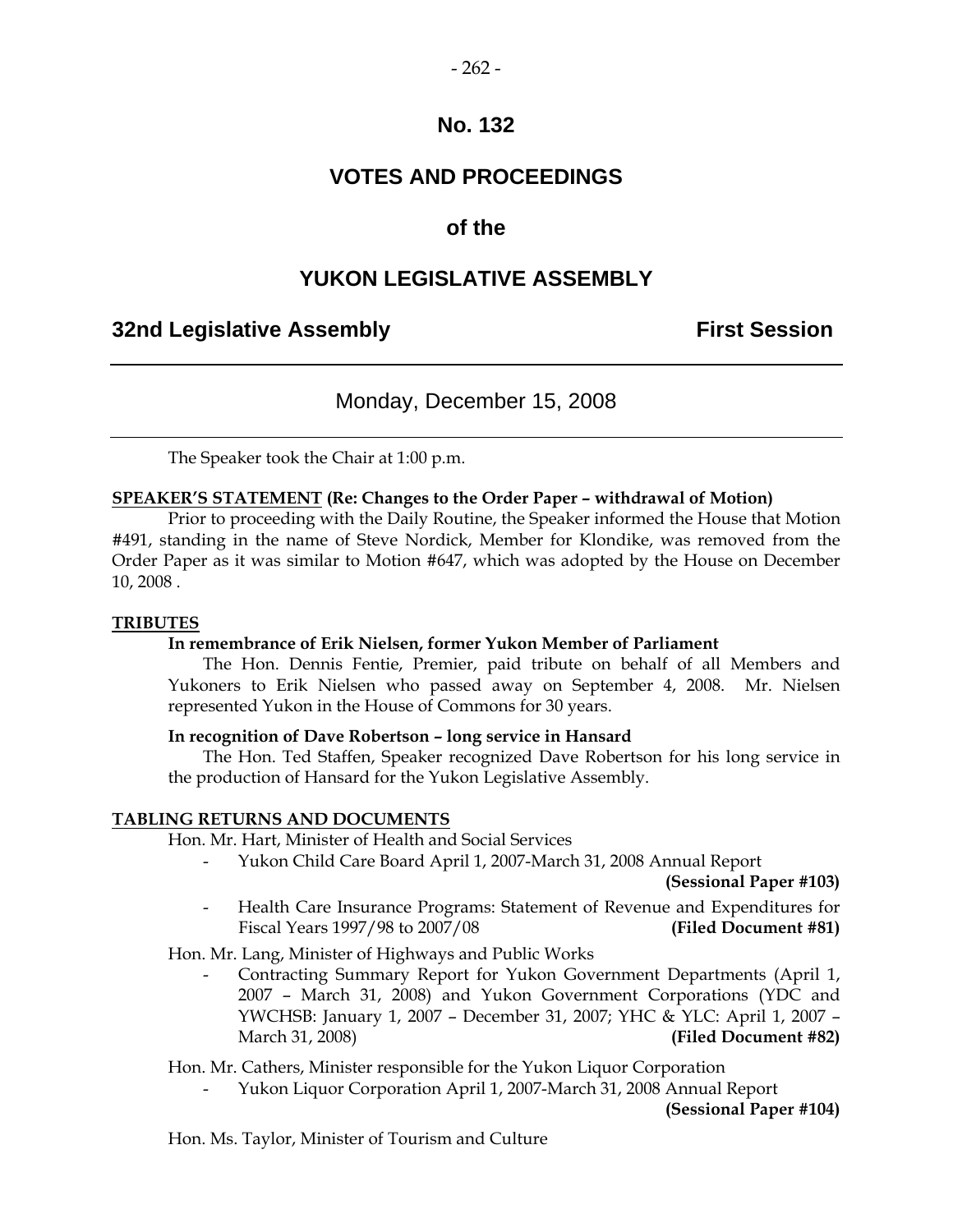# No. 132

# VOTES AND PROCEEDINGS

# of the

# YUKON LEGISLATIVE ASSEMBLY

## 32nd Legislative Assembly — First Session

---

### Monday, December 15, 2008

---

The Speaker took the Chair at 1:00 p.m.

**SPEAKER'S STATEMENT (Re: Changes to the Order Paper – withdrawal of Motion)**

Prior to proceeding with the Daily Routine, the Speaker informed the House that Motion #491, standing in the name of Steve Nordick, Member for Klondike, was removed from the Order Paper as it was similar to Motion #647, which was adopted by the House on December 10, 2008 .

**TRIBUTES**

**In remembrance of Erik Nielsen, former Yukon Member of Parliament**

The Hon. Dennis Fentie, Premier, paid tribute on behalf of all Members and Yukoners to Erik Nielsen who passed away on September 4, 2008. Mr. Nielsen represented Yukon in the House of Commons for 30 years.

**In recognition of Dave Robertson – long service in Hansard**

The Hon. Ted Staffen, Speaker recognized Dave Robertson for his long service in the production of Hansard for the Yukon Legislative Assembly.

**TABLING RETURNS AND DOCUMENTS**

Hon. Mr. Hart, Minister of Health and Social Services

- Yukon Child Care Board April 1, 2007-March 31, 2008 Annual Report **(Sessional Paper #103)**
- Health Care Insurance Programs: Statement of Revenue and Expenditures for Fiscal Years 1997/98 to 2007/08 **(Filed Document #81)**

Hon. Mr. Lang, Minister of Highways and Public Works

- Contracting Summary Report for Yukon Government Departments (April 1, 2007 – March 31, 2008) and Yukon Government Corporations (YDC and YWCHSB: January 1, 2007 – December 31, 2007; YHC & YLC: April 1, 2007 – March 31, 2008) **(Filed Document #82)**

Hon. Mr. Cathers, Minister responsible for the Yukon Liquor Corporation

- Yukon Liquor Corporation April 1, 2007-March 31, 2008 Annual Report **(Sessional Paper #104)**

Hon. Ms. Taylor, Minister of Tourism and Culture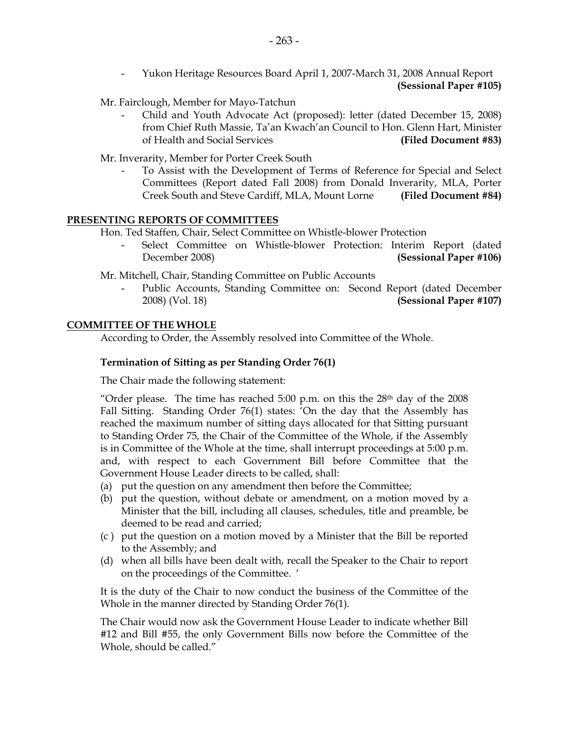- Yukon Heritage Resources Board April 1, 2007-March 31, 2008 Annual Report **(Sessional Paper #105)**

Mr. Fairclough, Member for Mayo-Tatchun

- Child and Youth Advocate Act (proposed): letter (dated December 15, 2008) from Chief Ruth Massie, Ta'an Kwach'an Council to Hon. Glenn Hart, Minister of Health and Social Services **(Filed Document #83)**

Mr. Inverarity, Member for Porter Creek South

- To Assist with the Development of Terms of Reference for Special and Select Committees (Report dated Fall 2008) from Donald Inverarity, MLA, Porter Creek South and Steve Cardiff, MLA, Mount Lorne **(Filed Document #84)**

## PRESENTING REPORTS OF COMMITTEES

Hon. Ted Staffen, Chair, Select Committee on Whistle-blower Protection

- Select Committee on Whistle-blower Protection: Interim Report (dated December 2008) **(Sessional Paper #106)**

Mr. Mitchell, Chair, Standing Committee on Public Accounts

- Public Accounts, Standing Committee on: Second Report (dated December 2008) (Vol. 18) **(Sessional Paper #107)**

## COMMITTEE OF THE WHOLE

According to Order, the Assembly resolved into Committee of the Whole.

### Termination of Sitting as per Standing Order 76(1)

The Chair made the following statement:

"Order please. The time has reached 5:00 p.m. on this the 28th day of the 2008 Fall Sitting. Standing Order 76(1) states: 'On the day that the Assembly has reached the maximum number of sitting days allocated for that Sitting pursuant to Standing Order 75, the Chair of the Committee of the Whole, if the Assembly is in Committee of the Whole at the time, shall interrupt proceedings at 5:00 p.m. and, with respect to each Government Bill before Committee that the Government House Leader directs to be called, shall:

(a) put the question on any amendment then before the Committee;
(b) put the question, without debate or amendment, on a motion moved by a Minister that the bill, including all clauses, schedules, title and preamble, be deemed to be read and carried;
(c ) put the question on a motion moved by a Minister that the Bill be reported to the Assembly; and
(d) when all bills have been dealt with, recall the Speaker to the Chair to report on the proceedings of the Committee. '

It is the duty of the Chair to now conduct the business of the Committee of the Whole in the manner directed by Standing Order 76(1).

The Chair would now ask the Government House Leader to indicate whether Bill #12 and Bill #55, the only Government Bills now before the Committee of the Whole, should be called."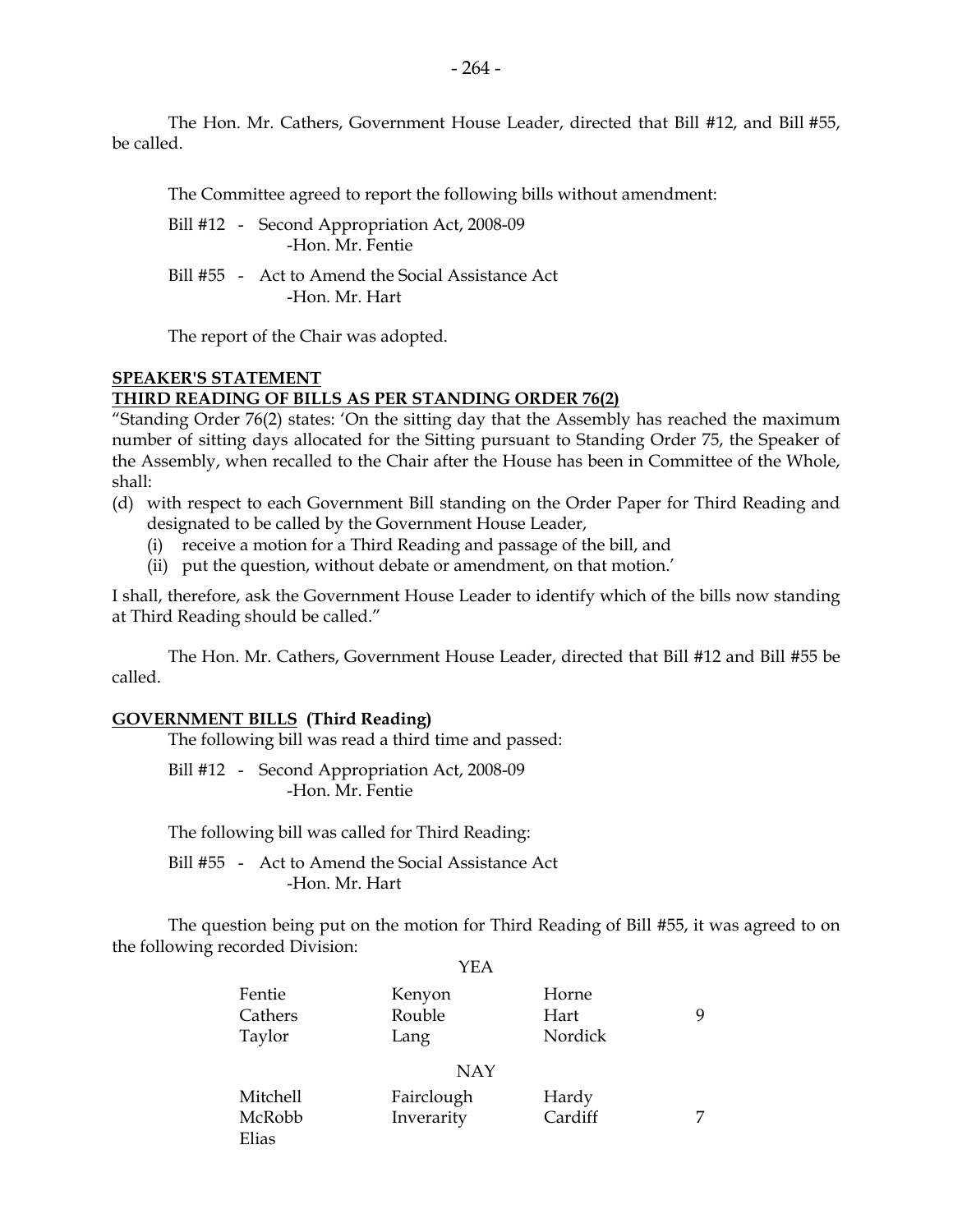The Hon. Mr. Cathers, Government House Leader, directed that Bill #12, and Bill #55, be called.

The Committee agreed to report the following bills without amendment:

Bill #12 - Second Appropriation Act, 2008-09
-Hon. Mr. Fentie

Bill #55 - Act to Amend the Social Assistance Act
-Hon. Mr. Hart

The report of the Chair was adopted.

**SPEAKER'S STATEMENT**
**THIRD READING OF BILLS AS PER STANDING ORDER 76(2)**

"Standing Order 76(2) states: 'On the sitting day that the Assembly has reached the maximum number of sitting days allocated for the Sitting pursuant to Standing Order 75, the Speaker of the Assembly, when recalled to the Chair after the House has been in Committee of the Whole, shall:

(d) with respect to each Government Bill standing on the Order Paper for Third Reading and designated to be called by the Government House Leader,
   (i) receive a motion for a Third Reading and passage of the bill, and
   (ii) put the question, without debate or amendment, on that motion.'

I shall, therefore, ask the Government House Leader to identify which of the bills now standing at Third Reading should be called."

The Hon. Mr. Cathers, Government House Leader, directed that Bill #12 and Bill #55 be called.

**GOVERNMENT BILLS (Third Reading)**

The following bill was read a third time and passed:

Bill #12 - Second Appropriation Act, 2008-09
-Hon. Mr. Fentie

The following bill was called for Third Reading:

Bill #55 - Act to Amend the Social Assistance Act
-Hon. Mr. Hart

The question being put on the motion for Third Reading of Bill #55, it was agreed to on the following recorded Division:

YEA

| | | | |
|---|---|---|---|
| Fentie | Kenyon | Horne | |
| Cathers | Rouble | Hart | 9 |
| Taylor | Lang | Nordick | |

NAY

| | | | |
|---|---|---|---|
| Mitchell | Fairclough | Hardy | |
| McRobb | Inverarity | Cardiff | 7 |
| Elias | | | |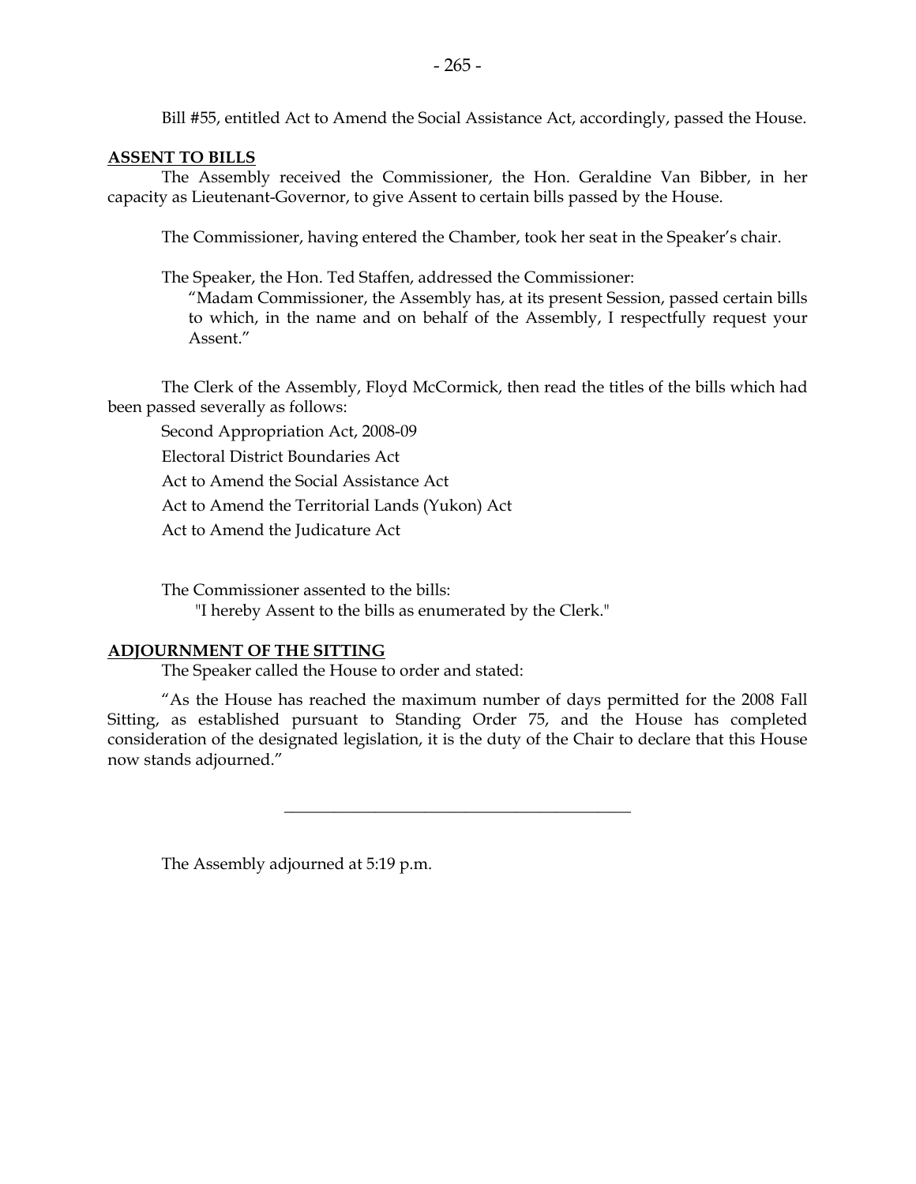Bill #55, entitled Act to Amend the Social Assistance Act, accordingly, passed the House.

**ASSENT TO BILLS**

The Assembly received the Commissioner, the Hon. Geraldine Van Bibber, in her capacity as Lieutenant-Governor, to give Assent to certain bills passed by the House.

The Commissioner, having entered the Chamber, took her seat in the Speaker's chair.

The Speaker, the Hon. Ted Staffen, addressed the Commissioner:

> "Madam Commissioner, the Assembly has, at its present Session, passed certain bills to which, in the name and on behalf of the Assembly, I respectfully request your Assent."

The Clerk of the Assembly, Floyd McCormick, then read the titles of the bills which had been passed severally as follows:

Second Appropriation Act, 2008-09

Electoral District Boundaries Act

Act to Amend the Social Assistance Act

Act to Amend the Territorial Lands (Yukon) Act

Act to Amend the Judicature Act

The Commissioner assented to the bills:

> "I hereby Assent to the bills as enumerated by the Clerk."

**ADJOURNMENT OF THE SITTING**

The Speaker called the House to order and stated:

"As the House has reached the maximum number of days permitted for the 2008 Fall Sitting, as established pursuant to Standing Order 75, and the House has completed consideration of the designated legislation, it is the duty of the Chair to declare that this House now stands adjourned."

---

The Assembly adjourned at 5:19 p.m.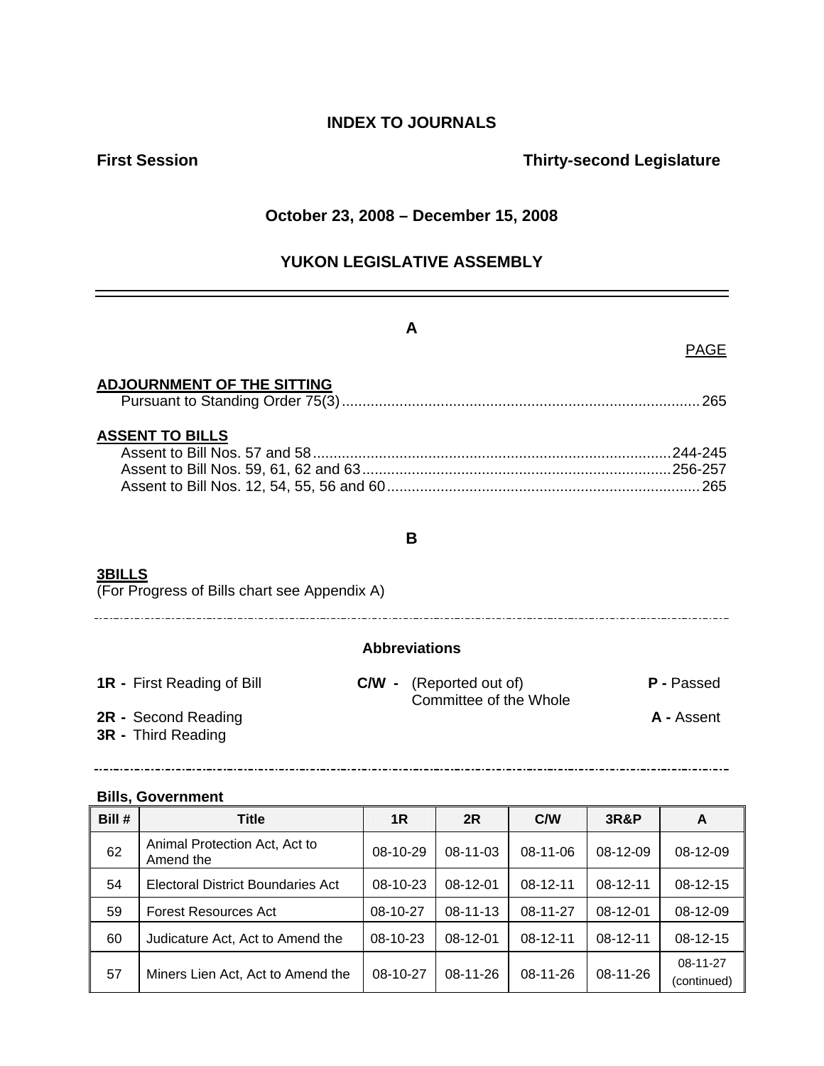# INDEX TO JOURNALS

**First Session** **Thirty-second Legislature**

**October 23, 2008 – December 15, 2008**

**YUKON LEGISLATIVE ASSEMBLY**

---

## A

PAGE

**ADJOURNMENT OF THE SITTING**

Pursuant to Standing Order 75(3) ....................................................................................... 265

**ASSENT TO BILLS**

Assent to Bill Nos. 57 and 58 ....................................................................................... 244-245
Assent to Bill Nos. 59, 61, 62 and 63 ........................................................................... 256-257
Assent to Bill Nos. 12, 54, 55, 56 and 60 ............................................................................ 265

## B

**3BILLS**

(For Progress of Bills chart see Appendix A)

---

**Abbreviations**

**1R -** First Reading of Bill
**2R -** Second Reading
**3R -** Third Reading
**C/W -** (Reported out of) Committee of the Whole
**P -** Passed
**A -** Assent

---

**Bills, Government**

| Bill # | Title | 1R | 2R | C/W | 3R&P | A |
|---|---|---|---|---|---|---|
| 62 | Animal Protection Act, Act to Amend the | 08-10-29 | 08-11-03 | 08-11-06 | 08-12-09 | 08-12-09 |
| 54 | Electoral District Boundaries Act | 08-10-23 | 08-12-01 | 08-12-11 | 08-12-11 | 08-12-15 |
| 59 | Forest Resources Act | 08-10-27 | 08-11-13 | 08-11-27 | 08-12-01 | 08-12-09 |
| 60 | Judicature Act, Act to Amend the | 08-10-23 | 08-12-01 | 08-12-11 | 08-12-11 | 08-12-15 |
| 57 | Miners Lien Act, Act to Amend the | 08-10-27 | 08-11-26 | 08-11-26 | 08-11-26 | 08-11-27 (continued) |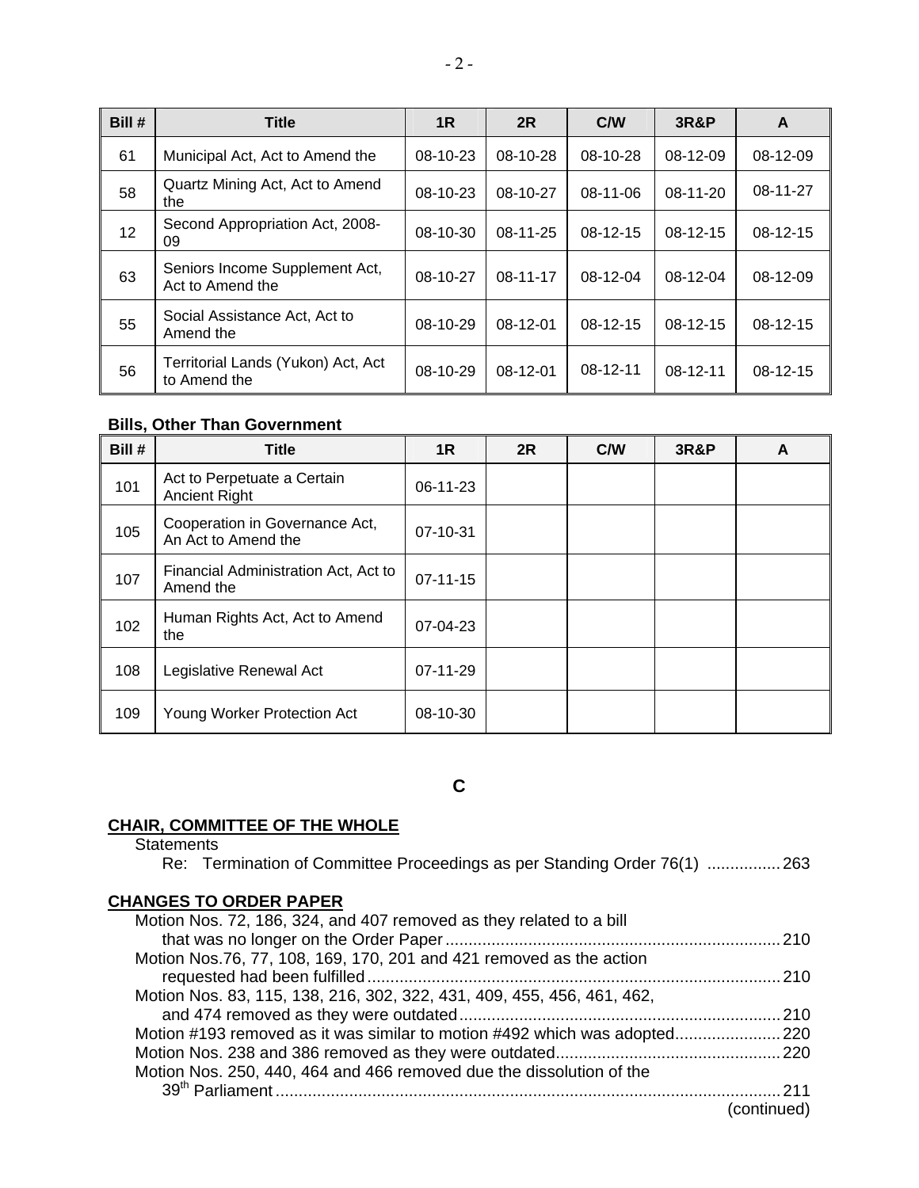| Bill # | Title | 1R | 2R | C/W | 3R&P | A |
|---|---|---|---|---|---|---|
| 61 | Municipal Act, Act to Amend the | 08-10-23 | 08-10-28 | 08-10-28 | 08-12-09 | 08-12-09 |
| 58 | Quartz Mining Act, Act to Amend the | 08-10-23 | 08-10-27 | 08-11-06 | 08-11-20 | 08-11-27 |
| 12 | Second Appropriation Act, 2008-09 | 08-10-30 | 08-11-25 | 08-12-15 | 08-12-15 | 08-12-15 |
| 63 | Seniors Income Supplement Act, Act to Amend the | 08-10-27 | 08-11-17 | 08-12-04 | 08-12-04 | 08-12-09 |
| 55 | Social Assistance Act, Act to Amend the | 08-10-29 | 08-12-01 | 08-12-15 | 08-12-15 | 08-12-15 |
| 56 | Territorial Lands (Yukon) Act, Act to Amend the | 08-10-29 | 08-12-01 | 08-12-11 | 08-12-11 | 08-12-15 |

**Bills, Other Than Government**

| Bill # | Title | 1R | 2R | C/W | 3R&P | A |
|---|---|---|---|---|---|---|
| 101 | Act to Perpetuate a Certain Ancient Right | 06-11-23 | | | | |
| 105 | Cooperation in Governance Act, An Act to Amend the | 07-10-31 | | | | |
| 107 | Financial Administration Act, Act to Amend the | 07-11-15 | | | | |
| 102 | Human Rights Act, Act to Amend the | 07-04-23 | | | | |
| 108 | Legislative Renewal Act | 07-11-29 | | | | |
| 109 | Young Worker Protection Act | 08-10-30 | | | | |

## C

**CHAIR, COMMITTEE OF THE WHOLE**

Statements

Re: Termination of Committee Proceedings as per Standing Order 76(1) ................ 263

**CHANGES TO ORDER PAPER**

Motion Nos. 72, 186, 324, and 407 removed as they related to a bill that was no longer on the Order Paper ........................................................................ 210

Motion Nos.76, 77, 108, 169, 170, 201 and 421 removed as the action requested had been fulfilled ........................................................................ 210

Motion Nos. 83, 115, 138, 216, 302, 322, 431, 409, 455, 456, 461, 462, and 474 removed as they were outdated ........................................................................ 210

Motion #193 removed as it was similar to motion #492 which was adopted....................... 220

Motion Nos. 238 and 386 removed as they were outdated................................................ 220

Motion Nos. 250, 440, 464 and 466 removed due the dissolution of the 39th Parliament ........................................................................ 211

(continued)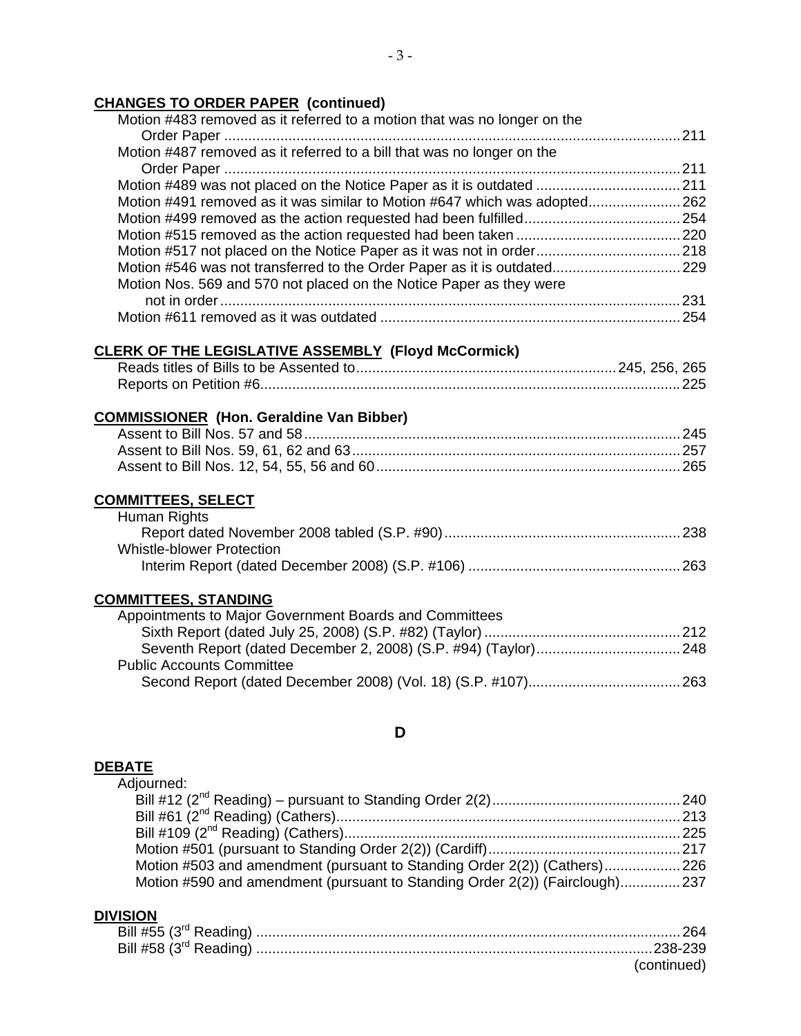**CHANGES TO ORDER PAPER (continued)**

Motion #483 removed as it referred to a motion that was no longer on the Order Paper .......... 211
Motion #487 removed as it referred to a bill that was no longer on the Order Paper .......... 211
Motion #489 was not placed on the Notice Paper as it is outdated .......... 211
Motion #491 removed as it was similar to Motion #647 which was adopted .......... 262
Motion #499 removed as the action requested had been fulfilled .......... 254
Motion #515 removed as the action requested had been taken .......... 220
Motion #517 not placed on the Notice Paper as it was not in order .......... 218
Motion #546 was not transferred to the Order Paper as it is outdated .......... 229
Motion Nos. 569 and 570 not placed on the Notice Paper as they were not in order .......... 231
Motion #611 removed as it was outdated .......... 254

**CLERK OF THE LEGISLATIVE ASSEMBLY (Floyd McCormick)**

Reads titles of Bills to be Assented to .......... 245, 256, 265
Reports on Petition #6 .......... 225

**COMMISSIONER (Hon. Geraldine Van Bibber)**

Assent to Bill Nos. 57 and 58 .......... 245
Assent to Bill Nos. 59, 61, 62 and 63 .......... 257
Assent to Bill Nos. 12, 54, 55, 56 and 60 .......... 265

**COMMITTEES, SELECT**

Human Rights
- Report dated November 2008 tabled (S.P. #90) .......... 238

Whistle-blower Protection
- Interim Report (dated December 2008) (S.P. #106) .......... 263

**COMMITTEES, STANDING**

Appointments to Major Government Boards and Committees
- Sixth Report (dated July 25, 2008) (S.P. #82) (Taylor) .......... 212
- Seventh Report (dated December 2, 2008) (S.P. #94) (Taylor) .......... 248

Public Accounts Committee
- Second Report (dated December 2008) (Vol. 18) (S.P. #107) .......... 263

## D

**DEBATE**

Adjourned:
- Bill #12 (2nd Reading) – pursuant to Standing Order 2(2) .......... 240
- Bill #61 (2nd Reading) (Cathers) .......... 213
- Bill #109 (2nd Reading) (Cathers) .......... 225
- Motion #501 (pursuant to Standing Order 2(2)) (Cardiff) .......... 217
- Motion #503 and amendment (pursuant to Standing Order 2(2)) (Cathers) .......... 226
- Motion #590 and amendment (pursuant to Standing Order 2(2)) (Fairclough) .......... 237

**DIVISION**

Bill #55 (3rd Reading) .......... 264
Bill #58 (3rd Reading) .......... 238-239

(continued)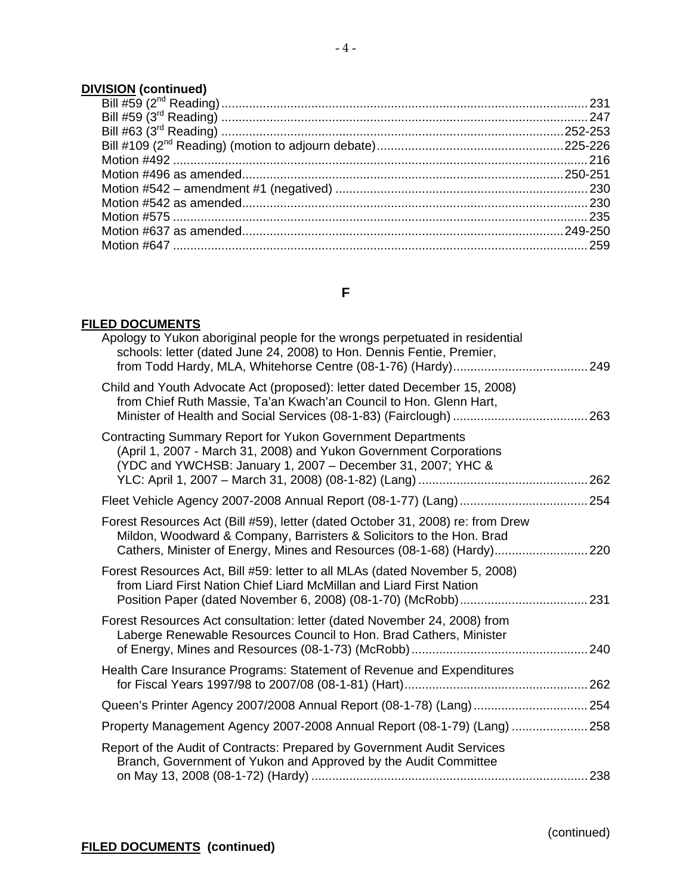**DIVISION (continued)**

Bill #59 (2nd Reading) ........................................................ 231
Bill #59 (3rd Reading) ........................................................ 247
Bill #63 (3rd Reading) ........................................................ 252-253
Bill #109 (2nd Reading) (motion to adjourn debate) ........................................................ 225-226
Motion #492 ........................................................ 216
Motion #496 as amended ........................................................ 250-251
Motion #542 – amendment #1 (negatived) ........................................................ 230
Motion #542 as amended ........................................................ 230
Motion #575 ........................................................ 235
Motion #637 as amended ........................................................ 249-250
Motion #647 ........................................................ 259

## F

**FILED DOCUMENTS**

Apology to Yukon aboriginal people for the wrongs perpetuated in residential schools: letter (dated June 24, 2008) to Hon. Dennis Fentie, Premier, from Todd Hardy, MLA, Whitehorse Centre (08-1-76) (Hardy) ........................................................ 249

Child and Youth Advocate Act (proposed): letter dated December 15, 2008) from Chief Ruth Massie, Ta'an Kwach'an Council to Hon. Glenn Hart, Minister of Health and Social Services (08-1-83) (Fairclough) ........................................................ 263

Contracting Summary Report for Yukon Government Departments (April 1, 2007 - March 31, 2008) and Yukon Government Corporations (YDC and YWCHSB: January 1, 2007 – December 31, 2007; YHC & YLC: April 1, 2007 – March 31, 2008) (08-1-82) (Lang) ........................................................ 262

Fleet Vehicle Agency 2007-2008 Annual Report (08-1-77) (Lang) ........................................................ 254

Forest Resources Act (Bill #59), letter (dated October 31, 2008) re: from Drew Mildon, Woodward & Company, Barristers & Solicitors to the Hon. Brad Cathers, Minister of Energy, Mines and Resources (08-1-68) (Hardy) ........................................................ 220

Forest Resources Act, Bill #59: letter to all MLAs (dated November 5, 2008) from Liard First Nation Chief Liard McMillan and Liard First Nation Position Paper (dated November 6, 2008) (08-1-70) (McRobb) ........................................................ 231

Forest Resources Act consultation: letter (dated November 24, 2008) from Laberge Renewable Resources Council to Hon. Brad Cathers, Minister of Energy, Mines and Resources (08-1-73) (McRobb) ........................................................ 240

Health Care Insurance Programs: Statement of Revenue and Expenditures for Fiscal Years 1997/98 to 2007/08 (08-1-81) (Hart) ........................................................ 262

Queen's Printer Agency 2007/2008 Annual Report (08-1-78) (Lang) ........................................................ 254

Property Management Agency 2007-2008 Annual Report (08-1-79) (Lang) ........................................................ 258

Report of the Audit of Contracts: Prepared by Government Audit Services Branch, Government of Yukon and Approved by the Audit Committee on May 13, 2008 (08-1-72) (Hardy) ........................................................ 238

(continued)

**FILED DOCUMENTS (continued)**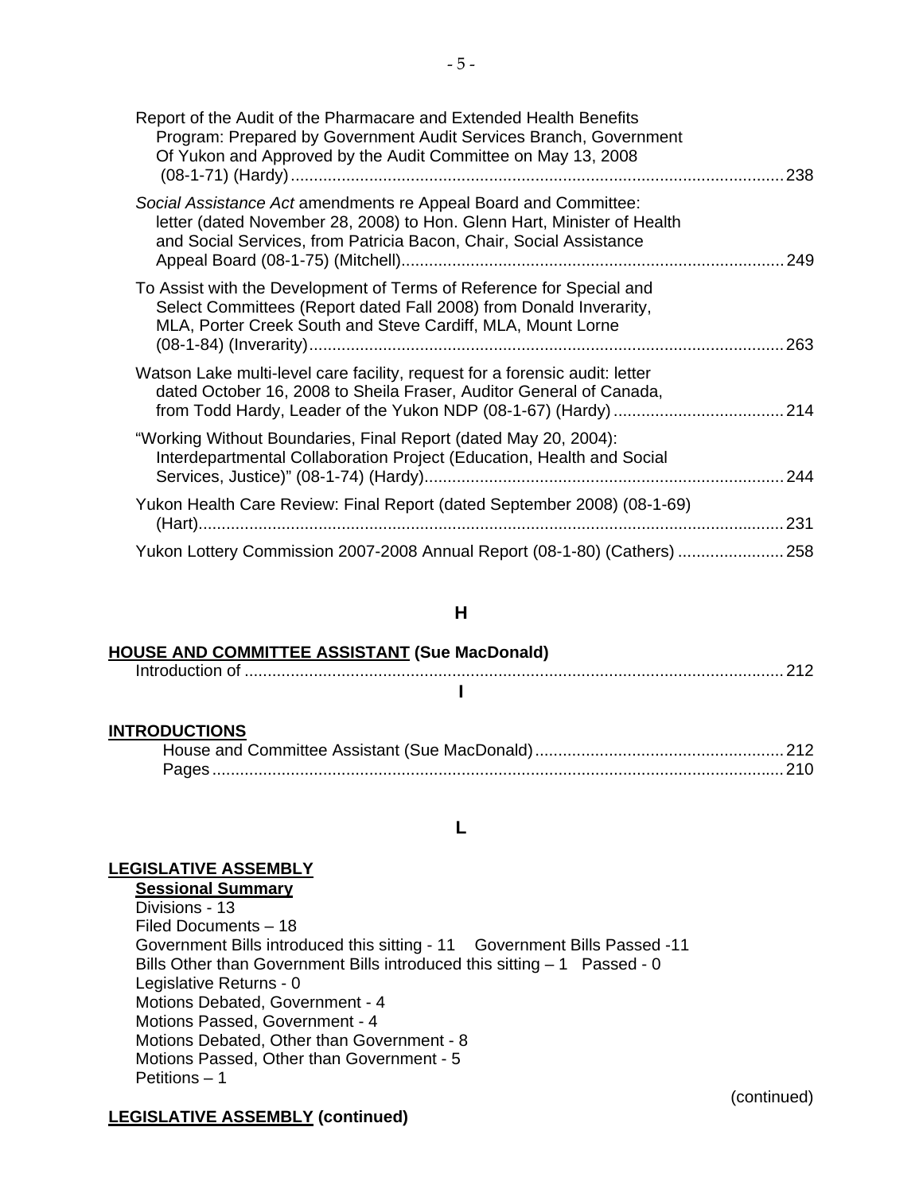Report of the Audit of the Pharmacare and Extended Health Benefits Program: Prepared by Government Audit Services Branch, Government Of Yukon and Approved by the Audit Committee on May 13, 2008 (08-1-71) (Hardy) ........................................ 238

*Social Assistance Act* amendments re Appeal Board and Committee: letter (dated November 28, 2008) to Hon. Glenn Hart, Minister of Health and Social Services, from Patricia Bacon, Chair, Social Assistance Appeal Board (08-1-75) (Mitchell) ........................................ 249

To Assist with the Development of Terms of Reference for Special and Select Committees (Report dated Fall 2008) from Donald Inverarity, MLA, Porter Creek South and Steve Cardiff, MLA, Mount Lorne (08-1-84) (Inverarity) ........................................ 263

Watson Lake multi-level care facility, request for a forensic audit: letter dated October 16, 2008 to Sheila Fraser, Auditor General of Canada, from Todd Hardy, Leader of the Yukon NDP (08-1-67) (Hardy) ........................................ 214

"Working Without Boundaries, Final Report (dated May 20, 2004): Interdepartmental Collaboration Project (Education, Health and Social Services, Justice)" (08-1-74) (Hardy) ........................................ 244

Yukon Health Care Review: Final Report (dated September 2008) (08-1-69) (Hart) ........................................ 231

Yukon Lottery Commission 2007-2008 Annual Report (08-1-80) (Cathers) ........................................ 258

## H

**HOUSE AND COMMITTEE ASSISTANT (Sue MacDonald)**

Introduction of ........................................ 212

## I

**INTRODUCTIONS**

House and Committee Assistant (Sue MacDonald) ........................................ 212

Pages ........................................ 210

## L

**LEGISLATIVE ASSEMBLY**

**Sessional Summary**

Divisions - 13
Filed Documents – 18
Government Bills introduced this sitting - 11 Government Bills Passed -11
Bills Other than Government Bills introduced this sitting – 1 Passed - 0
Legislative Returns - 0
Motions Debated, Government - 4
Motions Passed, Government - 4
Motions Debated, Other than Government - 8
Motions Passed, Other than Government - 5
Petitions – 1

(continued)

**LEGISLATIVE ASSEMBLY (continued)**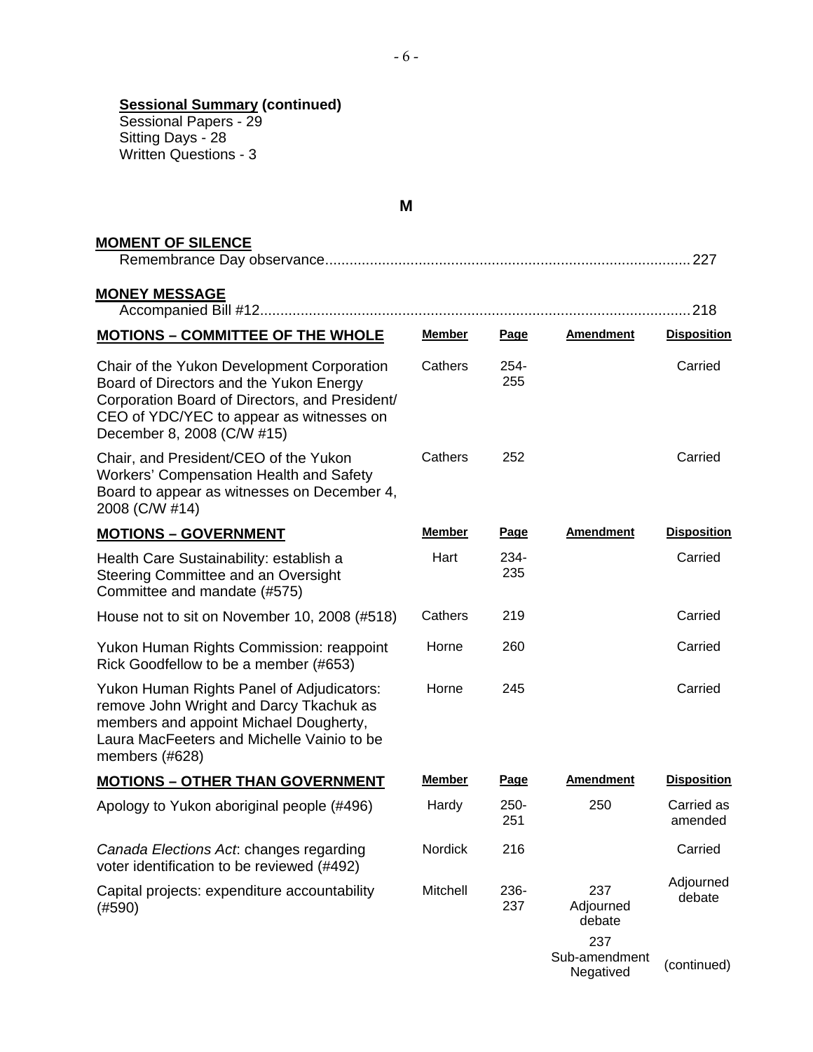**Sessional Summary (continued)**
Sessional Papers - 29
Sitting Days - 28
Written Questions - 3

## M

**MOMENT OF SILENCE**
Remembrance Day observance........................................................................................227

**MONEY MESSAGE**
Accompanied Bill #12..........................................................................................................218

| MOTIONS – COMMITTEE OF THE WHOLE | Member | Page | Amendment | Disposition |
|---|---|---|---|---|
| Chair of the Yukon Development Corporation Board of Directors and the Yukon Energy Corporation Board of Directors, and President/ CEO of YDC/YEC to appear as witnesses on December 8, 2008 (C/W #15) | Cathers | 254-255 | | Carried |
| Chair, and President/CEO of the Yukon Workers' Compensation Health and Safety Board to appear as witnesses on December 4, 2008 (C/W #14) | Cathers | 252 | | Carried |

| MOTIONS – GOVERNMENT | Member | Page | Amendment | Disposition |
|---|---|---|---|---|
| Health Care Sustainability: establish a Steering Committee and an Oversight Committee and mandate (#575) | Hart | 234-235 | | Carried |
| House not to sit on November 10, 2008 (#518) | Cathers | 219 | | Carried |
| Yukon Human Rights Commission: reappoint Rick Goodfellow to be a member (#653) | Horne | 260 | | Carried |
| Yukon Human Rights Panel of Adjudicators: remove John Wright and Darcy Tkachuk as members and appoint Michael Dougherty, Laura MacFeeters and Michelle Vainio to be members (#628) | Horne | 245 | | Carried |

| MOTIONS – OTHER THAN GOVERNMENT | Member | Page | Amendment | Disposition |
|---|---|---|---|---|
| Apology to Yukon aboriginal people (#496) | Hardy | 250-251 | 250 | Carried as amended |
| *Canada Elections Act*: changes regarding voter identification to be reviewed (#492) | Nordick | 216 | | Carried |
| Capital projects: expenditure accountability (#590) | Mitchell | 236-237 | 237 Adjourned debate | Adjourned debate |
| | | | 237 Sub-amendment Negatived | (continued) |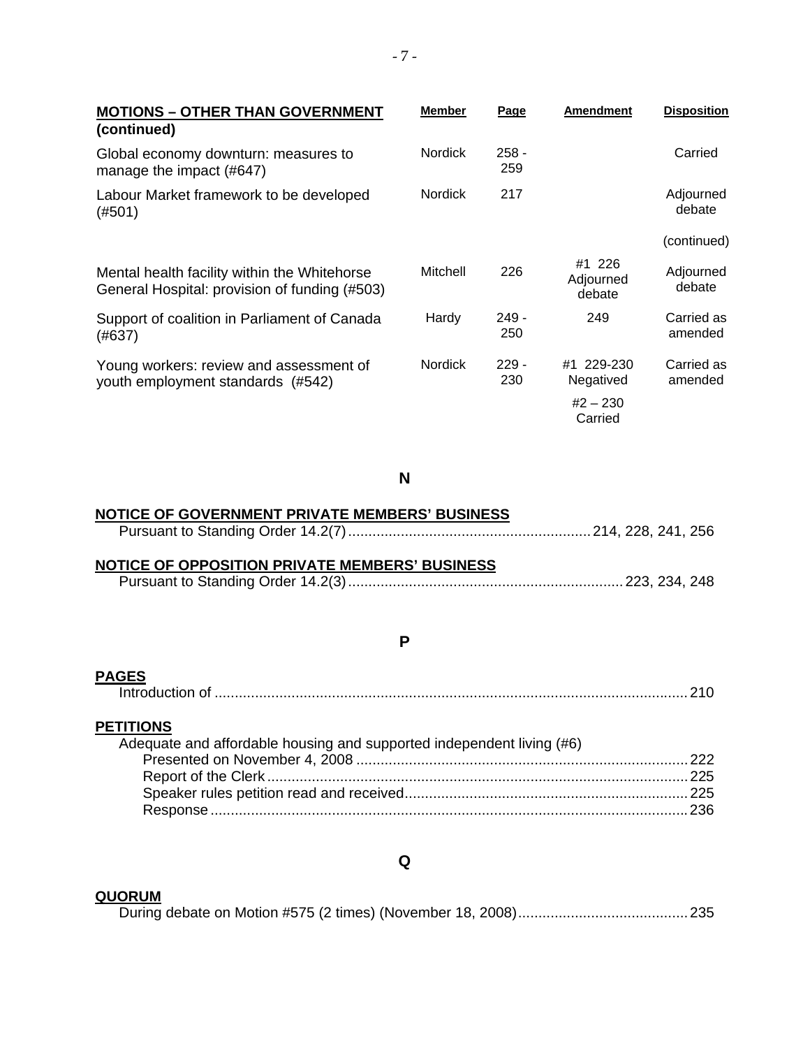| MOTIONS – OTHER THAN GOVERNMENT (continued) | Member | Page | Amendment | Disposition |
|---|---|---|---|---|
| Global economy downturn: measures to manage the impact (#647) | Nordick | 258 - 259 | | Carried |
| Labour Market framework to be developed (#501) | Nordick | 217 | | Adjourned debate |
| | | | | (continued) |
| Mental health facility within the Whitehorse General Hospital: provision of funding (#503) | Mitchell | 226 | #1 226 Adjourned debate | Adjourned debate |
| Support of coalition in Parliament of Canada (#637) | Hardy | 249 - 250 | 249 | Carried as amended |
| Young workers: review and assessment of youth employment standards (#542) | Nordick | 229 - 230 | #1 229-230 Negatived<br>#2 – 230 Carried | Carried as amended |

## N

**NOTICE OF GOVERNMENT PRIVATE MEMBERS' BUSINESS**

Pursuant to Standing Order 14.2(7) .......... 214, 228, 241, 256

**NOTICE OF OPPOSITION PRIVATE MEMBERS' BUSINESS**

Pursuant to Standing Order 14.2(3) .......... 223, 234, 248

## P

**PAGES**

Introduction of .......... 210

**PETITIONS**

Adequate and affordable housing and supported independent living (#6)

- Presented on November 4, 2008 .......... 222
- Report of the Clerk .......... 225
- Speaker rules petition read and received .......... 225
- Response .......... 236

## Q

**QUORUM**

During debate on Motion #575 (2 times) (November 18, 2008) .......... 235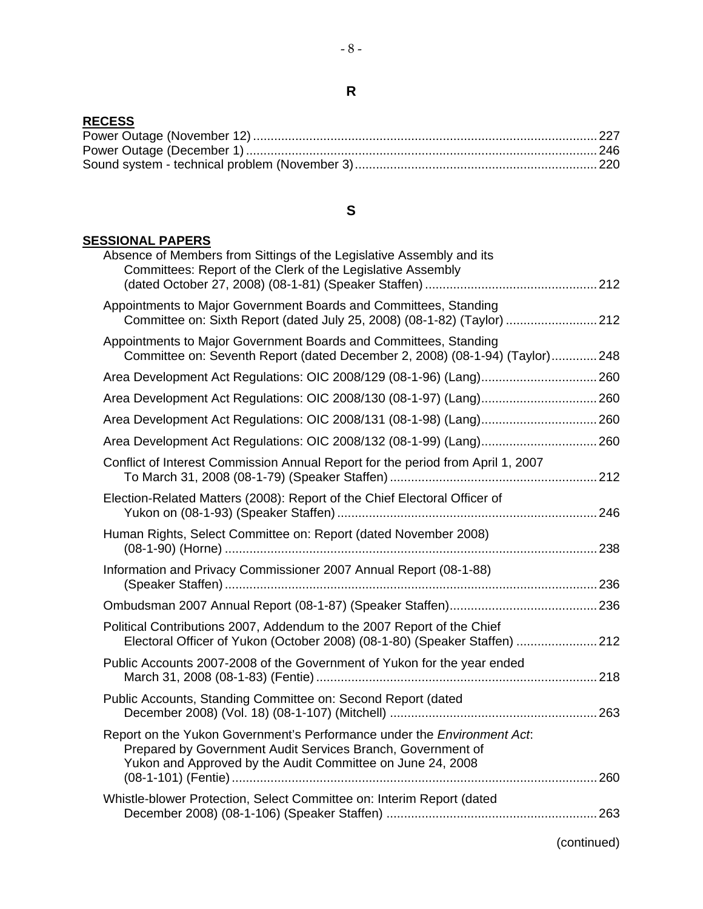## R

**RECESS**

Power Outage (November 12) ..... 227
Power Outage (December 1) ..... 246
Sound system - technical problem (November 3) ..... 220

## S

**SESSIONAL PAPERS**

Absence of Members from Sittings of the Legislative Assembly and its Committees: Report of the Clerk of the Legislative Assembly (dated October 27, 2008) (08-1-81) (Speaker Staffen) ..... 212

Appointments to Major Government Boards and Committees, Standing Committee on: Sixth Report (dated July 25, 2008) (08-1-82) (Taylor) ..... 212

Appointments to Major Government Boards and Committees, Standing Committee on: Seventh Report (dated December 2, 2008) (08-1-94) (Taylor) ..... 248

Area Development Act Regulations: OIC 2008/129 (08-1-96) (Lang) ..... 260

Area Development Act Regulations: OIC 2008/130 (08-1-97) (Lang) ..... 260

Area Development Act Regulations: OIC 2008/131 (08-1-98) (Lang) ..... 260

Area Development Act Regulations: OIC 2008/132 (08-1-99) (Lang) ..... 260

Conflict of Interest Commission Annual Report for the period from April 1, 2007 To March 31, 2008 (08-1-79) (Speaker Staffen) ..... 212

Election-Related Matters (2008): Report of the Chief Electoral Officer of Yukon on (08-1-93) (Speaker Staffen) ..... 246

Human Rights, Select Committee on: Report (dated November 2008) (08-1-90) (Horne) ..... 238

Information and Privacy Commissioner 2007 Annual Report (08-1-88) (Speaker Staffen) ..... 236

Ombudsman 2007 Annual Report (08-1-87) (Speaker Staffen) ..... 236

Political Contributions 2007, Addendum to the 2007 Report of the Chief Electoral Officer of Yukon (October 2008) (08-1-80) (Speaker Staffen) ..... 212

Public Accounts 2007-2008 of the Government of Yukon for the year ended March 31, 2008 (08-1-83) (Fentie) ..... 218

Public Accounts, Standing Committee on: Second Report (dated December 2008) (Vol. 18) (08-1-107) (Mitchell) ..... 263

Report on the Yukon Government's Performance under the *Environment Act*: Prepared by Government Audit Services Branch, Government of Yukon and Approved by the Audit Committee on June 24, 2008 (08-1-101) (Fentie) ..... 260

Whistle-blower Protection, Select Committee on: Interim Report (dated December 2008) (08-1-106) (Speaker Staffen) ..... 263

(continued)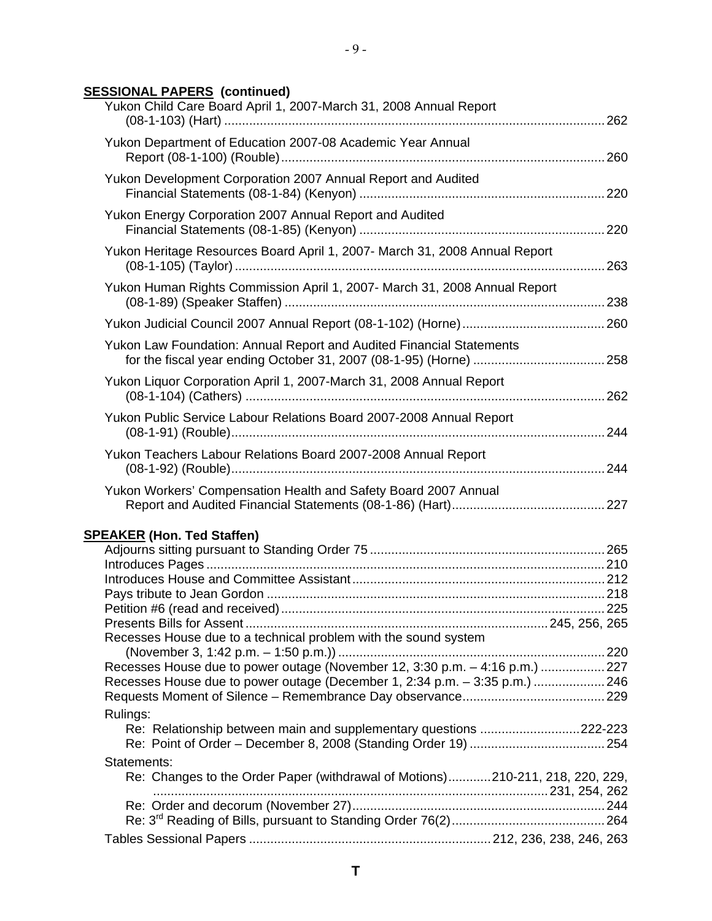**SESSIONAL PAPERS (continued)**

Yukon Child Care Board April 1, 2007-March 31, 2008 Annual Report (08-1-103) (Hart) .......... 262

Yukon Department of Education 2007-08 Academic Year Annual Report (08-1-100) (Rouble) .......... 260

Yukon Development Corporation 2007 Annual Report and Audited Financial Statements (08-1-84) (Kenyon) .......... 220

Yukon Energy Corporation 2007 Annual Report and Audited Financial Statements (08-1-85) (Kenyon) .......... 220

Yukon Heritage Resources Board April 1, 2007- March 31, 2008 Annual Report (08-1-105) (Taylor) .......... 263

Yukon Human Rights Commission April 1, 2007- March 31, 2008 Annual Report (08-1-89) (Speaker Staffen) .......... 238

Yukon Judicial Council 2007 Annual Report (08-1-102) (Horne) .......... 260

Yukon Law Foundation: Annual Report and Audited Financial Statements for the fiscal year ending October 31, 2007 (08-1-95) (Horne) .......... 258

Yukon Liquor Corporation April 1, 2007-March 31, 2008 Annual Report (08-1-104) (Cathers) .......... 262

Yukon Public Service Labour Relations Board 2007-2008 Annual Report (08-1-91) (Rouble) .......... 244

Yukon Teachers Labour Relations Board 2007-2008 Annual Report (08-1-92) (Rouble) .......... 244

Yukon Workers' Compensation Health and Safety Board 2007 Annual Report and Audited Financial Statements (08-1-86) (Hart) .......... 227

**SPEAKER (Hon. Ted Staffen)**

Adjourns sitting pursuant to Standing Order 75 .......... 265
Introduces Pages .......... 210
Introduces House and Committee Assistant .......... 212
Pays tribute to Jean Gordon .......... 218
Petition #6 (read and received) .......... 225
Presents Bills for Assent .......... 245, 256, 265
Recesses House due to a technical problem with the sound system (November 3, 1:42 p.m. – 1:50 p.m.)) .......... 220
Recesses House due to power outage (November 12, 3:30 p.m. – 4:16 p.m.) .......... 227
Recesses House due to power outage (December 1, 2:34 p.m. – 3:35 p.m.) .......... 246
Requests Moment of Silence – Remembrance Day observance .......... 229

Rulings:
- Re: Relationship between main and supplementary questions .......... 222-223
- Re: Point of Order – December 8, 2008 (Standing Order 19) .......... 254

Statements:
- Re: Changes to the Order Paper (withdrawal of Motions) .......... 210-211, 218, 220, 229, 231, 254, 262
- Re: Order and decorum (November 27) .......... 244
- Re: 3rd Reading of Bills, pursuant to Standing Order 76(2) .......... 264

Tables Sessional Papers .......... 212, 236, 238, 246, 263

**T**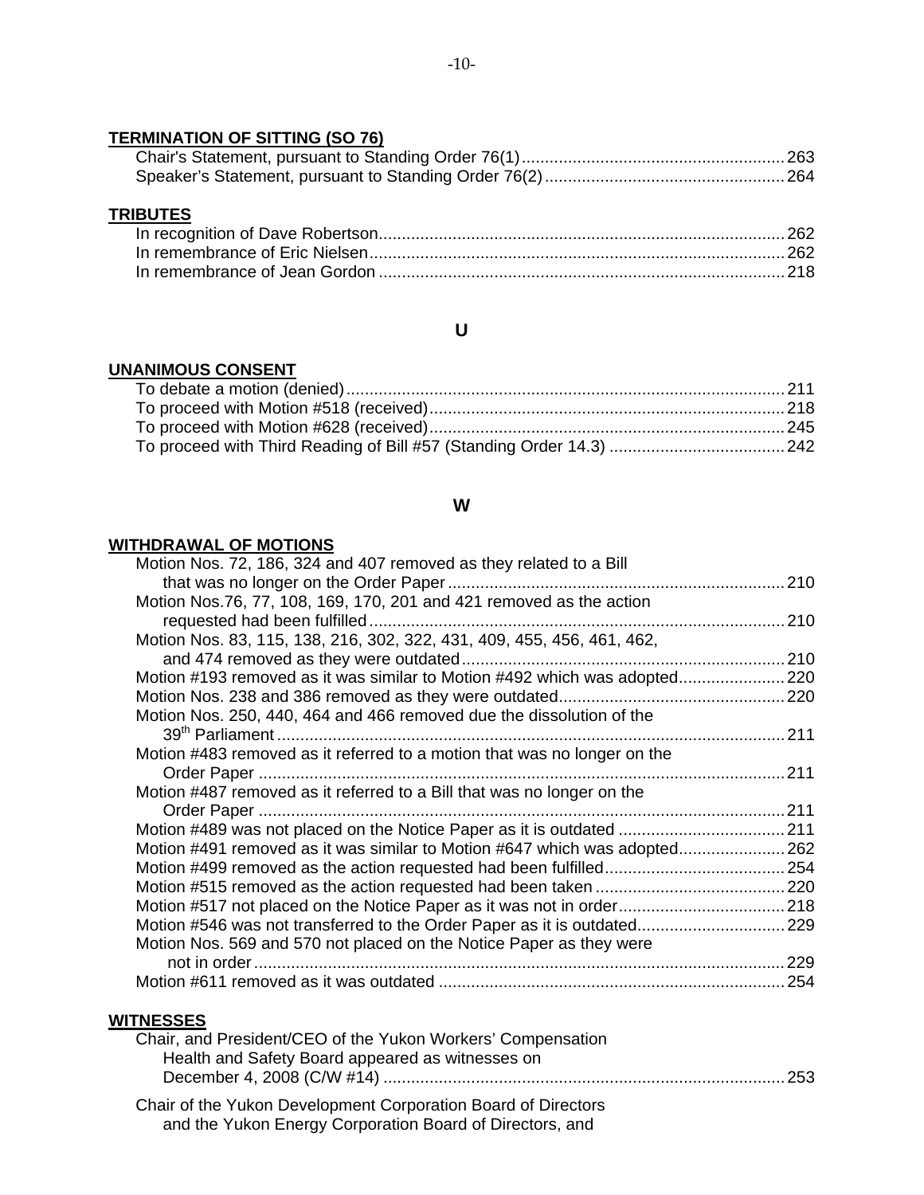**TERMINATION OF SITTING (SO 76)**

Chair's Statement, pursuant to Standing Order 76(1) ........ 263
Speaker's Statement, pursuant to Standing Order 76(2) ........ 264

**TRIBUTES**

In recognition of Dave Robertson ........ 262
In remembrance of Eric Nielsen ........ 262
In remembrance of Jean Gordon ........ 218

## U

**UNANIMOUS CONSENT**

To debate a motion (denied) ........ 211
To proceed with Motion #518 (received) ........ 218
To proceed with Motion #628 (received) ........ 245
To proceed with Third Reading of Bill #57 (Standing Order 14.3) ........ 242

## W

**WITHDRAWAL OF MOTIONS**

Motion Nos. 72, 186, 324 and 407 removed as they related to a Bill that was no longer on the Order Paper ........ 210
Motion Nos.76, 77, 108, 169, 170, 201 and 421 removed as the action requested had been fulfilled ........ 210
Motion Nos. 83, 115, 138, 216, 302, 322, 431, 409, 455, 456, 461, 462, and 474 removed as they were outdated ........ 210
Motion #193 removed as it was similar to Motion #492 which was adopted ........ 220
Motion Nos. 238 and 386 removed as they were outdated ........ 220
Motion Nos. 250, 440, 464 and 466 removed due the dissolution of the 39th Parliament ........ 211
Motion #483 removed as it referred to a motion that was no longer on the Order Paper ........ 211
Motion #487 removed as it referred to a Bill that was no longer on the Order Paper ........ 211
Motion #489 was not placed on the Notice Paper as it is outdated ........ 211
Motion #491 removed as it was similar to Motion #647 which was adopted ........ 262
Motion #499 removed as the action requested had been fulfilled ........ 254
Motion #515 removed as the action requested had been taken ........ 220
Motion #517 not placed on the Notice Paper as it was not in order ........ 218
Motion #546 was not transferred to the Order Paper as it is outdated ........ 229
Motion Nos. 569 and 570 not placed on the Notice Paper as they were not in order ........ 229
Motion #611 removed as it was outdated ........ 254

**WITNESSES**

Chair, and President/CEO of the Yukon Workers' Compensation Health and Safety Board appeared as witnesses on December 4, 2008 (C/W #14) ........ 253

Chair of the Yukon Development Corporation Board of Directors and the Yukon Energy Corporation Board of Directors, and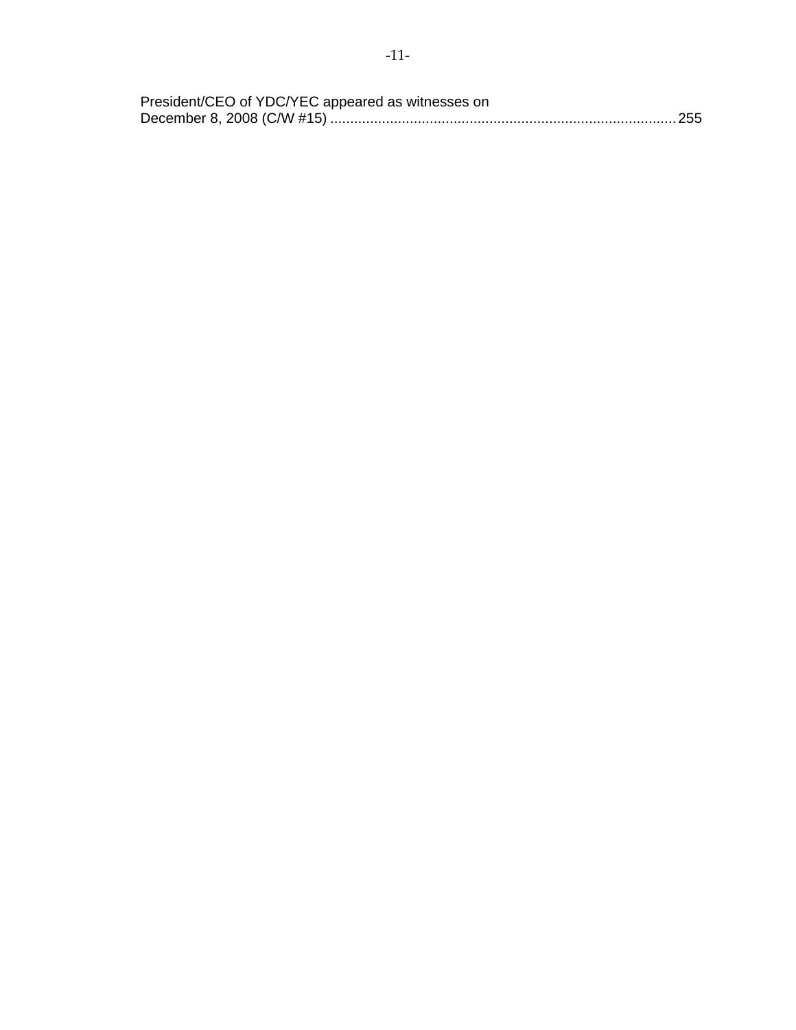President/CEO of YDC/YEC appeared as witnesses on
December 8, 2008 (C/W #15) ...................................................................................... 255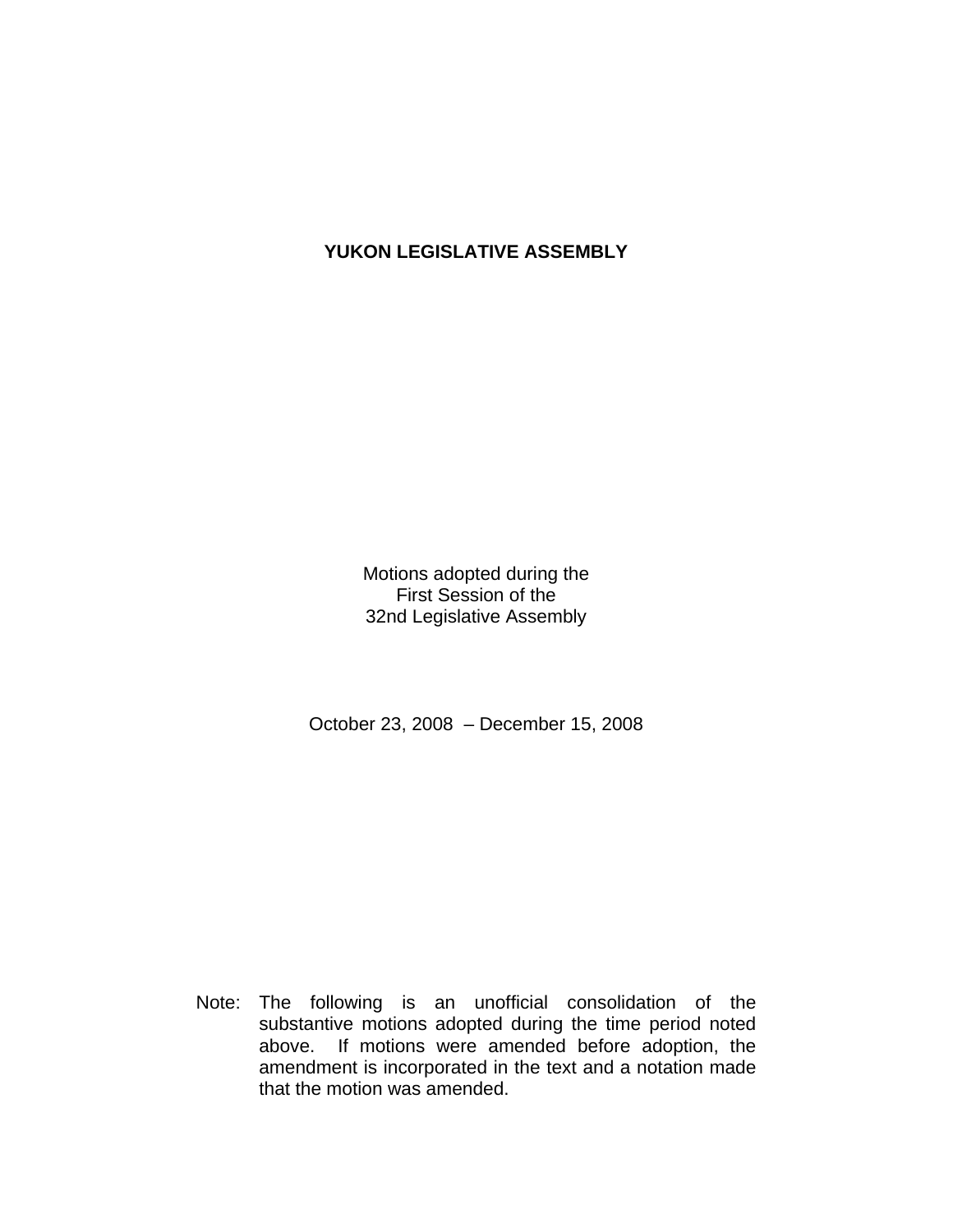# YUKON LEGISLATIVE ASSEMBLY

Motions adopted during the
First Session of the
32nd Legislative Assembly

October 23, 2008 – December 15, 2008

Note: The following is an unofficial consolidation of the substantive motions adopted during the time period noted above. If motions were amended before adoption, the amendment is incorporated in the text and a notation made that the motion was amended.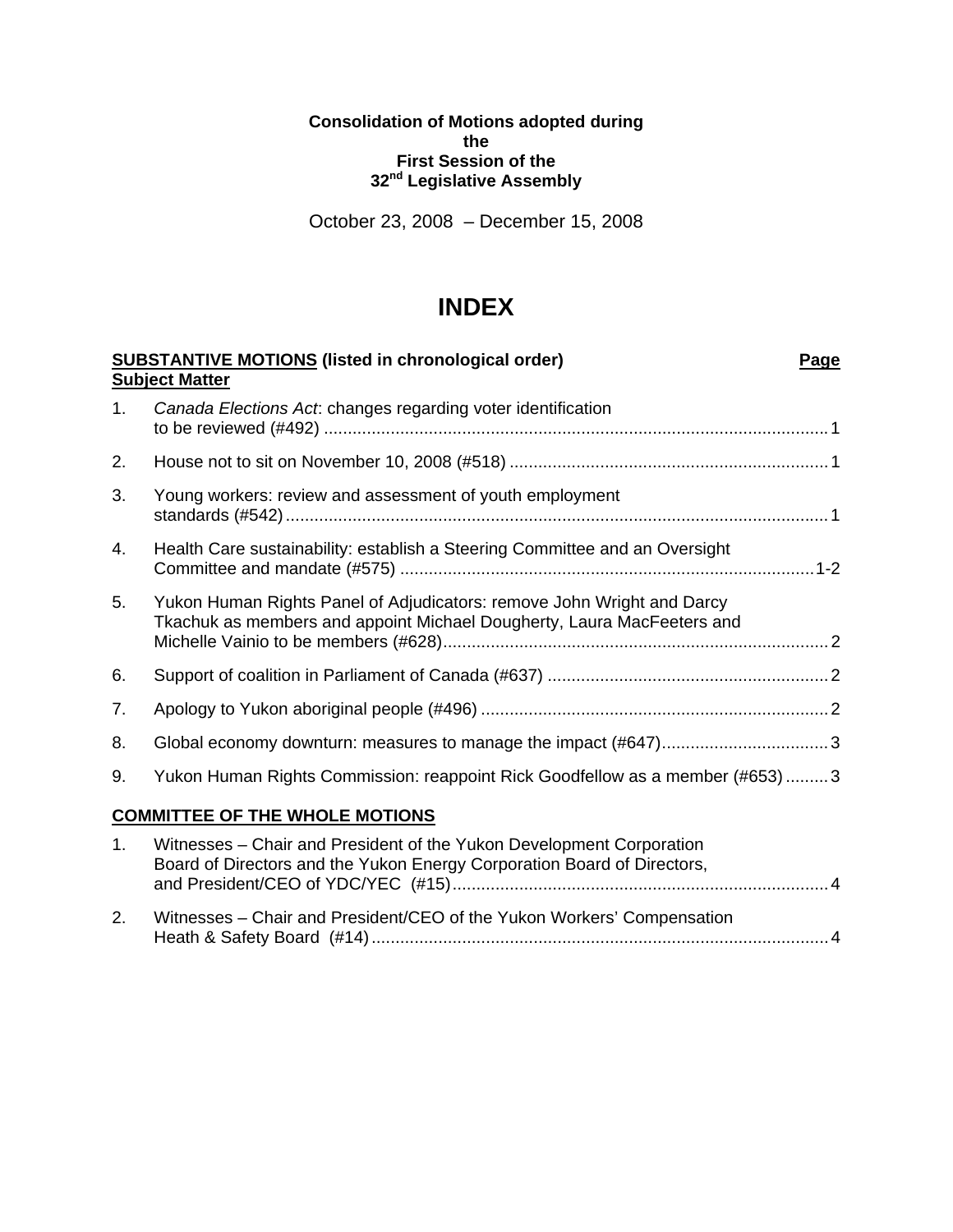**Consolidation of Motions adopted during the First Session of the 32nd Legislative Assembly**

October 23, 2008 – December 15, 2008

# INDEX

**SUBSTANTIVE MOTIONS (listed in chronological order)** | **Page**

**Subject Matter**

1. *Canada Elections Act*: changes regarding voter identification to be reviewed (#492) .......... 1
2. House not to sit on November 10, 2008 (#518) .......... 1
3. Young workers: review and assessment of youth employment standards (#542) .......... 1
4. Health Care sustainability: establish a Steering Committee and an Oversight Committee and mandate (#575) .......... 1-2
5. Yukon Human Rights Panel of Adjudicators: remove John Wright and Darcy Tkachuk as members and appoint Michael Dougherty, Laura MacFeeters and Michelle Vainio to be members (#628) .......... 2
6. Support of coalition in Parliament of Canada (#637) .......... 2
7. Apology to Yukon aboriginal people (#496) .......... 2
8. Global economy downturn: measures to manage the impact (#647) .......... 3
9. Yukon Human Rights Commission: reappoint Rick Goodfellow as a member (#653) .......... 3

**COMMITTEE OF THE WHOLE MOTIONS**

1. Witnesses – Chair and President of the Yukon Development Corporation Board of Directors and the Yukon Energy Corporation Board of Directors, and President/CEO of YDC/YEC (#15) .......... 4
2. Witnesses – Chair and President/CEO of the Yukon Workers' Compensation Heath & Safety Board (#14) .......... 4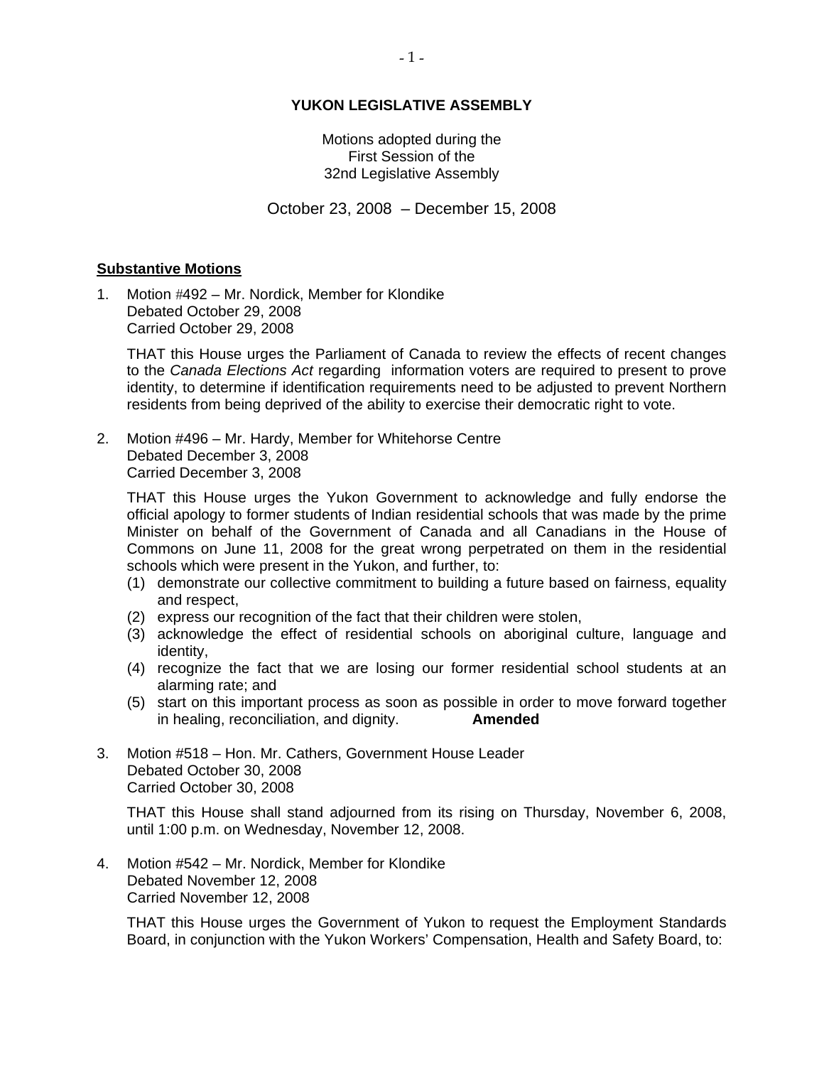**YUKON LEGISLATIVE ASSEMBLY**

Motions adopted during the
First Session of the
32nd Legislative Assembly

October 23, 2008 – December 15, 2008

**Substantive Motions**

1. Motion #492 – Mr. Nordick, Member for Klondike
   Debated October 29, 2008
   Carried October 29, 2008

   THAT this House urges the Parliament of Canada to review the effects of recent changes to the *Canada Elections Act* regarding information voters are required to present to prove identity, to determine if identification requirements need to be adjusted to prevent Northern residents from being deprived of the ability to exercise their democratic right to vote.

2. Motion #496 – Mr. Hardy, Member for Whitehorse Centre
   Debated December 3, 2008
   Carried December 3, 2008

   THAT this House urges the Yukon Government to acknowledge and fully endorse the official apology to former students of Indian residential schools that was made by the prime Minister on behalf of the Government of Canada and all Canadians in the House of Commons on June 11, 2008 for the great wrong perpetrated on them in the residential schools which were present in the Yukon, and further, to:
   (1) demonstrate our collective commitment to building a future based on fairness, equality and respect,
   (2) express our recognition of the fact that their children were stolen,
   (3) acknowledge the effect of residential schools on aboriginal culture, language and identity,
   (4) recognize the fact that we are losing our former residential school students at an alarming rate; and
   (5) start on this important process as soon as possible in order to move forward together in healing, reconciliation, and dignity. **Amended**

3. Motion #518 – Hon. Mr. Cathers, Government House Leader
   Debated October 30, 2008
   Carried October 30, 2008

   THAT this House shall stand adjourned from its rising on Thursday, November 6, 2008, until 1:00 p.m. on Wednesday, November 12, 2008.

4. Motion #542 – Mr. Nordick, Member for Klondike
   Debated November 12, 2008
   Carried November 12, 2008

   THAT this House urges the Government of Yukon to request the Employment Standards Board, in conjunction with the Yukon Workers' Compensation, Health and Safety Board, to: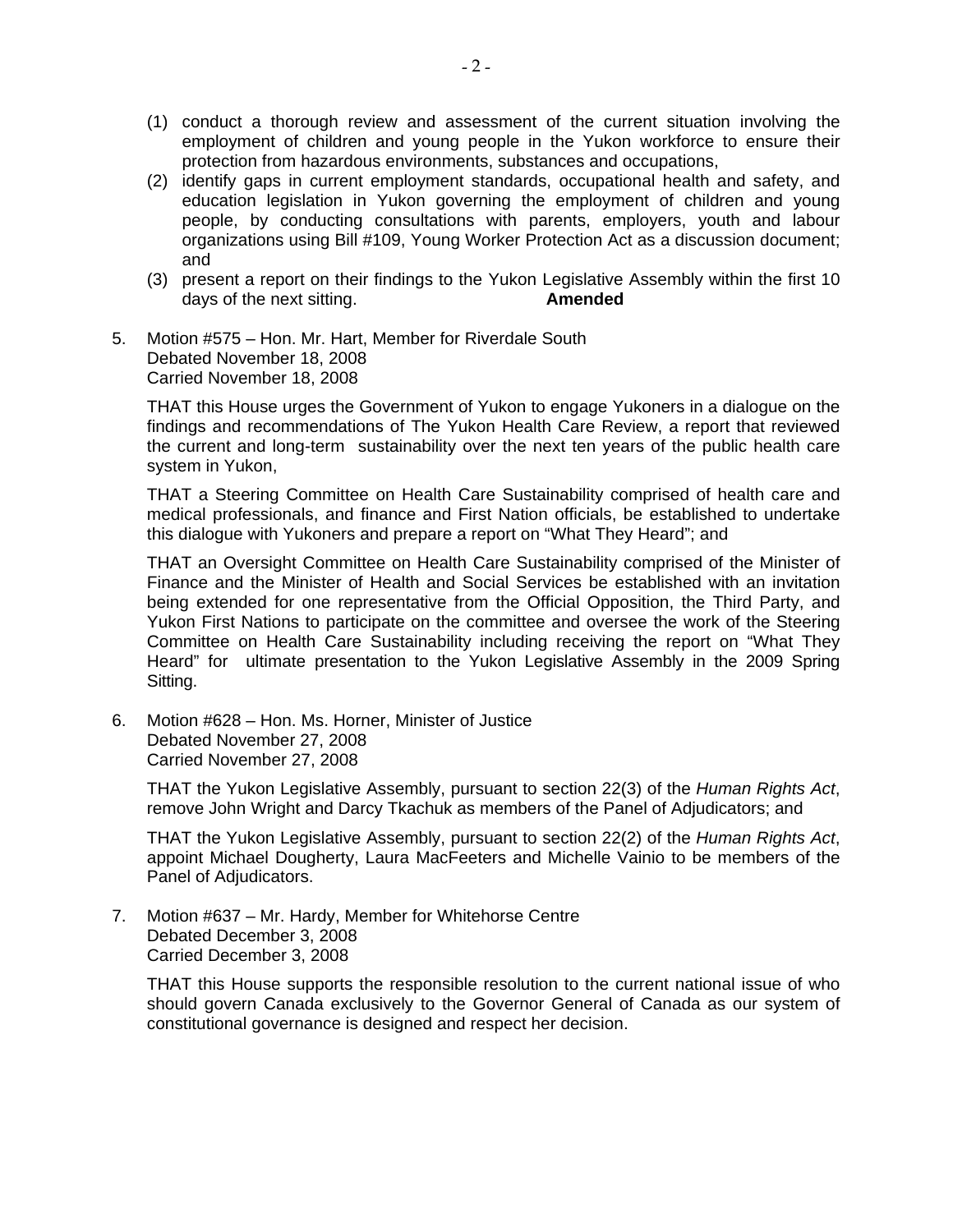(1) conduct a thorough review and assessment of the current situation involving the employment of children and young people in the Yukon workforce to ensure their protection from hazardous environments, substances and occupations,
(2) identify gaps in current employment standards, occupational health and safety, and education legislation in Yukon governing the employment of children and young people, by conducting consultations with parents, employers, youth and labour organizations using Bill #109, Young Worker Protection Act as a discussion document; and
(3) present a report on their findings to the Yukon Legislative Assembly within the first 10 days of the next sitting. **Amended**

5. Motion #575 – Hon. Mr. Hart, Member for Riverdale South
   Debated November 18, 2008
   Carried November 18, 2008

   THAT this House urges the Government of Yukon to engage Yukoners in a dialogue on the findings and recommendations of The Yukon Health Care Review, a report that reviewed the current and long-term sustainability over the next ten years of the public health care system in Yukon,

   THAT a Steering Committee on Health Care Sustainability comprised of health care and medical professionals, and finance and First Nation officials, be established to undertake this dialogue with Yukoners and prepare a report on "What They Heard"; and

   THAT an Oversight Committee on Health Care Sustainability comprised of the Minister of Finance and the Minister of Health and Social Services be established with an invitation being extended for one representative from the Official Opposition, the Third Party, and Yukon First Nations to participate on the committee and oversee the work of the Steering Committee on Health Care Sustainability including receiving the report on "What They Heard" for ultimate presentation to the Yukon Legislative Assembly in the 2009 Spring Sitting.

6. Motion #628 – Hon. Ms. Horner, Minister of Justice
   Debated November 27, 2008
   Carried November 27, 2008

   THAT the Yukon Legislative Assembly, pursuant to section 22(3) of the *Human Rights Act*, remove John Wright and Darcy Tkachuk as members of the Panel of Adjudicators; and

   THAT the Yukon Legislative Assembly, pursuant to section 22(2) of the *Human Rights Act*, appoint Michael Dougherty, Laura MacFeeters and Michelle Vainio to be members of the Panel of Adjudicators.

7. Motion #637 – Mr. Hardy, Member for Whitehorse Centre
   Debated December 3, 2008
   Carried December 3, 2008

   THAT this House supports the responsible resolution to the current national issue of who should govern Canada exclusively to the Governor General of Canada as our system of constitutional governance is designed and respect her decision.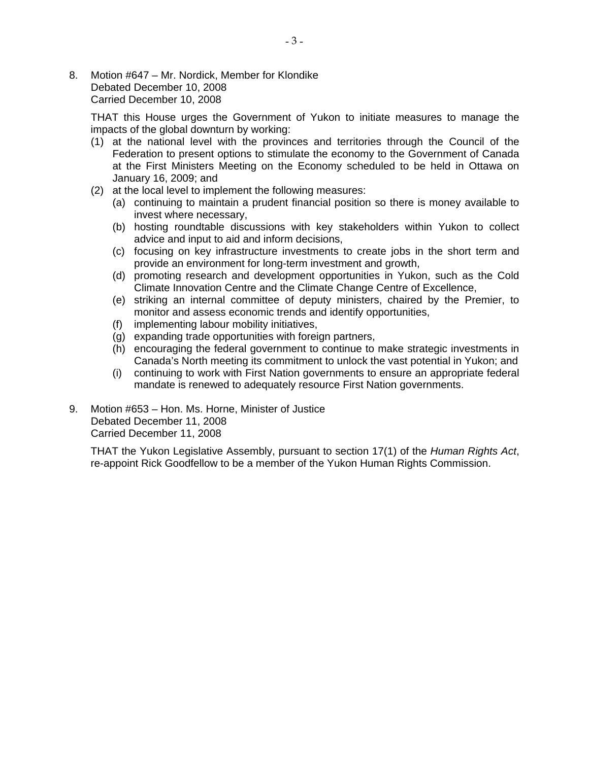8. Motion #647 – Mr. Nordick, Member for Klondike
   Debated December 10, 2008
   Carried December 10, 2008

   THAT this House urges the Government of Yukon to initiate measures to manage the impacts of the global downturn by working:

   (1) at the national level with the provinces and territories through the Council of the Federation to present options to stimulate the economy to the Government of Canada at the First Ministers Meeting on the Economy scheduled to be held in Ottawa on January 16, 2009; and
   (2) at the local level to implement the following measures:
       (a) continuing to maintain a prudent financial position so there is money available to invest where necessary,
       (b) hosting roundtable discussions with key stakeholders within Yukon to collect advice and input to aid and inform decisions,
       (c) focusing on key infrastructure investments to create jobs in the short term and provide an environment for long-term investment and growth,
       (d) promoting research and development opportunities in Yukon, such as the Cold Climate Innovation Centre and the Climate Change Centre of Excellence,
       (e) striking an internal committee of deputy ministers, chaired by the Premier, to monitor and assess economic trends and identify opportunities,
       (f) implementing labour mobility initiatives,
       (g) expanding trade opportunities with foreign partners,
       (h) encouraging the federal government to continue to make strategic investments in Canada's North meeting its commitment to unlock the vast potential in Yukon; and
       (i) continuing to work with First Nation governments to ensure an appropriate federal mandate is renewed to adequately resource First Nation governments.

9. Motion #653 – Hon. Ms. Horne, Minister of Justice
   Debated December 11, 2008
   Carried December 11, 2008

   THAT the Yukon Legislative Assembly, pursuant to section 17(1) of the *Human Rights Act*, re-appoint Rick Goodfellow to be a member of the Yukon Human Rights Commission.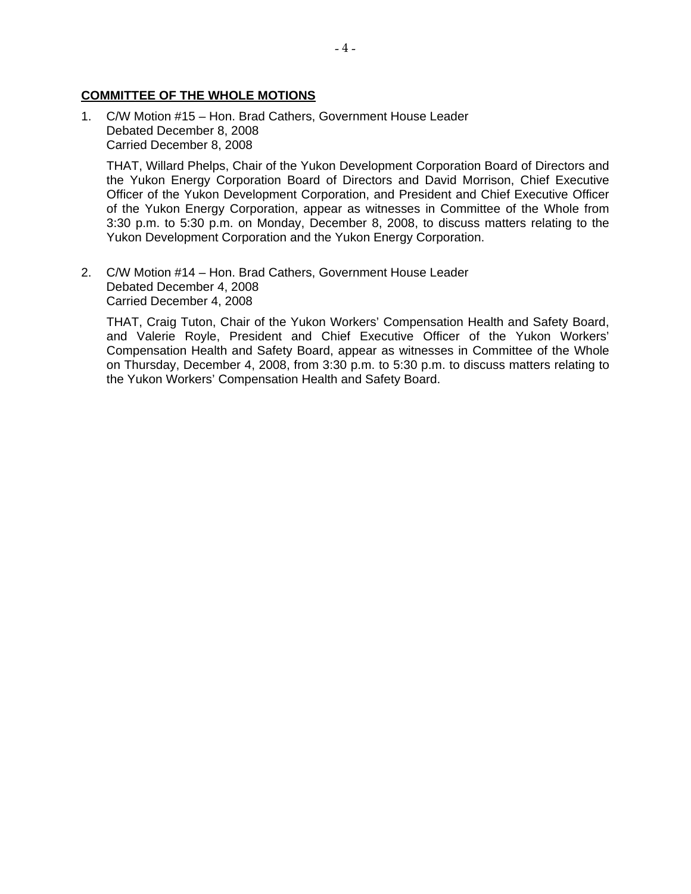**COMMITTEE OF THE WHOLE MOTIONS**

1. C/W Motion #15 – Hon. Brad Cathers, Government House Leader
   Debated December 8, 2008
   Carried December 8, 2008

   THAT, Willard Phelps, Chair of the Yukon Development Corporation Board of Directors and the Yukon Energy Corporation Board of Directors and David Morrison, Chief Executive Officer of the Yukon Development Corporation, and President and Chief Executive Officer of the Yukon Energy Corporation, appear as witnesses in Committee of the Whole from 3:30 p.m. to 5:30 p.m. on Monday, December 8, 2008, to discuss matters relating to the Yukon Development Corporation and the Yukon Energy Corporation.

2. C/W Motion #14 – Hon. Brad Cathers, Government House Leader
   Debated December 4, 2008
   Carried December 4, 2008

   THAT, Craig Tuton, Chair of the Yukon Workers' Compensation Health and Safety Board, and Valerie Royle, President and Chief Executive Officer of the Yukon Workers' Compensation Health and Safety Board, appear as witnesses in Committee of the Whole on Thursday, December 4, 2008, from 3:30 p.m. to 5:30 p.m. to discuss matters relating to the Yukon Workers' Compensation Health and Safety Board.